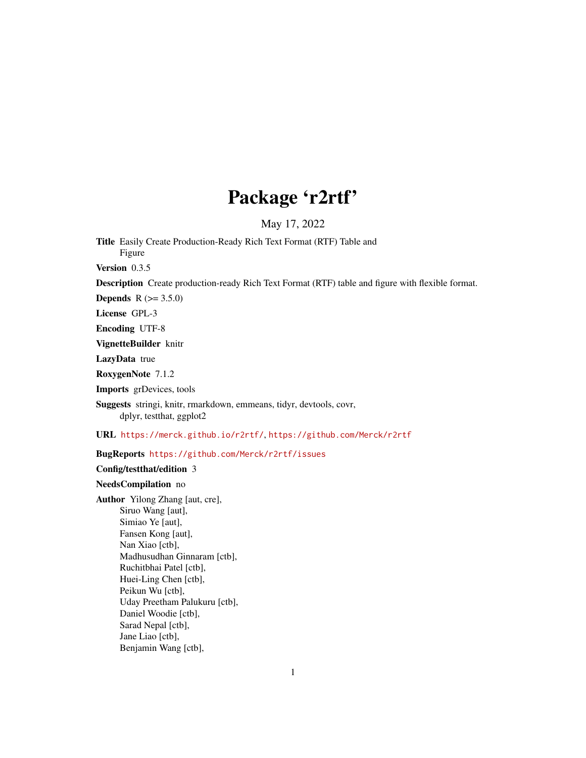# Package 'r2rtf'

May 17, 2022

**Title** Easily Create Production-Ready Rich Text Format (RTF) Table and Figure

**Version** 0.3.5

**Description** Create production-ready Rich Text Format (RTF) table and figure with flexible format.

**Depends** R (>= 3.5.0)

**License** GPL-3

**Encoding** UTF-8

**VignetteBuilder** knitr

**LazyData** true

**RoxygenNote** 7.1.2

**Imports** grDevices, tools

**Suggests** stringi, knitr, rmarkdown, emmeans, tidyr, devtools, covr, dplyr, testthat, ggplot2

**URL** https://merck.github.io/r2rtf/, https://github.com/Merck/r2rtf

**BugReports** https://github.com/Merck/r2rtf/issues

**Config/testthat/edition** 3

**NeedsCompilation** no

**Author** Yilong Zhang [aut, cre],
Siruo Wang [aut],
Simiao Ye [aut],
Fansen Kong [aut],
Nan Xiao [ctb],
Madhusudhan Ginnaram [ctb],
Ruchitbhai Patel [ctb],
Huei-Ling Chen [ctb],
Peikun Wu [ctb],
Uday Preetham Palukuru [ctb],
Daniel Woodie [ctb],
Sarad Nepal [ctb],
Jane Liao [ctb],
Benjamin Wang [ctb],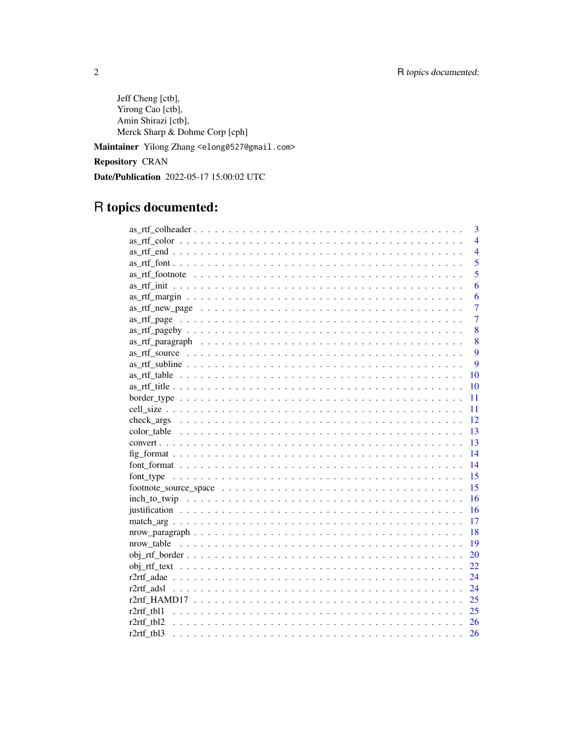Jeff Cheng [ctb],
Yirong Cao [ctb],
Amin Shirazi [ctb],
Merck Sharp & Dohme Corp [cph]

**Maintainer** Yilong Zhang <elong0527@gmail.com>

**Repository** CRAN

**Date/Publication** 2022-05-17 15:00:02 UTC

# R topics documented:

as_rtf_colheader . . . . . . . . . . . . . . . . . . . . . . . . . . . . . . . . . . . . 3
as_rtf_color . . . . . . . . . . . . . . . . . . . . . . . . . . . . . . . . . . . . . . 4
as_rtf_end . . . . . . . . . . . . . . . . . . . . . . . . . . . . . . . . . . . . . . . 4
as_rtf_font . . . . . . . . . . . . . . . . . . . . . . . . . . . . . . . . . . . . . . 5
as_rtf_footnote . . . . . . . . . . . . . . . . . . . . . . . . . . . . . . . . . . . . 5
as_rtf_init . . . . . . . . . . . . . . . . . . . . . . . . . . . . . . . . . . . . . . 6
as_rtf_margin . . . . . . . . . . . . . . . . . . . . . . . . . . . . . . . . . . . . 6
as_rtf_new_page . . . . . . . . . . . . . . . . . . . . . . . . . . . . . . . . . . . 7
as_rtf_page . . . . . . . . . . . . . . . . . . . . . . . . . . . . . . . . . . . . . 7
as_rtf_pageby . . . . . . . . . . . . . . . . . . . . . . . . . . . . . . . . . . . . 8
as_rtf_paragraph . . . . . . . . . . . . . . . . . . . . . . . . . . . . . . . . . . 8
as_rtf_source . . . . . . . . . . . . . . . . . . . . . . . . . . . . . . . . . . . . 9
as_rtf_subline . . . . . . . . . . . . . . . . . . . . . . . . . . . . . . . . . . . . 9
as_rtf_table . . . . . . . . . . . . . . . . . . . . . . . . . . . . . . . . . . . . . 10
as_rtf_title . . . . . . . . . . . . . . . . . . . . . . . . . . . . . . . . . . . . . 10
border_type . . . . . . . . . . . . . . . . . . . . . . . . . . . . . . . . . . . . . 11
cell_size . . . . . . . . . . . . . . . . . . . . . . . . . . . . . . . . . . . . . . . 11
check_args . . . . . . . . . . . . . . . . . . . . . . . . . . . . . . . . . . . . . 12
color_table . . . . . . . . . . . . . . . . . . . . . . . . . . . . . . . . . . . . . 13
convert . . . . . . . . . . . . . . . . . . . . . . . . . . . . . . . . . . . . . . . 13
fig_format . . . . . . . . . . . . . . . . . . . . . . . . . . . . . . . . . . . . . . 14
font_format . . . . . . . . . . . . . . . . . . . . . . . . . . . . . . . . . . . . . 14
font_type . . . . . . . . . . . . . . . . . . . . . . . . . . . . . . . . . . . . . . 15
footnote_source_space . . . . . . . . . . . . . . . . . . . . . . . . . . . . . . . . 15
inch_to_twip . . . . . . . . . . . . . . . . . . . . . . . . . . . . . . . . . . . . . 16
justification . . . . . . . . . . . . . . . . . . . . . . . . . . . . . . . . . . . . . 16
match_arg . . . . . . . . . . . . . . . . . . . . . . . . . . . . . . . . . . . . . . 17
nrow_paragraph . . . . . . . . . . . . . . . . . . . . . . . . . . . . . . . . . . . 18
nrow_table . . . . . . . . . . . . . . . . . . . . . . . . . . . . . . . . . . . . . 19
obj_rtf_border . . . . . . . . . . . . . . . . . . . . . . . . . . . . . . . . . . . . 20
obj_rtf_text . . . . . . . . . . . . . . . . . . . . . . . . . . . . . . . . . . . . . 22
r2rtf_adae . . . . . . . . . . . . . . . . . . . . . . . . . . . . . . . . . . . . . . 24
r2rtf_adsl . . . . . . . . . . . . . . . . . . . . . . . . . . . . . . . . . . . . . . 24
r2rtf_HAMD17 . . . . . . . . . . . . . . . . . . . . . . . . . . . . . . . . . . . . 25
r2rtf_tbl1 . . . . . . . . . . . . . . . . . . . . . . . . . . . . . . . . . . . . . . 25
r2rtf_tbl2 . . . . . . . . . . . . . . . . . . . . . . . . . . . . . . . . . . . . . . 26
r2rtf_tbl3 . . . . . . . . . . . . . . . . . . . . . . . . . . . . . . . . . . . . . . 26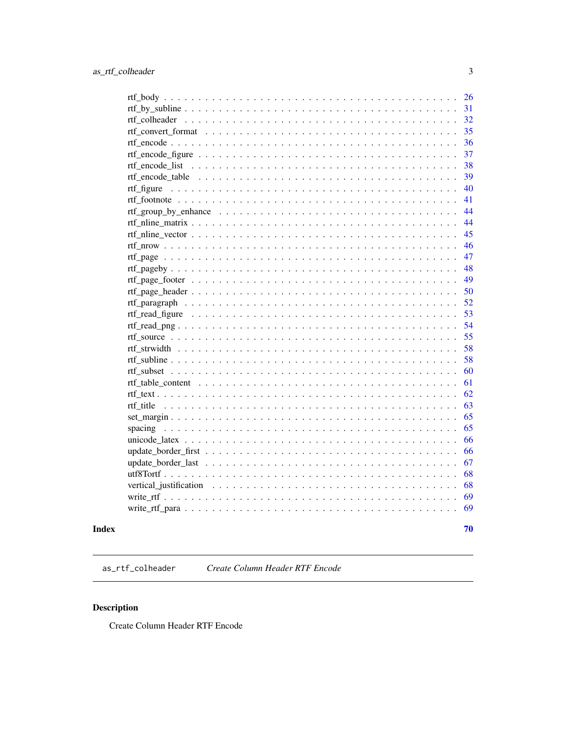rtf_body . . . . . . . . . . . . . . . . . . . . . . . . . . . . . . . . . . . . . . . . 26
rtf_by_subline . . . . . . . . . . . . . . . . . . . . . . . . . . . . . . . . . . . . . 31
rtf_colheader . . . . . . . . . . . . . . . . . . . . . . . . . . . . . . . . . . . . . . 32
rtf_convert_format . . . . . . . . . . . . . . . . . . . . . . . . . . . . . . . . . . . 35
rtf_encode . . . . . . . . . . . . . . . . . . . . . . . . . . . . . . . . . . . . . . . . 36
rtf_encode_figure . . . . . . . . . . . . . . . . . . . . . . . . . . . . . . . . . . . . 37
rtf_encode_list . . . . . . . . . . . . . . . . . . . . . . . . . . . . . . . . . . . . . 38
rtf_encode_table . . . . . . . . . . . . . . . . . . . . . . . . . . . . . . . . . . . . 39
rtf_figure . . . . . . . . . . . . . . . . . . . . . . . . . . . . . . . . . . . . . . . . 40
rtf_footnote . . . . . . . . . . . . . . . . . . . . . . . . . . . . . . . . . . . . . . 41
rtf_group_by_enhance . . . . . . . . . . . . . . . . . . . . . . . . . . . . . . . . . 44
rtf_nline_matrix . . . . . . . . . . . . . . . . . . . . . . . . . . . . . . . . . . . . 44
rtf_nline_vector . . . . . . . . . . . . . . . . . . . . . . . . . . . . . . . . . . . . 45
rtf_nrow . . . . . . . . . . . . . . . . . . . . . . . . . . . . . . . . . . . . . . . . 46
rtf_page . . . . . . . . . . . . . . . . . . . . . . . . . . . . . . . . . . . . . . . . 47
rtf_pageby . . . . . . . . . . . . . . . . . . . . . . . . . . . . . . . . . . . . . . . 48
rtf_page_footer . . . . . . . . . . . . . . . . . . . . . . . . . . . . . . . . . . . . 49
rtf_page_header . . . . . . . . . . . . . . . . . . . . . . . . . . . . . . . . . . . . 50
rtf_paragraph . . . . . . . . . . . . . . . . . . . . . . . . . . . . . . . . . . . . . 52
rtf_read_figure . . . . . . . . . . . . . . . . . . . . . . . . . . . . . . . . . . . . 53
rtf_read_png . . . . . . . . . . . . . . . . . . . . . . . . . . . . . . . . . . . . . . 54
rtf_source . . . . . . . . . . . . . . . . . . . . . . . . . . . . . . . . . . . . . . . 55
rtf_strwidth . . . . . . . . . . . . . . . . . . . . . . . . . . . . . . . . . . . . . . 58
rtf_subline . . . . . . . . . . . . . . . . . . . . . . . . . . . . . . . . . . . . . . 58
rtf_subset . . . . . . . . . . . . . . . . . . . . . . . . . . . . . . . . . . . . . . . 60
rtf_table_content . . . . . . . . . . . . . . . . . . . . . . . . . . . . . . . . . . . 61
rtf_text . . . . . . . . . . . . . . . . . . . . . . . . . . . . . . . . . . . . . . . . 62
rtf_title . . . . . . . . . . . . . . . . . . . . . . . . . . . . . . . . . . . . . . . . 63
set_margin . . . . . . . . . . . . . . . . . . . . . . . . . . . . . . . . . . . . . . . 65
spacing . . . . . . . . . . . . . . . . . . . . . . . . . . . . . . . . . . . . . . . . . 65
unicode_latex . . . . . . . . . . . . . . . . . . . . . . . . . . . . . . . . . . . . . 66
update_border_first . . . . . . . . . . . . . . . . . . . . . . . . . . . . . . . . . . 66
update_border_last . . . . . . . . . . . . . . . . . . . . . . . . . . . . . . . . . . . 67
utf8Tortf . . . . . . . . . . . . . . . . . . . . . . . . . . . . . . . . . . . . . . . . 68
vertical_justification . . . . . . . . . . . . . . . . . . . . . . . . . . . . . . . . . 68
write_rtf . . . . . . . . . . . . . . . . . . . . . . . . . . . . . . . . . . . . . . . . 69
write_rtf_para . . . . . . . . . . . . . . . . . . . . . . . . . . . . . . . . . . . . . 69

**Index** **70**

---

`as_rtf_colheader` *Create Column Header RTF Encode*

---

## Description

Create Column Header RTF Encode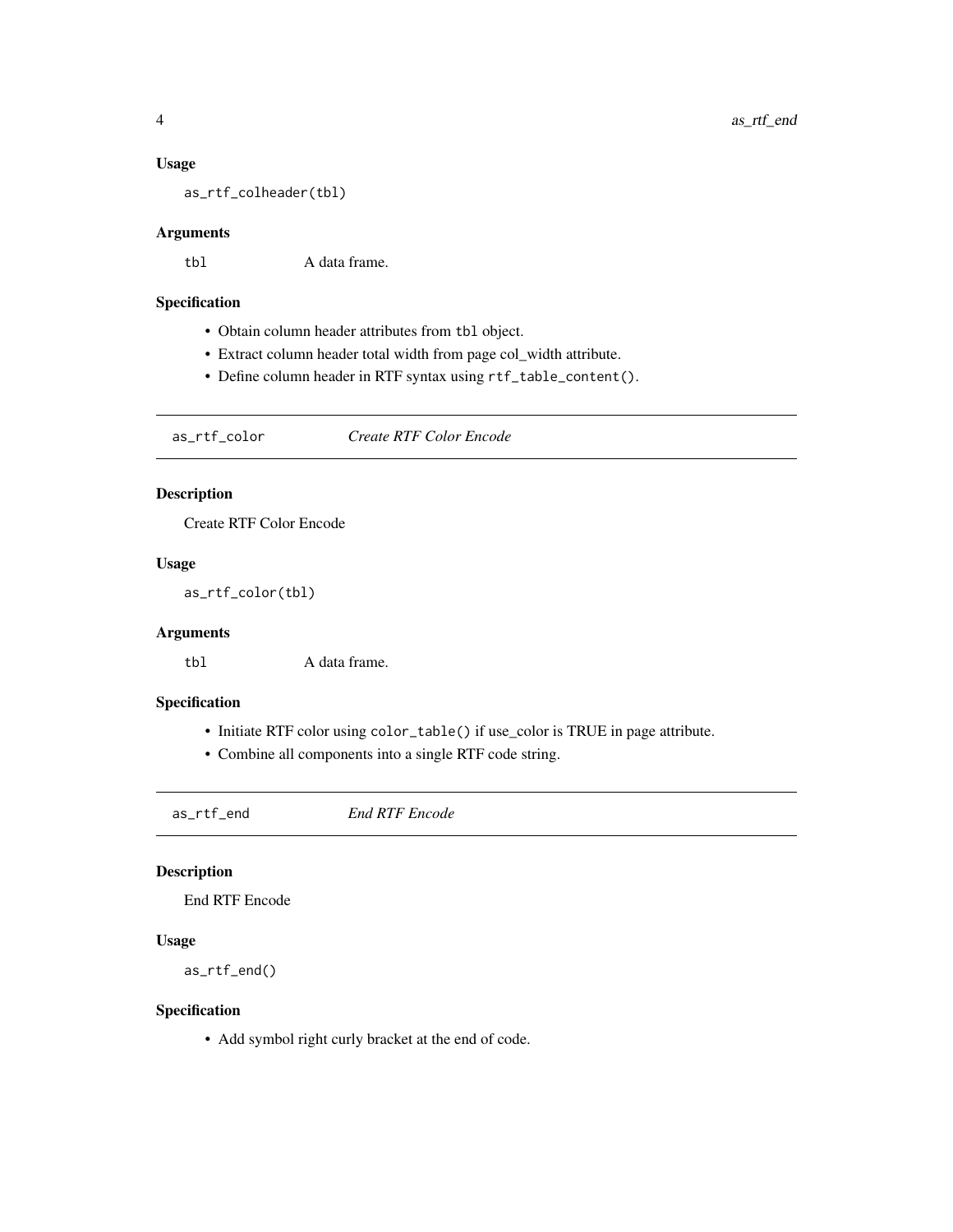### Usage

```
as_rtf_colheader(tbl)
```

### Arguments

`tbl` A data frame.

### Specification

- Obtain column header attributes from `tbl` object.
- Extract column header total width from page col_width attribute.
- Define column header in RTF syntax using `rtf_table_content()`.

---

## as_rtf_color *Create RTF Color Encode*

### Description

Create RTF Color Encode

### Usage

```
as_rtf_color(tbl)
```

### Arguments

`tbl` A data frame.

### Specification

- Initiate RTF color using `color_table()` if use_color is TRUE in page attribute.
- Combine all components into a single RTF code string.

---

## as_rtf_end *End RTF Encode*

### Description

End RTF Encode

### Usage

```
as_rtf_end()
```

### Specification

- Add symbol right curly bracket at the end of code.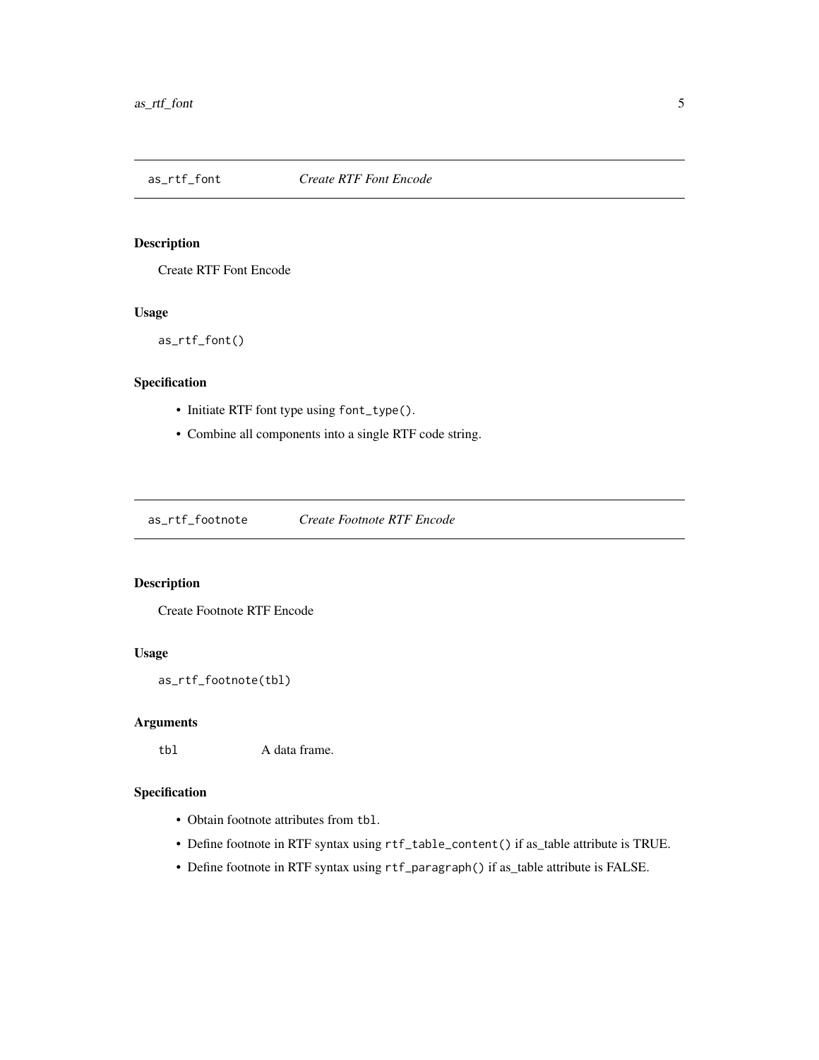## as_rtf_font    *Create RTF Font Encode*

### Description

Create RTF Font Encode

### Usage

```
as_rtf_font()
```

### Specification

- Initiate RTF font type using `font_type()`.
- Combine all components into a single RTF code string.

## as_rtf_footnote    *Create Footnote RTF Encode*

### Description

Create Footnote RTF Encode

### Usage

```
as_rtf_footnote(tbl)
```

### Arguments

| | |
|---|---|
| `tbl` | A data frame. |

### Specification

- Obtain footnote attributes from `tbl`.
- Define footnote in RTF syntax using `rtf_table_content()` if as_table attribute is TRUE.
- Define footnote in RTF syntax using `rtf_paragraph()` if as_table attribute is FALSE.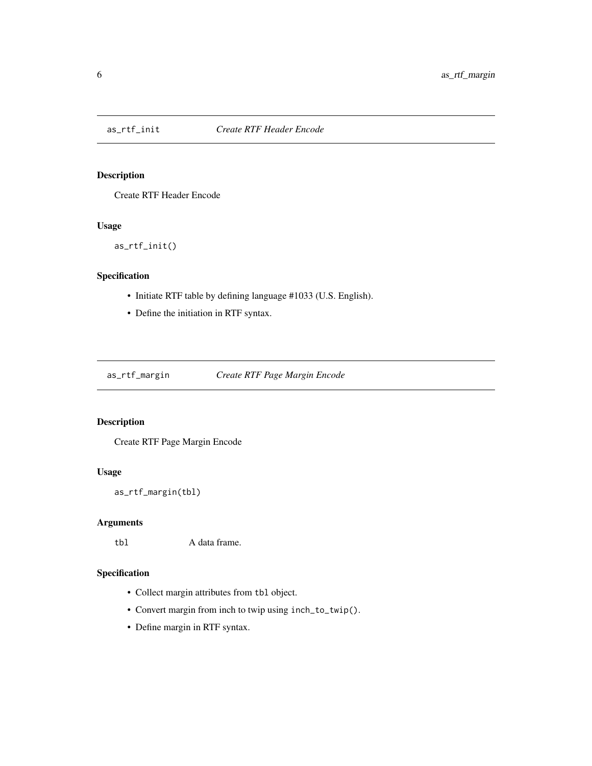## `as_rtf_init` *Create RTF Header Encode*

### Description

Create RTF Header Encode

### Usage

```
as_rtf_init()
```

### Specification

- Initiate RTF table by defining language #1033 (U.S. English).
- Define the initiation in RTF syntax.

## `as_rtf_margin` *Create RTF Page Margin Encode*

### Description

Create RTF Page Margin Encode

### Usage

```
as_rtf_margin(tbl)
```

### Arguments

`tbl` A data frame.

### Specification

- Collect margin attributes from `tbl` object.
- Convert margin from inch to twip using `inch_to_twip()`.
- Define margin in RTF syntax.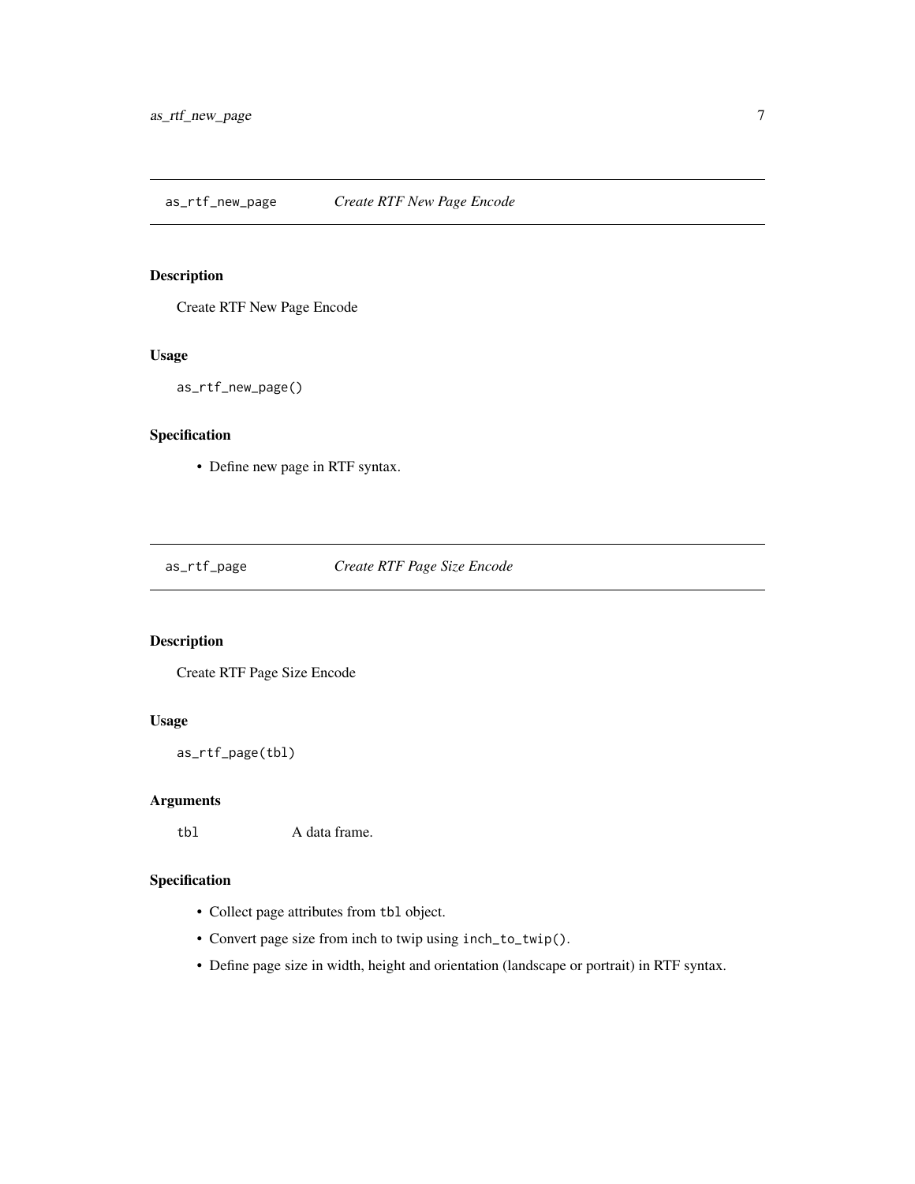## as_rtf_new_page — *Create RTF New Page Encode*

### Description

Create RTF New Page Encode

### Usage

```
as_rtf_new_page()
```

### Specification

- Define new page in RTF syntax.

## as_rtf_page — *Create RTF Page Size Encode*

### Description

Create RTF Page Size Encode

### Usage

```
as_rtf_page(tbl)
```

### Arguments

| | |
|---|---|
| `tbl` | A data frame. |

### Specification

- Collect page attributes from `tbl` object.
- Convert page size from inch to twip using `inch_to_twip()`.
- Define page size in width, height and orientation (landscape or portrait) in RTF syntax.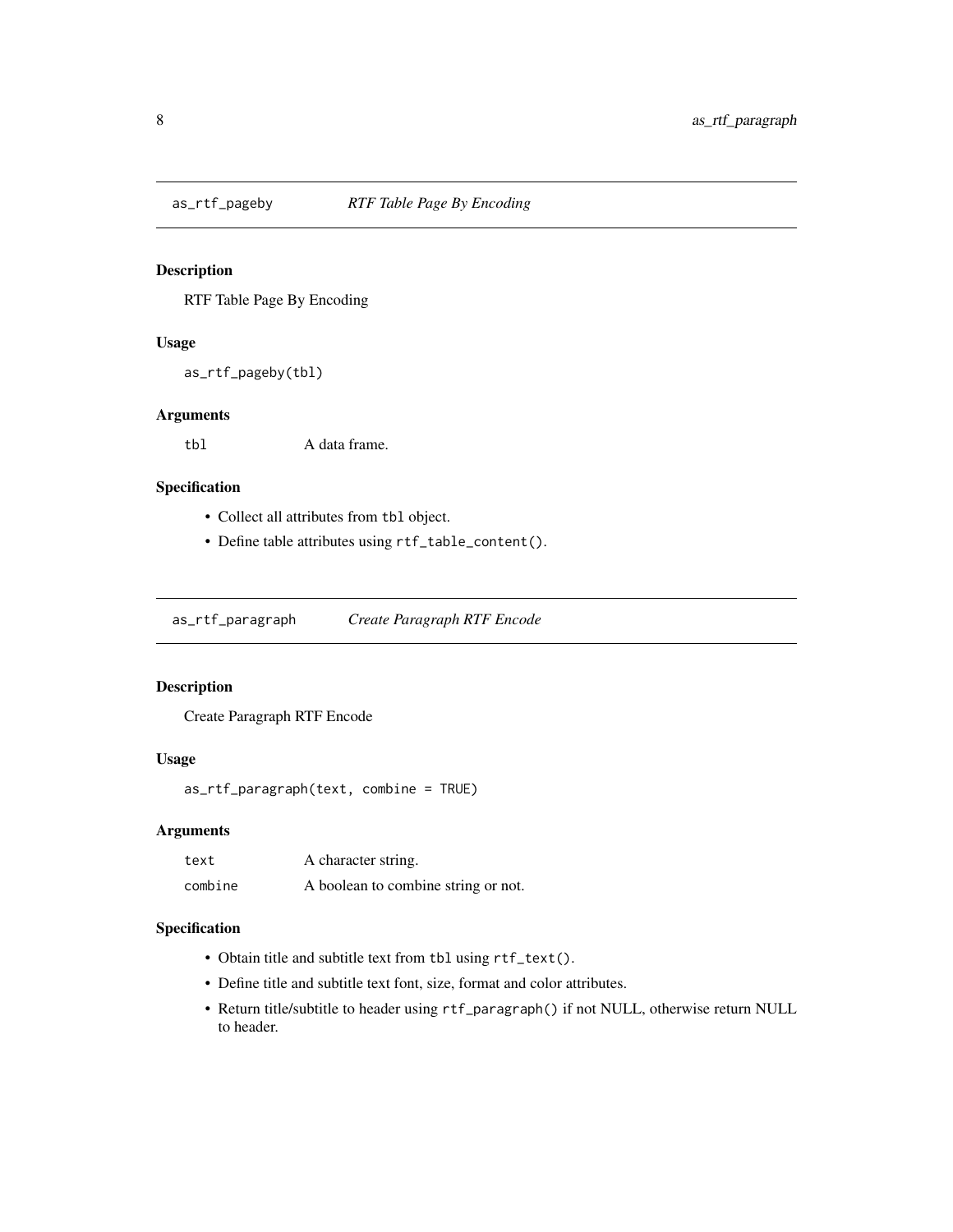## as_rtf_pageby — *RTF Table Page By Encoding*

### Description

RTF Table Page By Encoding

### Usage

```
as_rtf_pageby(tbl)
```

### Arguments

| | |
|---|---|
| `tbl` | A data frame. |

### Specification

- Collect all attributes from `tbl` object.
- Define table attributes using `rtf_table_content()`.

## as_rtf_paragraph — *Create Paragraph RTF Encode*

### Description

Create Paragraph RTF Encode

### Usage

```
as_rtf_paragraph(text, combine = TRUE)
```

### Arguments

| | |
|---|---|
| `text` | A character string. |
| `combine` | A boolean to combine string or not. |

### Specification

- Obtain title and subtitle text from `tbl` using `rtf_text()`.
- Define title and subtitle text font, size, format and color attributes.
- Return title/subtitle to header using `rtf_paragraph()` if not NULL, otherwise return NULL to header.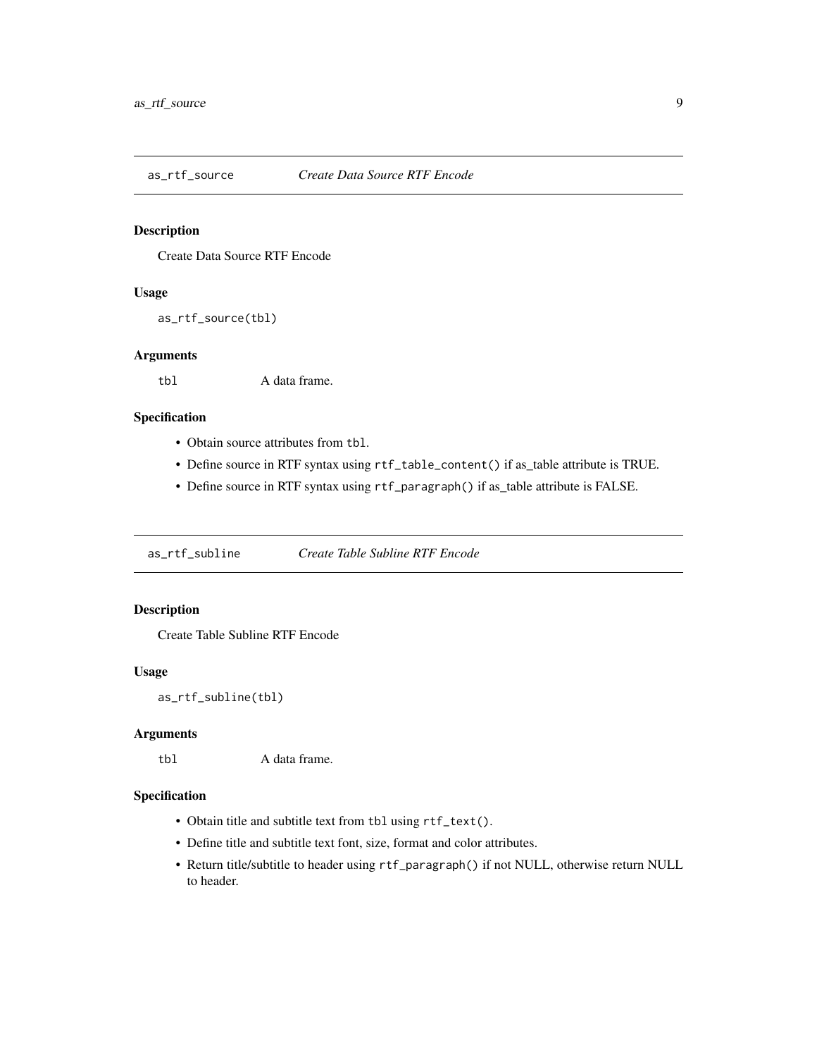## as_rtf_source *Create Data Source RTF Encode*

### Description

Create Data Source RTF Encode

### Usage

```
as_rtf_source(tbl)
```

### Arguments

| | |
|---|---|
| `tbl` | A data frame. |

### Specification

- Obtain source attributes from `tbl`.
- Define source in RTF syntax using `rtf_table_content()` if as_table attribute is TRUE.
- Define source in RTF syntax using `rtf_paragraph()` if as_table attribute is FALSE.

## as_rtf_subline *Create Table Subline RTF Encode*

### Description

Create Table Subline RTF Encode

### Usage

```
as_rtf_subline(tbl)
```

### Arguments

| | |
|---|---|
| `tbl` | A data frame. |

### Specification

- Obtain title and subtitle text from `tbl` using `rtf_text()`.
- Define title and subtitle text font, size, format and color attributes.
- Return title/subtitle to header using `rtf_paragraph()` if not NULL, otherwise return NULL to header.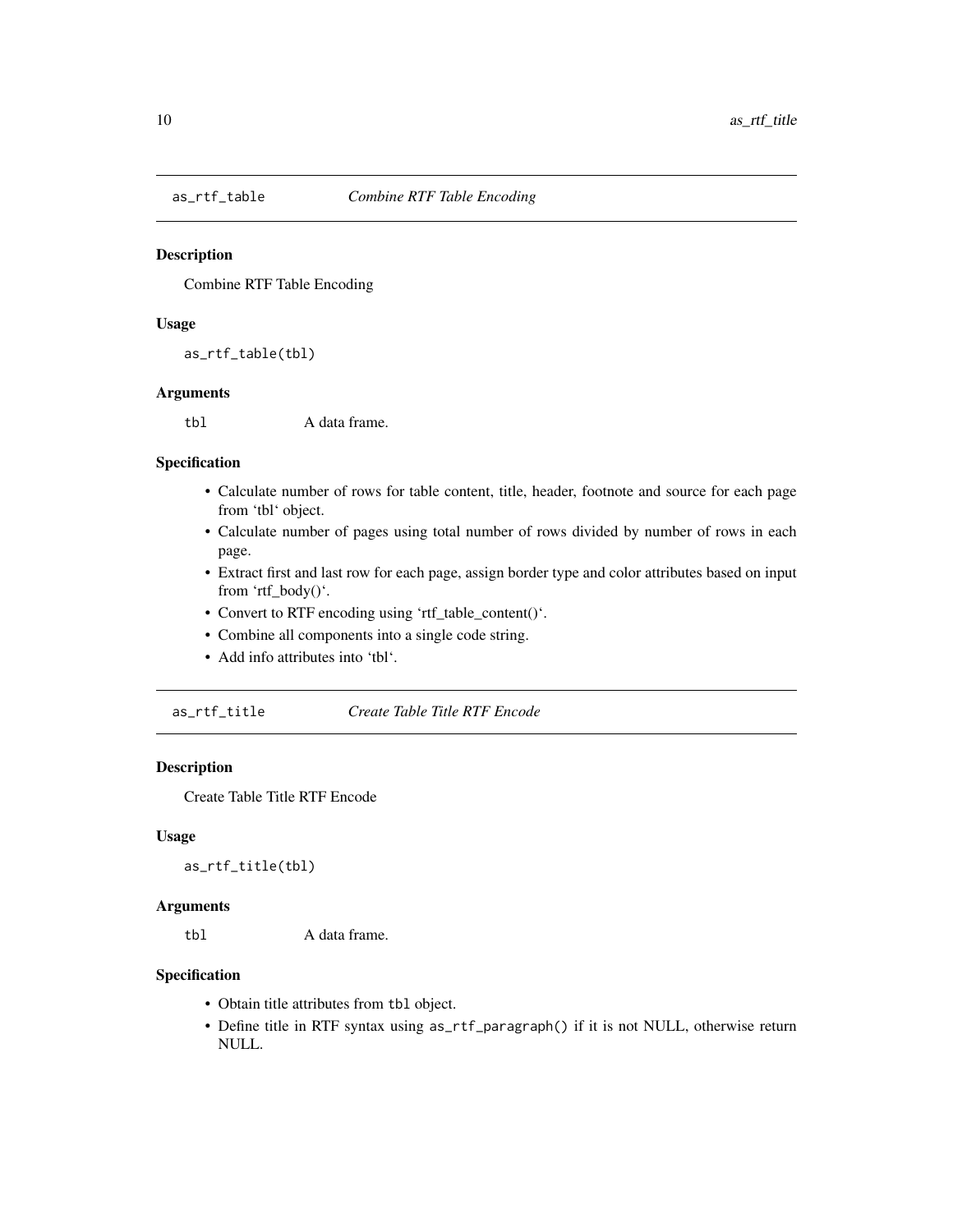## as_rtf_table *Combine RTF Table Encoding*

### Description

Combine RTF Table Encoding

### Usage

```
as_rtf_table(tbl)
```

### Arguments

`tbl` A data frame.

### Specification

- Calculate number of rows for table content, title, header, footnote and source for each page from 'tbl' object.
- Calculate number of pages using total number of rows divided by number of rows in each page.
- Extract first and last row for each page, assign border type and color attributes based on input from 'rtf_body()'.
- Convert to RTF encoding using 'rtf_table_content()'.
- Combine all components into a single code string.
- Add info attributes into 'tbl'.

## as_rtf_title *Create Table Title RTF Encode*

### Description

Create Table Title RTF Encode

### Usage

```
as_rtf_title(tbl)
```

### Arguments

`tbl` A data frame.

### Specification

- Obtain title attributes from `tbl` object.
- Define title in RTF syntax using `as_rtf_paragraph()` if it is not NULL, otherwise return NULL.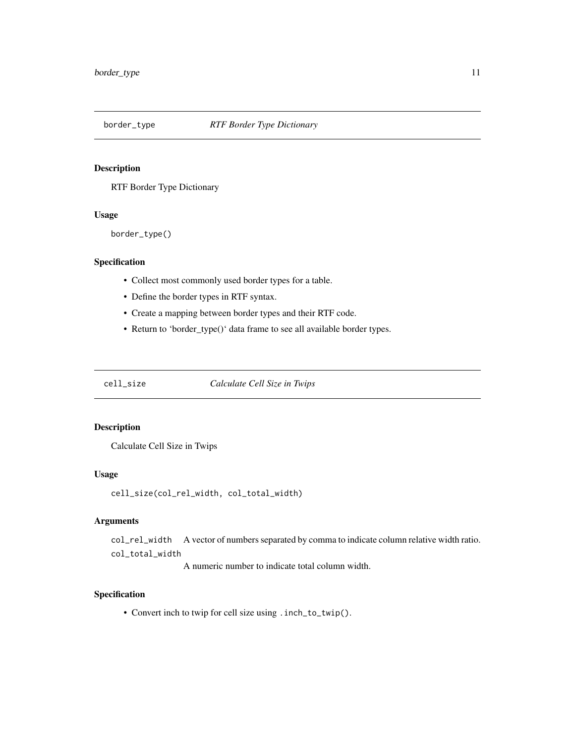## border_type — *RTF Border Type Dictionary*

### Description

RTF Border Type Dictionary

### Usage

```
border_type()
```

### Specification

- Collect most commonly used border types for a table.
- Define the border types in RTF syntax.
- Create a mapping between border types and their RTF code.
- Return to 'border_type()' data frame to see all available border types.

## cell_size — *Calculate Cell Size in Twips*

### Description

Calculate Cell Size in Twips

### Usage

```
cell_size(col_rel_width, col_total_width)
```

### Arguments

- `col_rel_width`: A vector of numbers separated by comma to indicate column relative width ratio.
- `col_total_width`: A numeric number to indicate total column width.

### Specification

- Convert inch to twip for cell size using `.inch_to_twip()`.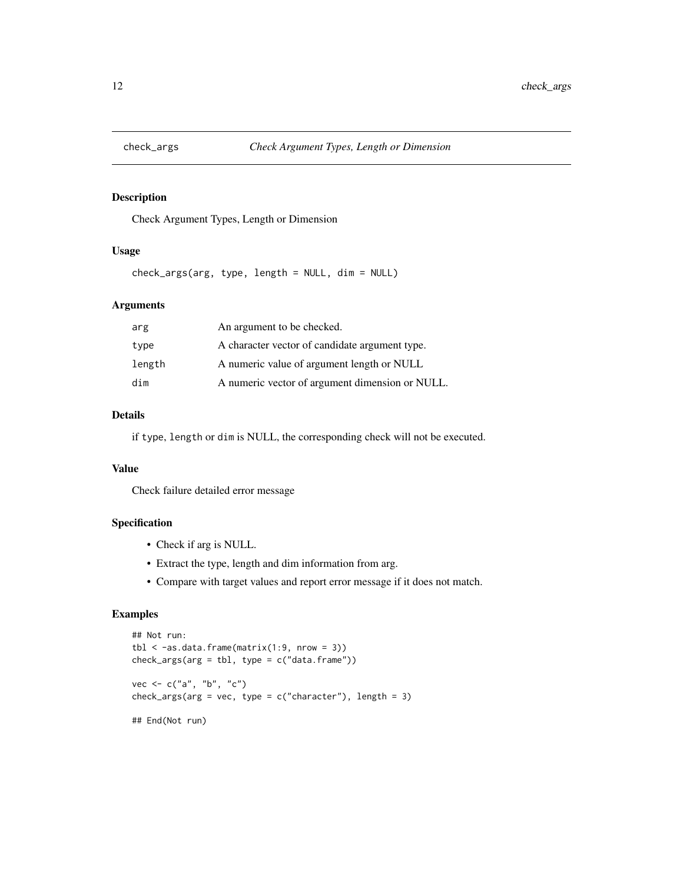# check_args *Check Argument Types, Length or Dimension*

## Description

Check Argument Types, Length or Dimension

## Usage

```
check_args(arg, type, length = NULL, dim = NULL)
```

## Arguments

| | |
|---|---|
| arg | An argument to be checked. |
| type | A character vector of candidate argument type. |
| length | A numeric value of argument length or NULL |
| dim | A numeric vector of argument dimension or NULL. |

## Details

if `type`, `length` or `dim` is NULL, the corresponding check will not be executed.

## Value

Check failure detailed error message

## Specification

- Check if arg is NULL.
- Extract the type, length and dim information from arg.
- Compare with target values and report error message if it does not match.

## Examples

```
## Not run:
tbl < -as.data.frame(matrix(1:9, nrow = 3))
check_args(arg = tbl, type = c("data.frame"))

vec <- c("a", "b", "c")
check_args(arg = vec, type = c("character"), length = 3)

## End(Not run)
```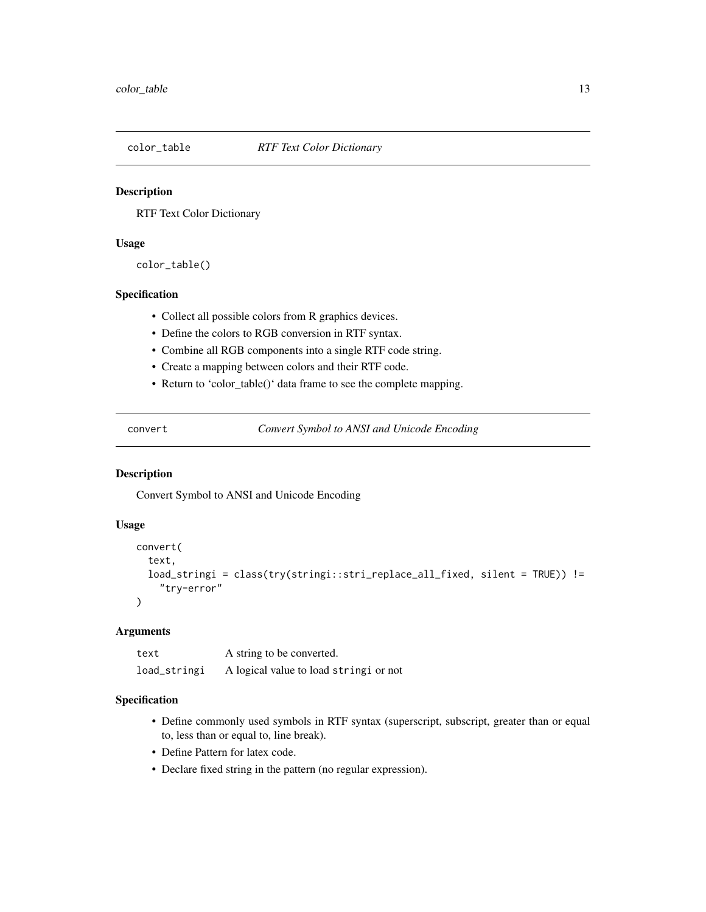## color_table *RTF Text Color Dictionary*

### Description

RTF Text Color Dictionary

### Usage

```
color_table()
```

### Specification

- Collect all possible colors from R graphics devices.
- Define the colors to RGB conversion in RTF syntax.
- Combine all RGB components into a single RTF code string.
- Create a mapping between colors and their RTF code.
- Return to 'color_table()' data frame to see the complete mapping.

## convert *Convert Symbol to ANSI and Unicode Encoding*

### Description

Convert Symbol to ANSI and Unicode Encoding

### Usage

```
convert(
  text,
  load_stringi = class(try(stringi::stri_replace_all_fixed, silent = TRUE)) !=
    "try-error"
)
```

### Arguments

| | |
|---|---|
| text | A string to be converted. |
| load_stringi | A logical value to load `stringi` or not |

### Specification

- Define commonly used symbols in RTF syntax (superscript, subscript, greater than or equal to, less than or equal to, line break).
- Define Pattern for latex code.
- Declare fixed string in the pattern (no regular expression).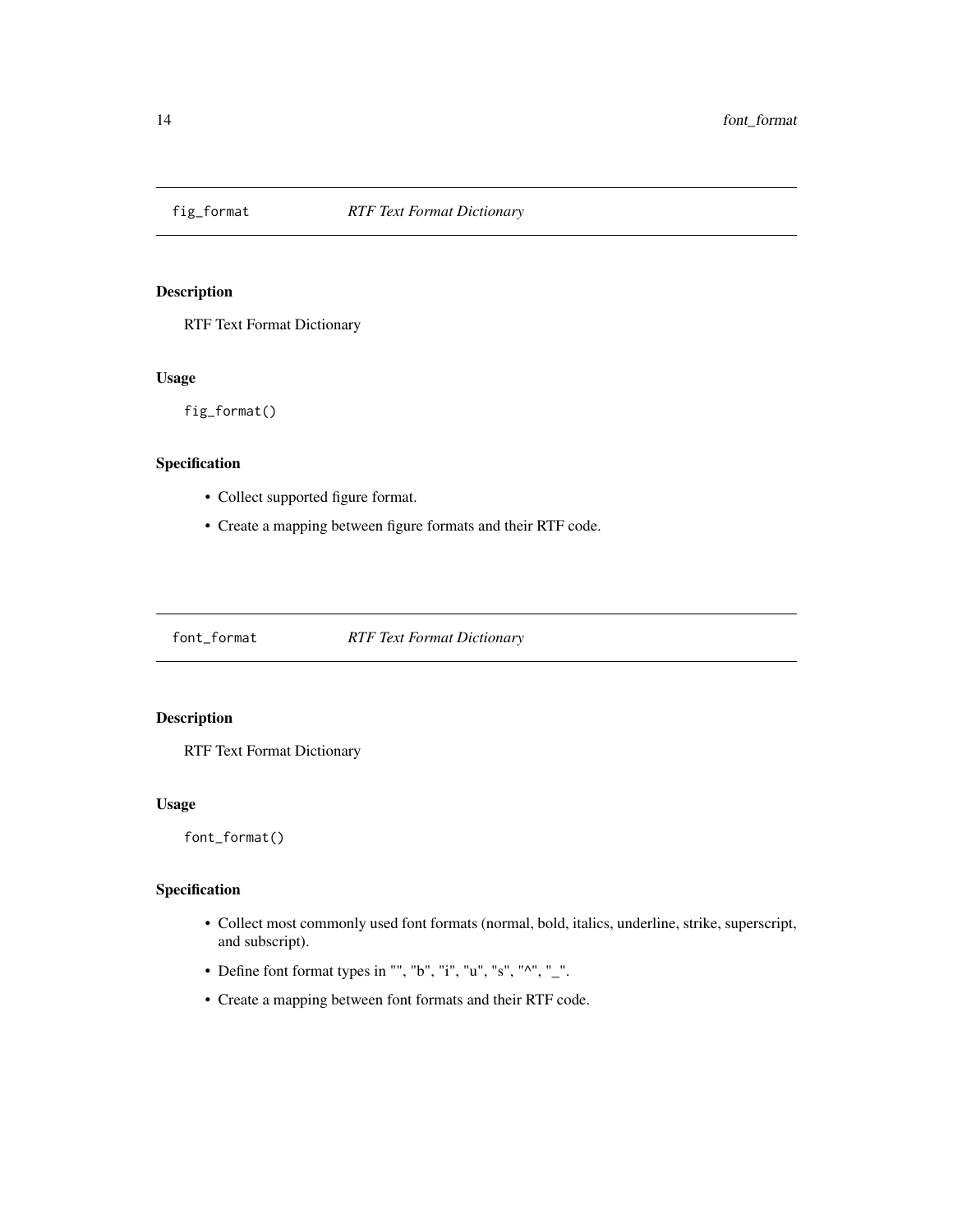## fig_format — *RTF Text Format Dictionary*

### Description

RTF Text Format Dictionary

### Usage

```
fig_format()
```

### Specification

- Collect supported figure format.
- Create a mapping between figure formats and their RTF code.

## font_format — *RTF Text Format Dictionary*

### Description

RTF Text Format Dictionary

### Usage

```
font_format()
```

### Specification

- Collect most commonly used font formats (normal, bold, italics, underline, strike, superscript, and subscript).
- Define font format types in "", "b", "i", "u", "s", "^", "_".
- Create a mapping between font formats and their RTF code.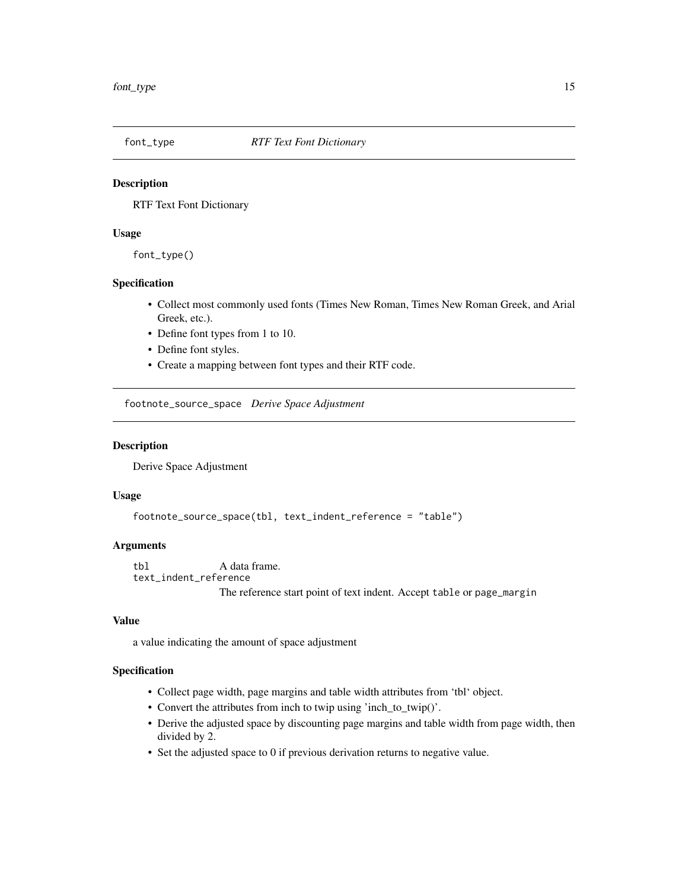## font_type *RTF Text Font Dictionary*

### Description

RTF Text Font Dictionary

### Usage

```
font_type()
```

### Specification

- Collect most commonly used fonts (Times New Roman, Times New Roman Greek, and Arial Greek, etc.).
- Define font types from 1 to 10.
- Define font styles.
- Create a mapping between font types and their RTF code.

## footnote_source_space *Derive Space Adjustment*

### Description

Derive Space Adjustment

### Usage

```
footnote_source_space(tbl, text_indent_reference = "table")
```

### Arguments

| | |
|---|---|
| `tbl` | A data frame. |
| `text_indent_reference` | The reference start point of text indent. Accept `table` or `page_margin` |

### Value

a value indicating the amount of space adjustment

### Specification

- Collect page width, page margins and table width attributes from 'tbl' object.
- Convert the attributes from inch to twip using 'inch_to_twip()'.
- Derive the adjusted space by discounting page margins and table width from page width, then divided by 2.
- Set the adjusted space to 0 if previous derivation returns to negative value.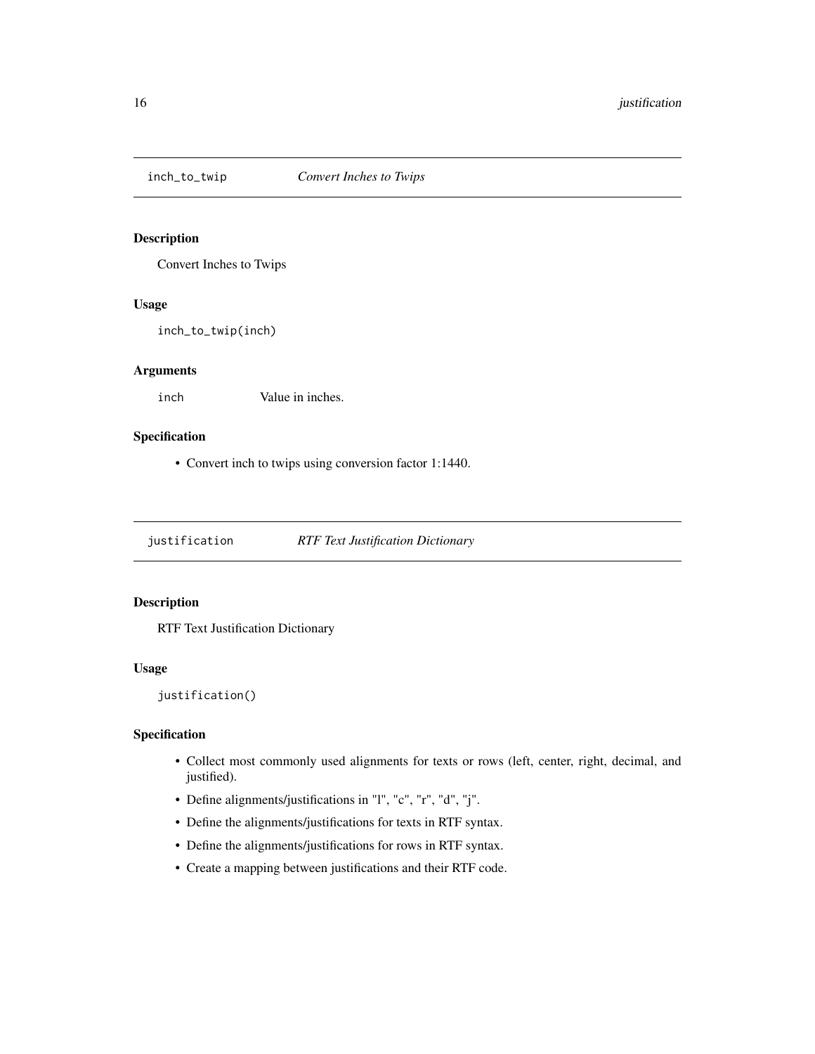## inch_to_twip *Convert Inches to Twips*

### Description

Convert Inches to Twips

### Usage

```
inch_to_twip(inch)
```

### Arguments

| | |
|---|---|
| inch | Value in inches. |

### Specification

- Convert inch to twips using conversion factor 1:1440.

## justification *RTF Text Justification Dictionary*

### Description

RTF Text Justification Dictionary

### Usage

```
justification()
```

### Specification

- Collect most commonly used alignments for texts or rows (left, center, right, decimal, and justified).
- Define alignments/justifications in "l", "c", "r", "d", "j".
- Define the alignments/justifications for texts in RTF syntax.
- Define the alignments/justifications for rows in RTF syntax.
- Create a mapping between justifications and their RTF code.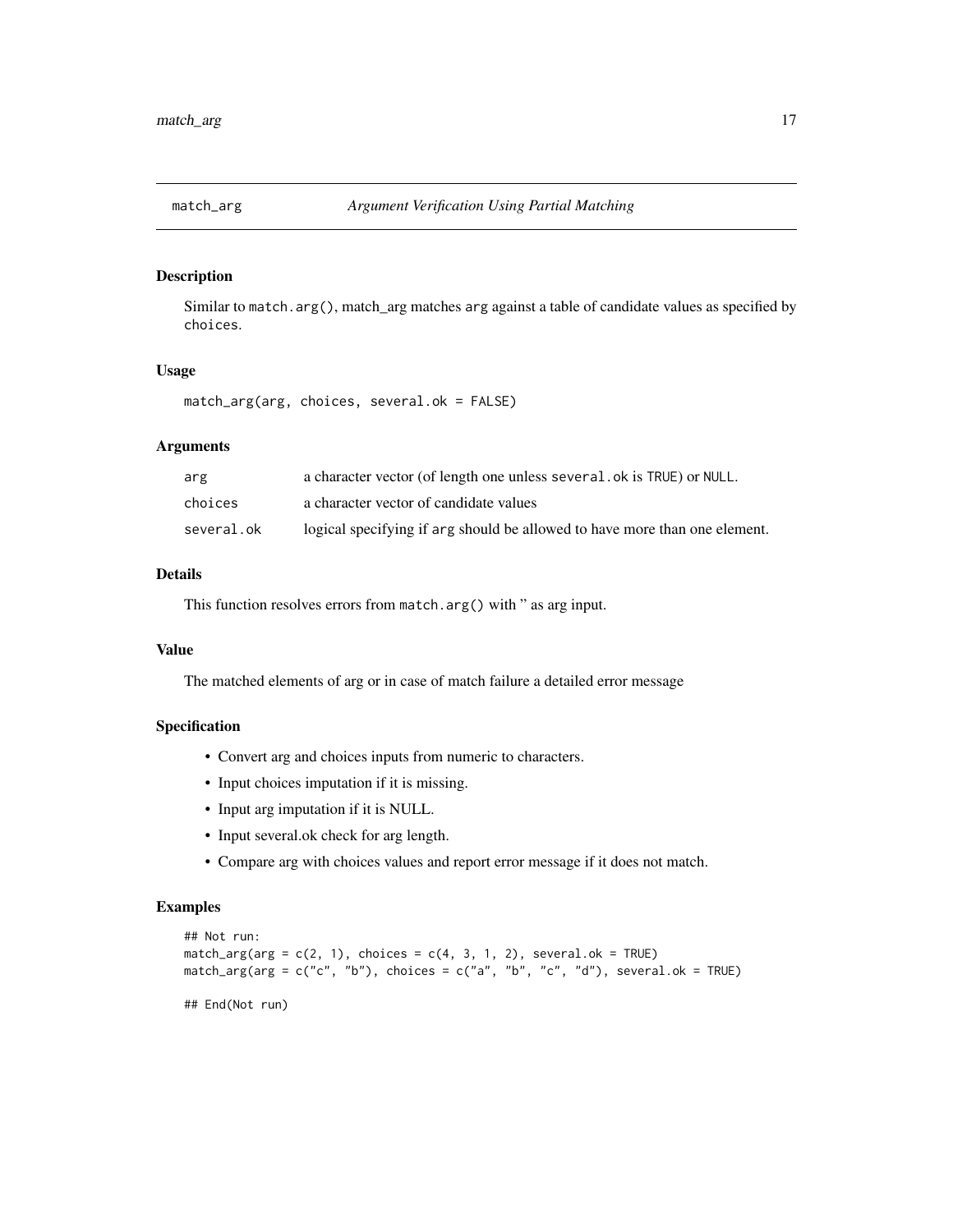## match_arg — *Argument Verification Using Partial Matching*

### Description

Similar to `match.arg()`, match_arg matches `arg` against a table of candidate values as specified by `choices`.

### Usage

```
match_arg(arg, choices, several.ok = FALSE)
```

### Arguments

| | |
|---|---|
| `arg` | a character vector (of length one unless `several.ok` is `TRUE`) or `NULL`. |
| `choices` | a character vector of candidate values |
| `several.ok` | logical specifying if `arg` should be allowed to have more than one element. |

### Details

This function resolves errors from `match.arg()` with '' as arg input.

### Value

The matched elements of arg or in case of match failure a detailed error message

### Specification

- Convert arg and choices inputs from numeric to characters.
- Input choices imputation if it is missing.
- Input arg imputation if it is NULL.
- Input several.ok check for arg length.
- Compare arg with choices values and report error message if it does not match.

### Examples

```
## Not run:
match_arg(arg = c(2, 1), choices = c(4, 3, 1, 2), several.ok = TRUE)
match_arg(arg = c("c", "b"), choices = c("a", "b", "c", "d"), several.ok = TRUE)

## End(Not run)
```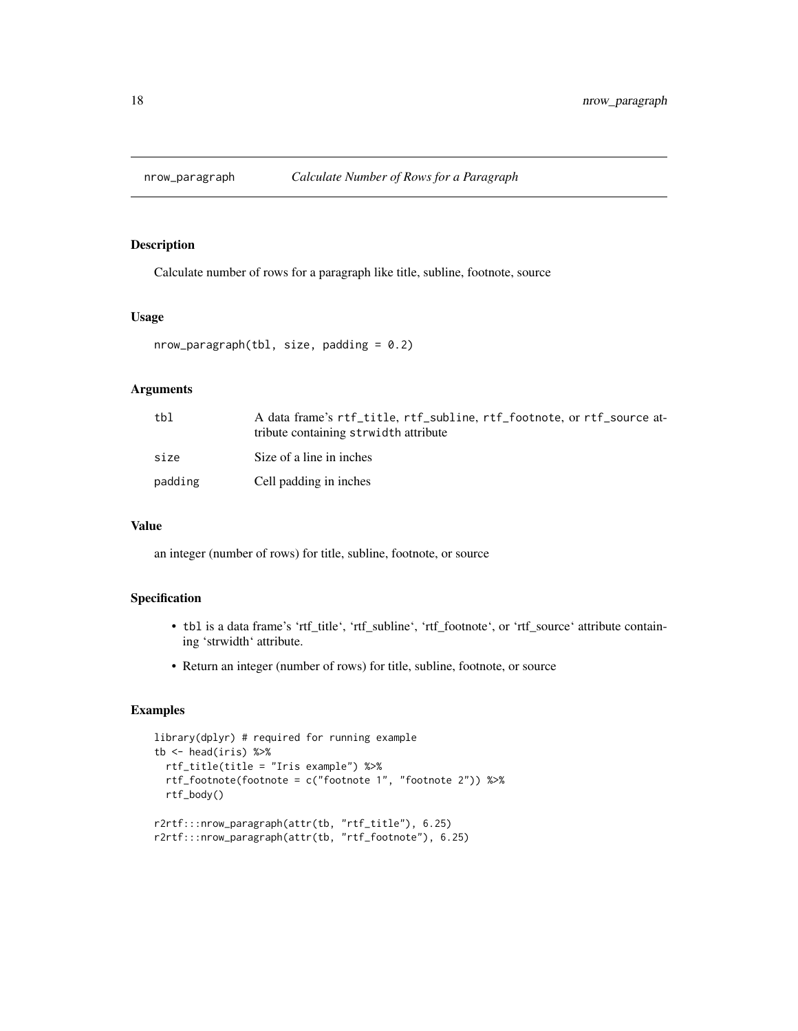## nrow_paragraph *Calculate Number of Rows for a Paragraph*

### Description

Calculate number of rows for a paragraph like title, subline, footnote, source

### Usage

```
nrow_paragraph(tbl, size, padding = 0.2)
```

### Arguments

| | |
|---|---|
| tbl | A data frame's `rtf_title`, `rtf_subline`, `rtf_footnote`, or `rtf_source` attribute containing `strwidth` attribute |
| size | Size of a line in inches |
| padding | Cell padding in inches |

### Value

an integer (number of rows) for title, subline, footnote, or source

### Specification

- `tbl` is a data frame's 'rtf_title', 'rtf_subline', 'rtf_footnote', or 'rtf_source' attribute containing 'strwidth' attribute.
- Return an integer (number of rows) for title, subline, footnote, or source

### Examples

```
library(dplyr) # required for running example
tb <- head(iris) %>%
  rtf_title(title = "Iris example") %>%
  rtf_footnote(footnote = c("footnote 1", "footnote 2")) %>%
  rtf_body()

r2rtf:::nrow_paragraph(attr(tb, "rtf_title"), 6.25)
r2rtf:::nrow_paragraph(attr(tb, "rtf_footnote"), 6.25)
```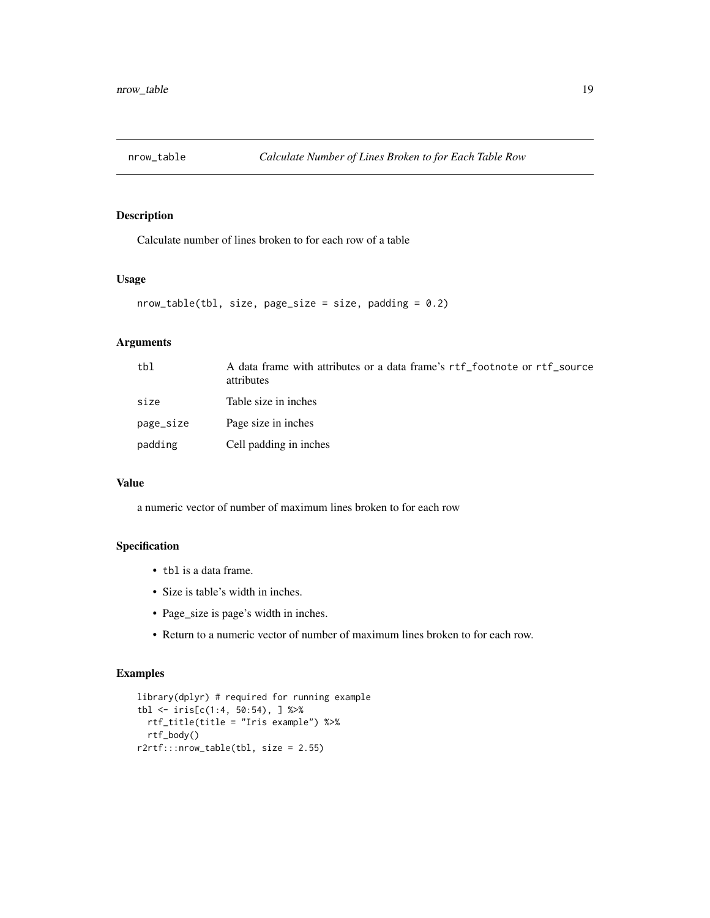## nrow_table — *Calculate Number of Lines Broken to for Each Table Row*

### Description

Calculate number of lines broken to for each row of a table

### Usage

```
nrow_table(tbl, size, page_size = size, padding = 0.2)
```

### Arguments

| | |
|---|---|
| `tbl` | A data frame with attributes or a data frame's `rtf_footnote` or `rtf_source` attributes |
| `size` | Table size in inches |
| `page_size` | Page size in inches |
| `padding` | Cell padding in inches |

### Value

a numeric vector of number of maximum lines broken to for each row

### Specification

- `tbl` is a data frame.
- Size is table's width in inches.
- Page_size is page's width in inches.
- Return to a numeric vector of number of maximum lines broken to for each row.

### Examples

```
library(dplyr) # required for running example
tbl <- iris[c(1:4, 50:54), ] %>%
  rtf_title(title = "Iris example") %>%
  rtf_body()
r2rtf:::nrow_table(tbl, size = 2.55)
```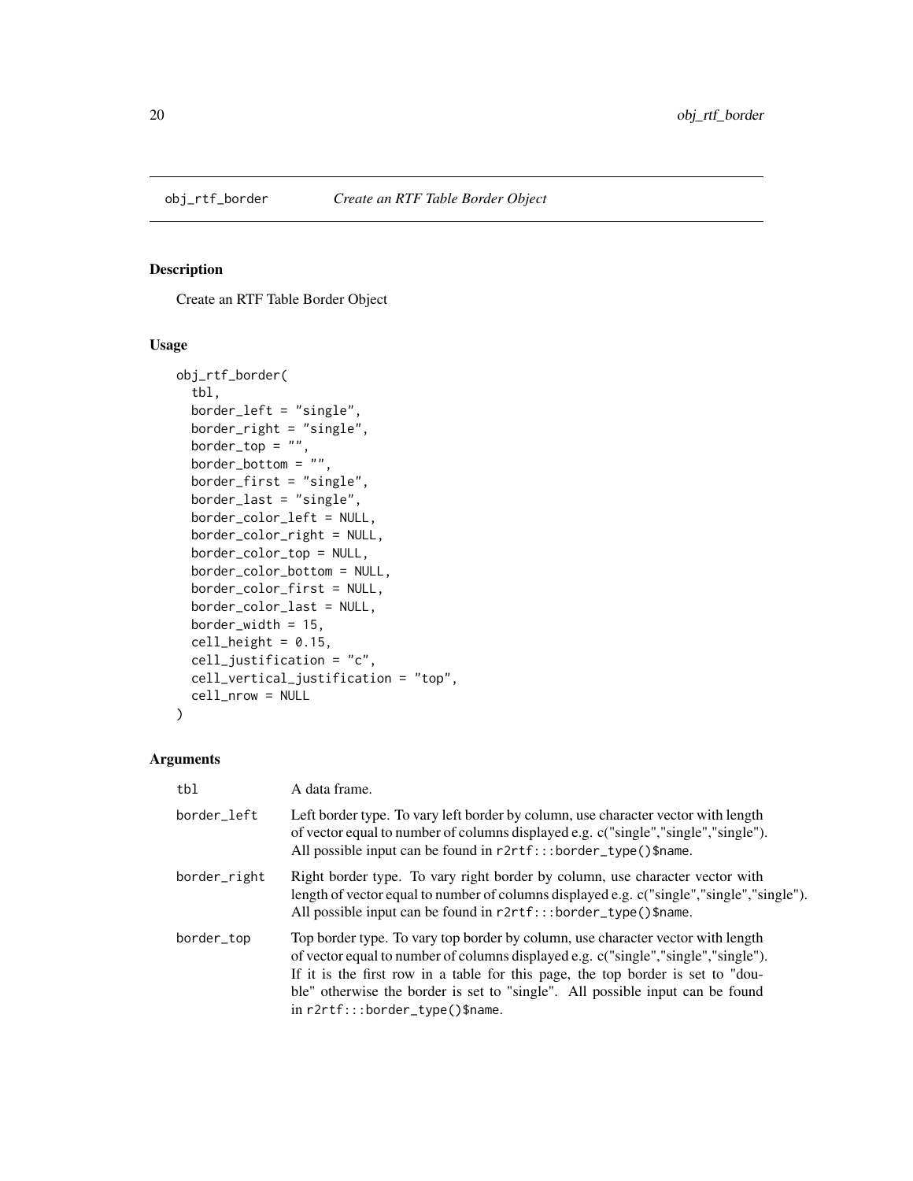## obj_rtf_border *Create an RTF Table Border Object*

### Description

Create an RTF Table Border Object

### Usage

```
obj_rtf_border(
  tbl,
  border_left = "single",
  border_right = "single",
  border_top = "",
  border_bottom = "",
  border_first = "single",
  border_last = "single",
  border_color_left = NULL,
  border_color_right = NULL,
  border_color_top = NULL,
  border_color_bottom = NULL,
  border_color_first = NULL,
  border_color_last = NULL,
  border_width = 15,
  cell_height = 0.15,
  cell_justification = "c",
  cell_vertical_justification = "top",
  cell_nrow = NULL
)
```

### Arguments

| | |
|---|---|
| tbl | A data frame. |
| border_left | Left border type. To vary left border by column, use character vector with length of vector equal to number of columns displayed e.g. c("single","single","single"). All possible input can be found in `r2rtf:::border_type()$name`. |
| border_right | Right border type. To vary right border by column, use character vector with length of vector equal to number of columns displayed e.g. c("single","single","single"). All possible input can be found in `r2rtf:::border_type()$name`. |
| border_top | Top border type. To vary top border by column, use character vector with length of vector equal to number of columns displayed e.g. c("single","single","single"). If it is the first row in a table for this page, the top border is set to "double" otherwise the border is set to "single". All possible input can be found in `r2rtf:::border_type()$name`. |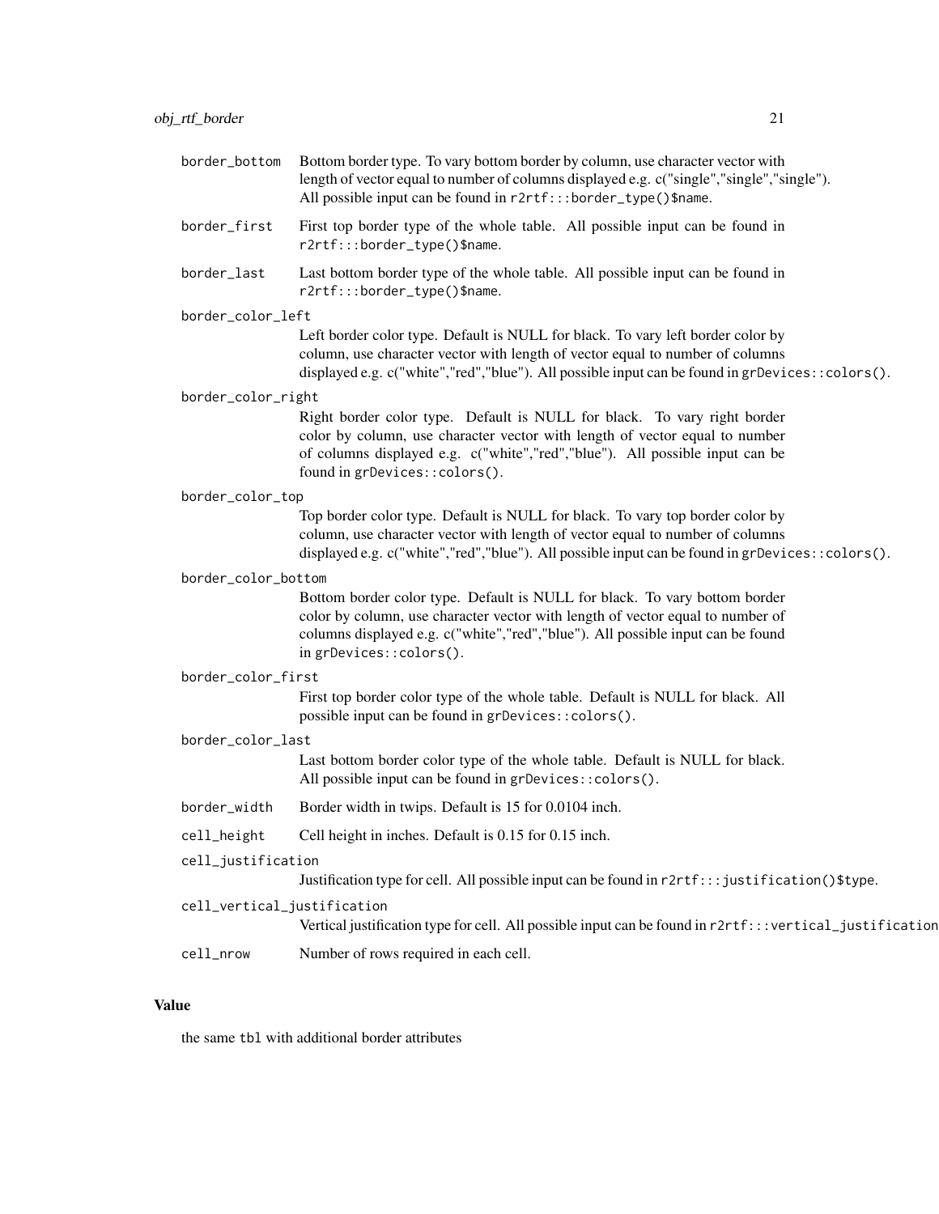border_bottom
: Bottom border type. To vary bottom border by column, use character vector with length of vector equal to number of columns displayed e.g. c("single","single","single"). All possible input can be found in `r2rtf:::border_type()$name`.

border_first
: First top border type of the whole table. All possible input can be found in `r2rtf:::border_type()$name`.

border_last
: Last bottom border type of the whole table. All possible input can be found in `r2rtf:::border_type()$name`.

border_color_left
: Left border color type. Default is NULL for black. To vary left border color by column, use character vector with length of vector equal to number of columns displayed e.g. c("white","red","blue"). All possible input can be found in `grDevices::colors()`.

border_color_right
: Right border color type. Default is NULL for black. To vary right border color by column, use character vector with length of vector equal to number of columns displayed e.g. c("white","red","blue"). All possible input can be found in `grDevices::colors()`.

border_color_top
: Top border color type. Default is NULL for black. To vary top border color by column, use character vector with length of vector equal to number of columns displayed e.g. c("white","red","blue"). All possible input can be found in `grDevices::colors()`.

border_color_bottom
: Bottom border color type. Default is NULL for black. To vary bottom border color by column, use character vector with length of vector equal to number of columns displayed e.g. c("white","red","blue"). All possible input can be found in `grDevices::colors()`.

border_color_first
: First top border color type of the whole table. Default is NULL for black. All possible input can be found in `grDevices::colors()`.

border_color_last
: Last bottom border color type of the whole table. Default is NULL for black. All possible input can be found in `grDevices::colors()`.

border_width
: Border width in twips. Default is 15 for 0.0104 inch.

cell_height
: Cell height in inches. Default is 0.15 for 0.15 inch.

cell_justification
: Justification type for cell. All possible input can be found in `r2rtf:::justification()$type`.

cell_vertical_justification
: Vertical justification type for cell. All possible input can be found in `r2rtf:::vertical_justification`

cell_nrow
: Number of rows required in each cell.

## Value

the same `tbl` with additional border attributes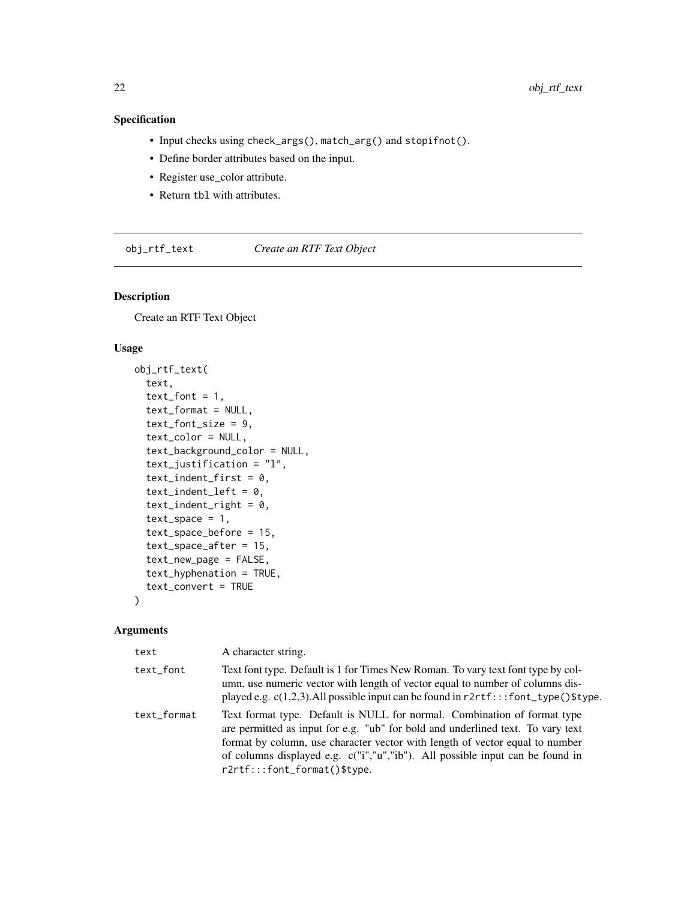## Specification

- Input checks using `check_args()`, `match_arg()` and `stopifnot()`.
- Define border attributes based on the input.
- Register use_color attribute.
- Return `tbl` with attributes.

---

## obj_rtf_text — *Create an RTF Text Object*

### Description

Create an RTF Text Object

### Usage

```
obj_rtf_text(
  text,
  text_font = 1,
  text_format = NULL,
  text_font_size = 9,
  text_color = NULL,
  text_background_color = NULL,
  text_justification = "l",
  text_indent_first = 0,
  text_indent_left = 0,
  text_indent_right = 0,
  text_space = 1,
  text_space_before = 15,
  text_space_after = 15,
  text_new_page = FALSE,
  text_hyphenation = TRUE,
  text_convert = TRUE
)
```

### Arguments

| | |
|---|---|
| `text` | A character string. |
| `text_font` | Text font type. Default is 1 for Times New Roman. To vary text font type by column, use numeric vector with length of vector equal to number of columns displayed e.g. c(1,2,3).All possible input can be found in `r2rtf:::font_type()$type`. |
| `text_format` | Text format type. Default is NULL for normal. Combination of format type are permitted as input for e.g. "ub" for bold and underlined text. To vary text format by column, use character vector with length of vector equal to number of columns displayed e.g. c("i","u","ib"). All possible input can be found in `r2rtf:::font_format()$type`. |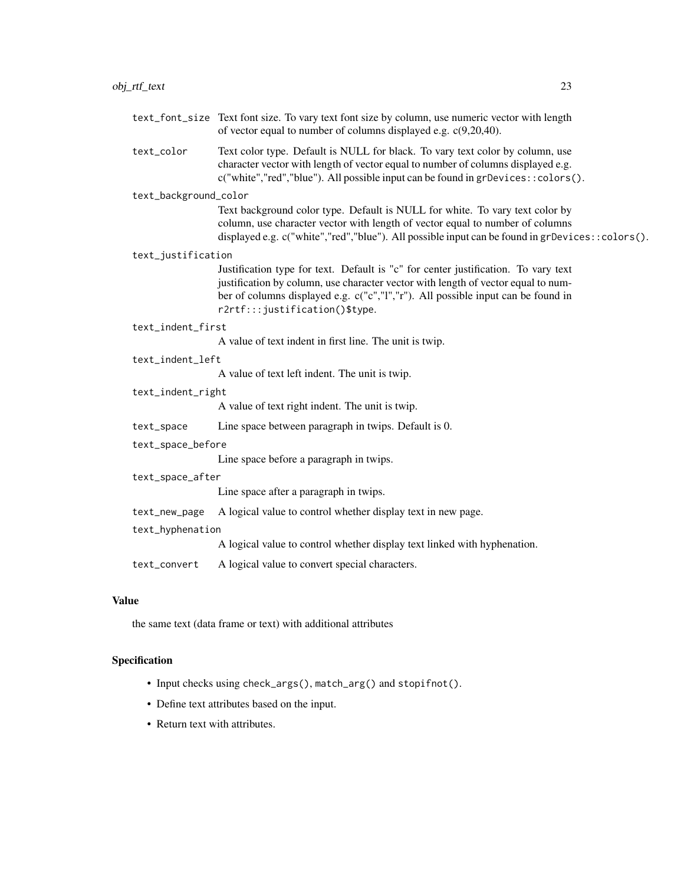`text_font_size`
: Text font size. To vary text font size by column, use numeric vector with length of vector equal to number of columns displayed e.g. c(9,20,40).

`text_color`
: Text color type. Default is NULL for black. To vary text color by column, use character vector with length of vector equal to number of columns displayed e.g. c("white","red","blue"). All possible input can be found in `grDevices::colors()`.

`text_background_color`
: Text background color type. Default is NULL for white. To vary text color by column, use character vector with length of vector equal to number of columns displayed e.g. c("white","red","blue"). All possible input can be found in `grDevices::colors()`.

`text_justification`
: Justification type for text. Default is "c" for center justification. To vary text justification by column, use character vector with length of vector equal to number of columns displayed e.g. c("c","l","r"). All possible input can be found in `r2rtf:::justification()$type`.

`text_indent_first`
: A value of text indent in first line. The unit is twip.

`text_indent_left`
: A value of text left indent. The unit is twip.

`text_indent_right`
: A value of text right indent. The unit is twip.

`text_space`
: Line space between paragraph in twips. Default is 0.

`text_space_before`
: Line space before a paragraph in twips.

`text_space_after`
: Line space after a paragraph in twips.

`text_new_page`
: A logical value to control whether display text in new page.

`text_hyphenation`
: A logical value to control whether display text linked with hyphenation.

`text_convert`
: A logical value to convert special characters.

## Value

the same text (data frame or text) with additional attributes

## Specification

- Input checks using `check_args()`, `match_arg()` and `stopifnot()`.
- Define text attributes based on the input.
- Return text with attributes.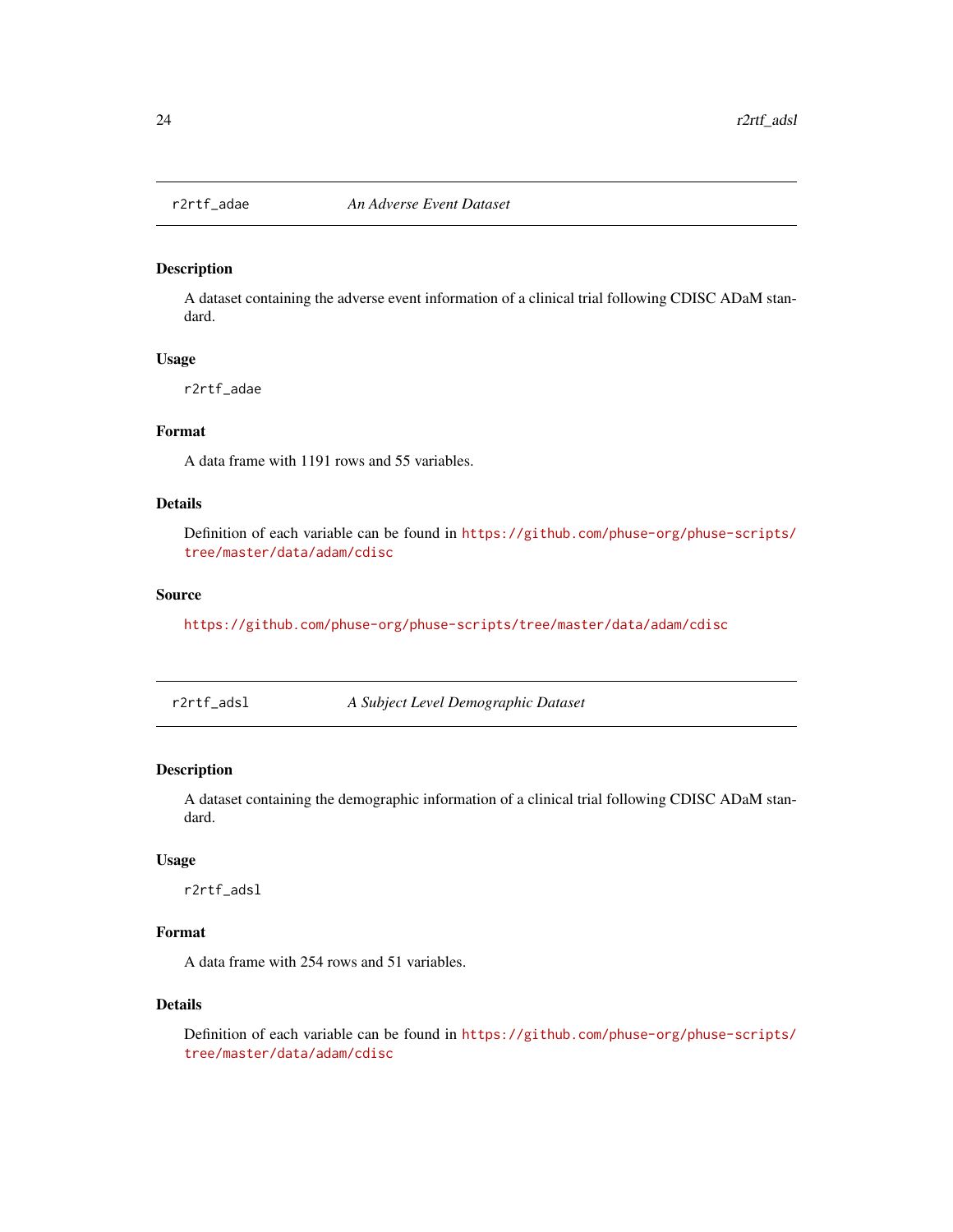## r2rtf_adae — *An Adverse Event Dataset*

### Description

A dataset containing the adverse event information of a clinical trial following CDISC ADaM standard.

### Usage

```
r2rtf_adae
```

### Format

A data frame with 1191 rows and 55 variables.

### Details

Definition of each variable can be found in https://github.com/phuse-org/phuse-scripts/tree/master/data/adam/cdisc

### Source

https://github.com/phuse-org/phuse-scripts/tree/master/data/adam/cdisc

## r2rtf_adsl — *A Subject Level Demographic Dataset*

### Description

A dataset containing the demographic information of a clinical trial following CDISC ADaM standard.

### Usage

```
r2rtf_adsl
```

### Format

A data frame with 254 rows and 51 variables.

### Details

Definition of each variable can be found in https://github.com/phuse-org/phuse-scripts/tree/master/data/adam/cdisc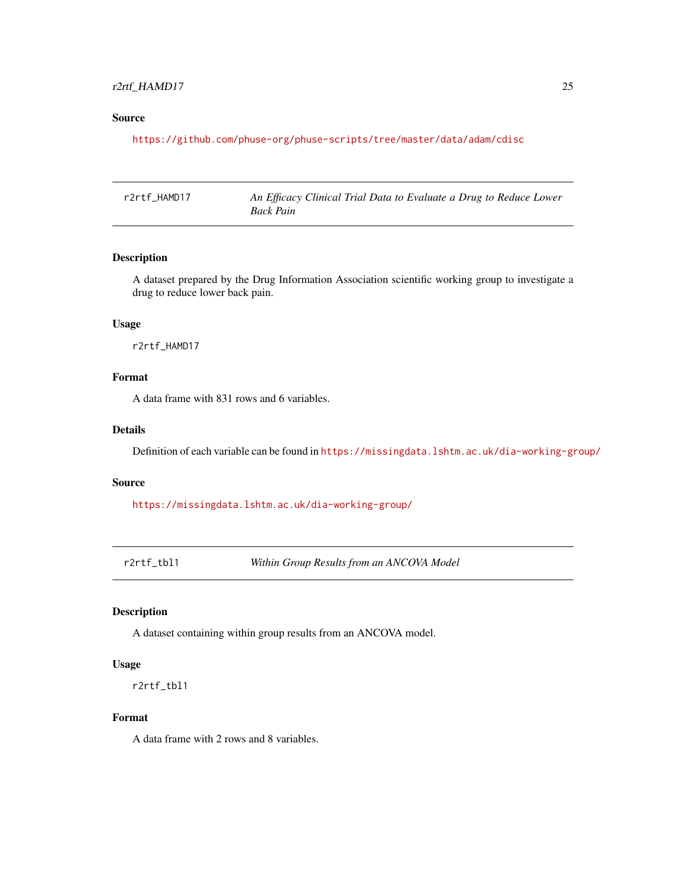## Source

https://github.com/phuse-org/phuse-scripts/tree/master/data/adam/cdisc

---

# r2rtf_HAMD17 — *An Efficacy Clinical Trial Data to Evaluate a Drug to Reduce Lower Back Pain*

## Description

A dataset prepared by the Drug Information Association scientific working group to investigate a drug to reduce lower back pain.

## Usage

```
r2rtf_HAMD17
```

## Format

A data frame with 831 rows and 6 variables.

## Details

Definition of each variable can be found in https://missingdata.lshtm.ac.uk/dia-working-group/

## Source

https://missingdata.lshtm.ac.uk/dia-working-group/

---

# r2rtf_tbl1 — *Within Group Results from an ANCOVA Model*

## Description

A dataset containing within group results from an ANCOVA model.

## Usage

```
r2rtf_tbl1
```

## Format

A data frame with 2 rows and 8 variables.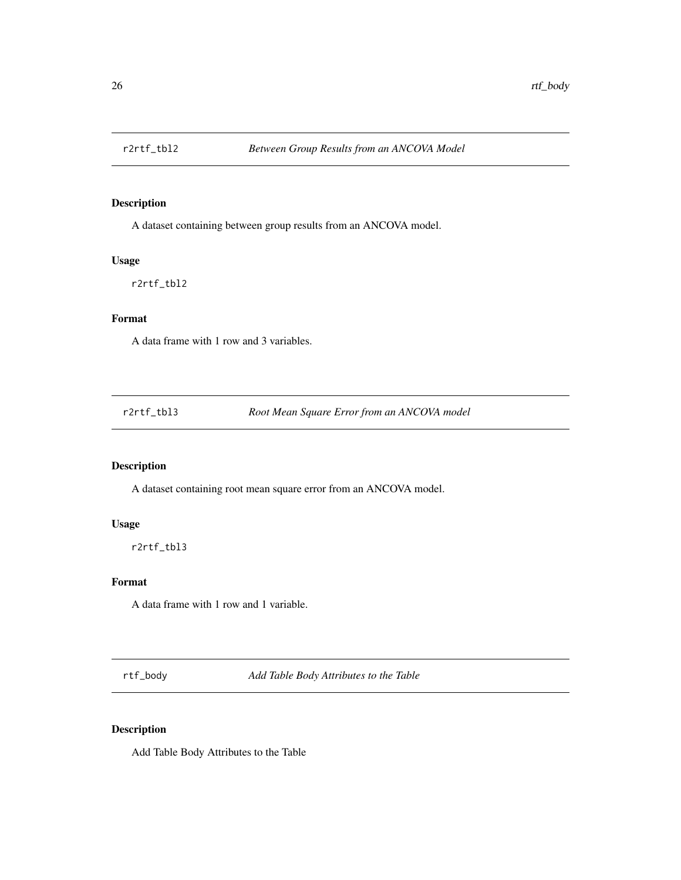## r2rtf_tbl2 *Between Group Results from an ANCOVA Model*

### Description

A dataset containing between group results from an ANCOVA model.

### Usage

```
r2rtf_tbl2
```

### Format

A data frame with 1 row and 3 variables.

## r2rtf_tbl3 *Root Mean Square Error from an ANCOVA model*

### Description

A dataset containing root mean square error from an ANCOVA model.

### Usage

```
r2rtf_tbl3
```

### Format

A data frame with 1 row and 1 variable.

## rtf_body *Add Table Body Attributes to the Table*

### Description

Add Table Body Attributes to the Table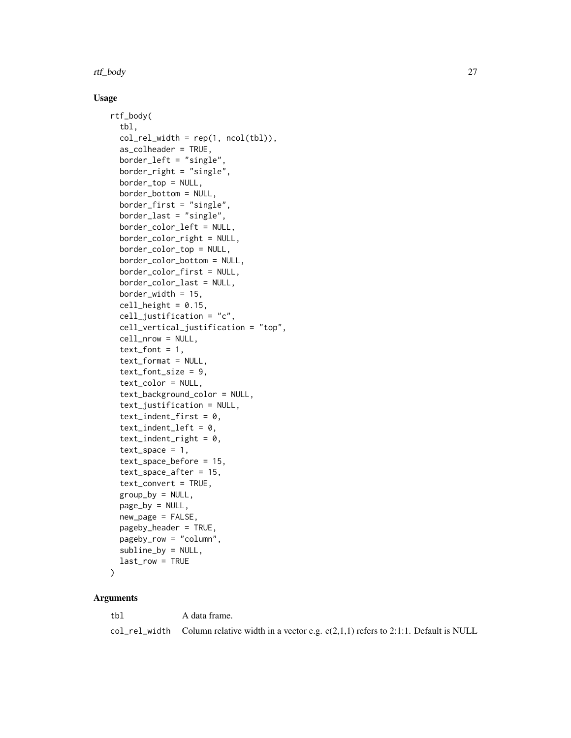## Usage

```
rtf_body(
  tbl,
  col_rel_width = rep(1, ncol(tbl)),
  as_colheader = TRUE,
  border_left = "single",
  border_right = "single",
  border_top = NULL,
  border_bottom = NULL,
  border_first = "single",
  border_last = "single",
  border_color_left = NULL,
  border_color_right = NULL,
  border_color_top = NULL,
  border_color_bottom = NULL,
  border_color_first = NULL,
  border_color_last = NULL,
  border_width = 15,
  cell_height = 0.15,
  cell_justification = "c",
  cell_vertical_justification = "top",
  cell_nrow = NULL,
  text_font = 1,
  text_format = NULL,
  text_font_size = 9,
  text_color = NULL,
  text_background_color = NULL,
  text_justification = NULL,
  text_indent_first = 0,
  text_indent_left = 0,
  text_indent_right = 0,
  text_space = 1,
  text_space_before = 15,
  text_space_after = 15,
  text_convert = TRUE,
  group_by = NULL,
  page_by = NULL,
  new_page = FALSE,
  pageby_header = TRUE,
  pageby_row = "column",
  subline_by = NULL,
  last_row = TRUE
)
```

## Arguments

| | |
|---|---|
| tbl | A data frame. |
| col_rel_width | Column relative width in a vector e.g. c(2,1,1) refers to 2:1:1. Default is NULL |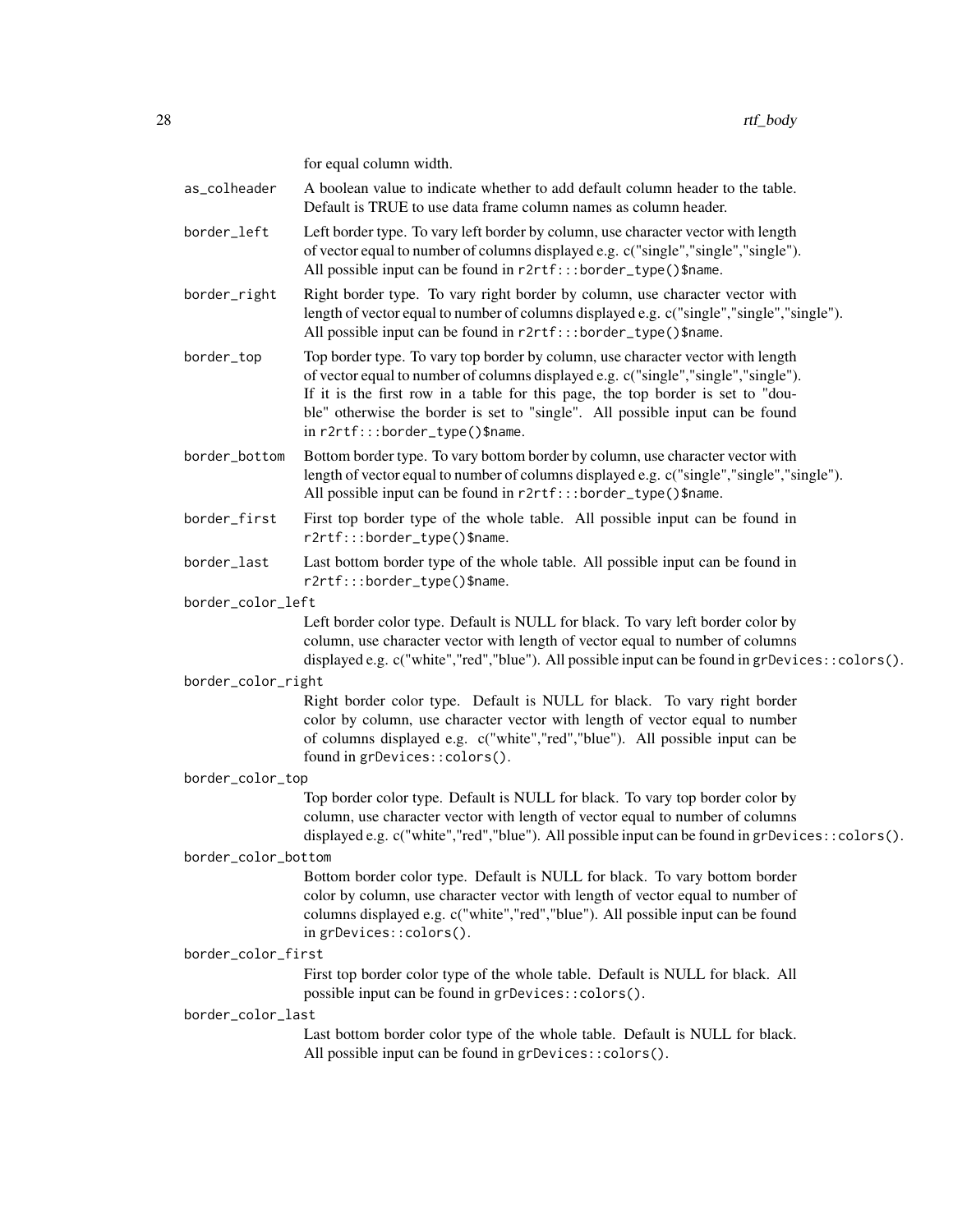for equal column width.

`as_colheader`
: A boolean value to indicate whether to add default column header to the table. Default is TRUE to use data frame column names as column header.

`border_left`
: Left border type. To vary left border by column, use character vector with length of vector equal to number of columns displayed e.g. c("single","single","single"). All possible input can be found in `r2rtf:::border_type()$name`.

`border_right`
: Right border type. To vary right border by column, use character vector with length of vector equal to number of columns displayed e.g. c("single","single","single"). All possible input can be found in `r2rtf:::border_type()$name`.

`border_top`
: Top border type. To vary top border by column, use character vector with length of vector equal to number of columns displayed e.g. c("single","single","single"). If it is the first row in a table for this page, the top border is set to "double" otherwise the border is set to "single". All possible input can be found in `r2rtf:::border_type()$name`.

`border_bottom`
: Bottom border type. To vary bottom border by column, use character vector with length of vector equal to number of columns displayed e.g. c("single","single","single"). All possible input can be found in `r2rtf:::border_type()$name`.

`border_first`
: First top border type of the whole table. All possible input can be found in `r2rtf:::border_type()$name`.

`border_last`
: Last bottom border type of the whole table. All possible input can be found in `r2rtf:::border_type()$name`.

`border_color_left`
: Left border color type. Default is NULL for black. To vary left border color by column, use character vector with length of vector equal to number of columns displayed e.g. c("white","red","blue"). All possible input can be found in `grDevices::colors()`.

`border_color_right`
: Right border color type. Default is NULL for black. To vary right border color by column, use character vector with length of vector equal to number of columns displayed e.g. c("white","red","blue"). All possible input can be found in `grDevices::colors()`.

`border_color_top`
: Top border color type. Default is NULL for black. To vary top border color by column, use character vector with length of vector equal to number of columns displayed e.g. c("white","red","blue"). All possible input can be found in `grDevices::colors()`.

`border_color_bottom`
: Bottom border color type. Default is NULL for black. To vary bottom border color by column, use character vector with length of vector equal to number of columns displayed e.g. c("white","red","blue"). All possible input can be found in `grDevices::colors()`.

`border_color_first`
: First top border color type of the whole table. Default is NULL for black. All possible input can be found in `grDevices::colors()`.

`border_color_last`
: Last bottom border color type of the whole table. Default is NULL for black. All possible input can be found in `grDevices::colors()`.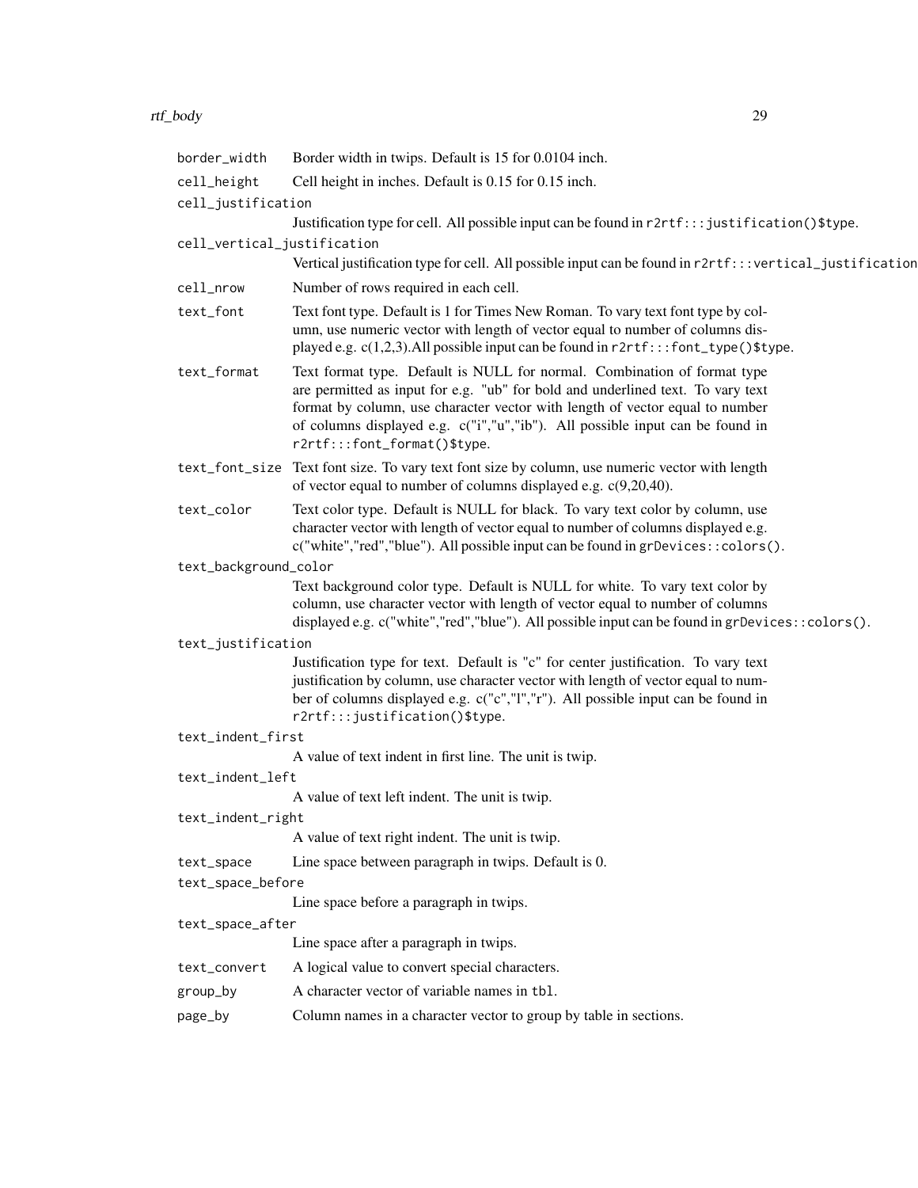| | |
|---|---|
| `border_width` | Border width in twips. Default is 15 for 0.0104 inch. |
| `cell_height` | Cell height in inches. Default is 0.15 for 0.15 inch. |
| `cell_justification` | Justification type for cell. All possible input can be found in `r2rtf:::justification()$type`. |
| `cell_vertical_justification` | Vertical justification type for cell. All possible input can be found in `r2rtf:::vertical_justification` |
| `cell_nrow` | Number of rows required in each cell. |
| `text_font` | Text font type. Default is 1 for Times New Roman. To vary text font type by column, use numeric vector with length of vector equal to number of columns displayed e.g. c(1,2,3).All possible input can be found in `r2rtf:::font_type()$type`. |
| `text_format` | Text format type. Default is NULL for normal. Combination of format type are permitted as input for e.g. "ub" for bold and underlined text. To vary text format by column, use character vector with length of vector equal to number of columns displayed e.g. c("i","u","ib"). All possible input can be found in `r2rtf:::font_format()$type`. |
| `text_font_size` | Text font size. To vary text font size by column, use numeric vector with length of vector equal to number of columns displayed e.g. c(9,20,40). |
| `text_color` | Text color type. Default is NULL for black. To vary text color by column, use character vector with length of vector equal to number of columns displayed e.g. c("white","red","blue"). All possible input can be found in `grDevices::colors()`. |
| `text_background_color` | Text background color type. Default is NULL for white. To vary text color by column, use character vector with length of vector equal to number of columns displayed e.g. c("white","red","blue"). All possible input can be found in `grDevices::colors()`. |
| `text_justification` | Justification type for text. Default is "c" for center justification. To vary text justification by column, use character vector with length of vector equal to number of columns displayed e.g. c("c","l","r"). All possible input can be found in `r2rtf:::justification()$type`. |
| `text_indent_first` | A value of text indent in first line. The unit is twip. |
| `text_indent_left` | A value of text left indent. The unit is twip. |
| `text_indent_right` | A value of text right indent. The unit is twip. |
| `text_space` | Line space between paragraph in twips. Default is 0. |
| `text_space_before` | Line space before a paragraph in twips. |
| `text_space_after` | Line space after a paragraph in twips. |
| `text_convert` | A logical value to convert special characters. |
| `group_by` | A character vector of variable names in `tbl`. |
| `page_by` | Column names in a character vector to group by table in sections. |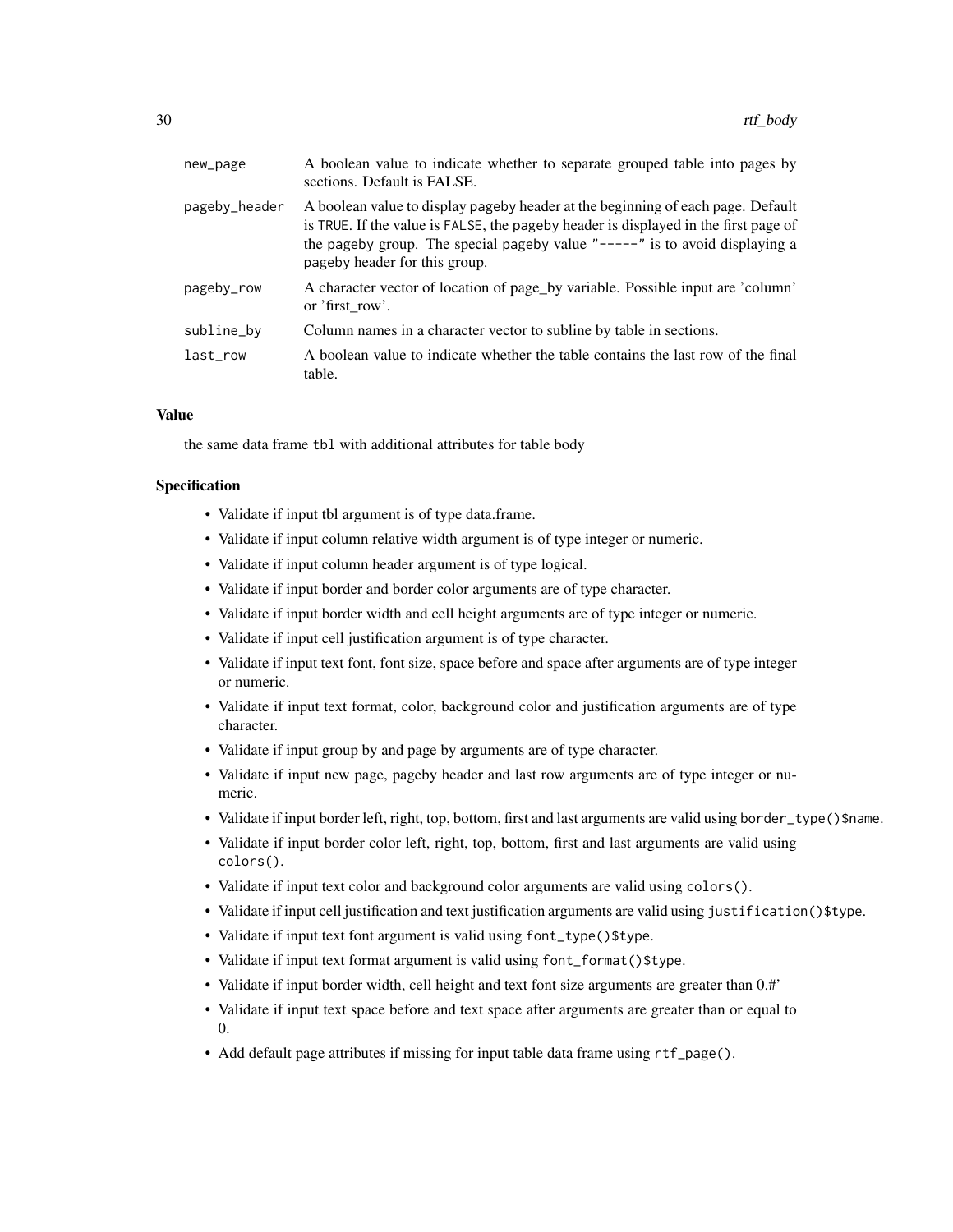| | |
|---|---|
| `new_page` | A boolean value to indicate whether to separate grouped table into pages by sections. Default is FALSE. |
| `pageby_header` | A boolean value to display `pageby` header at the beginning of each page. Default is `TRUE`. If the value is `FALSE`, the `pageby` header is displayed in the first page of the `pageby` group. The special `pageby` value `"-----"` is to avoid displaying a `pageby` header for this group. |
| `pageby_row` | A character vector of location of page_by variable. Possible input are 'column' or 'first_row'. |
| `subline_by` | Column names in a character vector to subline by table in sections. |
| `last_row` | A boolean value to indicate whether the table contains the last row of the final table. |

### Value

the same data frame `tbl` with additional attributes for table body

### Specification

- Validate if input tbl argument is of type data.frame.
- Validate if input column relative width argument is of type integer or numeric.
- Validate if input column header argument is of type logical.
- Validate if input border and border color arguments are of type character.
- Validate if input border width and cell height arguments are of type integer or numeric.
- Validate if input cell justification argument is of type character.
- Validate if input text font, font size, space before and space after arguments are of type integer or numeric.
- Validate if input text format, color, background color and justification arguments are of type character.
- Validate if input group by and page by arguments are of type character.
- Validate if input new page, pageby header and last row arguments are of type integer or numeric.
- Validate if input border left, right, top, bottom, first and last arguments are valid using `border_type()$name`.
- Validate if input border color left, right, top, bottom, first and last arguments are valid using `colors()`.
- Validate if input text color and background color arguments are valid using `colors()`.
- Validate if input cell justification and text justification arguments are valid using `justification()$type`.
- Validate if input text font argument is valid using `font_type()$type`.
- Validate if input text format argument is valid using `font_format()$type`.
- Validate if input border width, cell height and text font size arguments are greater than 0.#'
- Validate if input text space before and text space after arguments are greater than or equal to 0.
- Add default page attributes if missing for input table data frame using `rtf_page()`.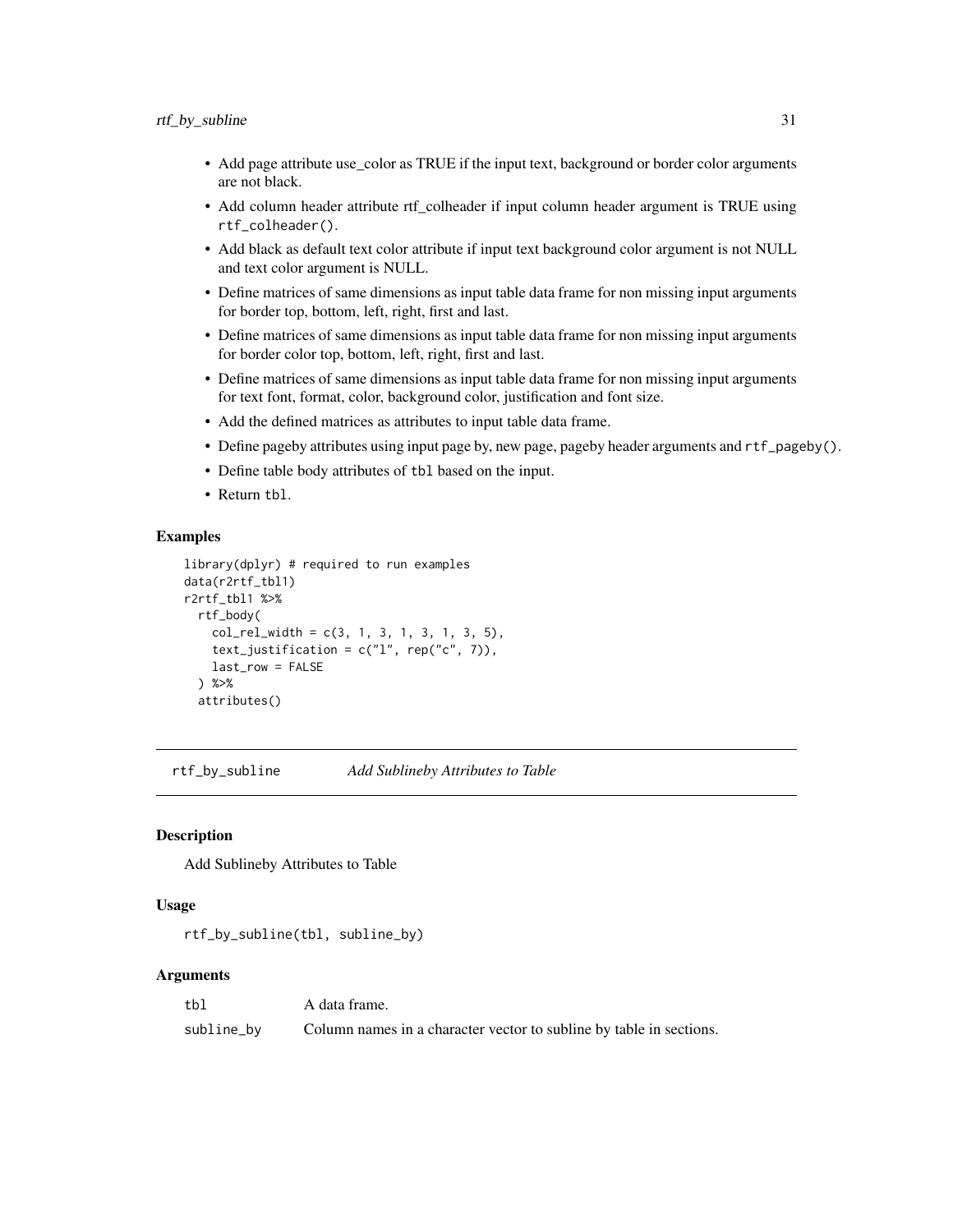- Add page attribute use_color as TRUE if the input text, background or border color arguments are not black.
- Add column header attribute rtf_colheader if input column header argument is TRUE using `rtf_colheader()`.
- Add black as default text color attribute if input text background color argument is not NULL and text color argument is NULL.
- Define matrices of same dimensions as input table data frame for non missing input arguments for border top, bottom, left, right, first and last.
- Define matrices of same dimensions as input table data frame for non missing input arguments for border color top, bottom, left, right, first and last.
- Define matrices of same dimensions as input table data frame for non missing input arguments for text font, format, color, background color, justification and font size.
- Add the defined matrices as attributes to input table data frame.
- Define pageby attributes using input page by, new page, pageby header arguments and `rtf_pageby()`.
- Define table body attributes of `tbl` based on the input.
- Return `tbl`.

### Examples

```
library(dplyr) # required to run examples
data(r2rtf_tbl1)
r2rtf_tbl1 %>%
  rtf_body(
    col_rel_width = c(3, 1, 3, 1, 3, 1, 3, 5),
    text_justification = c("l", rep("c", 7)),
    last_row = FALSE
  ) %>%
  attributes()
```

---

## rtf_by_subline    *Add Sublineby Attributes to Table*

### Description

Add Sublineby Attributes to Table

### Usage

```
rtf_by_subline(tbl, subline_by)
```

### Arguments

| | |
|---|---|
| `tbl` | A data frame. |
| `subline_by` | Column names in a character vector to subline by table in sections. |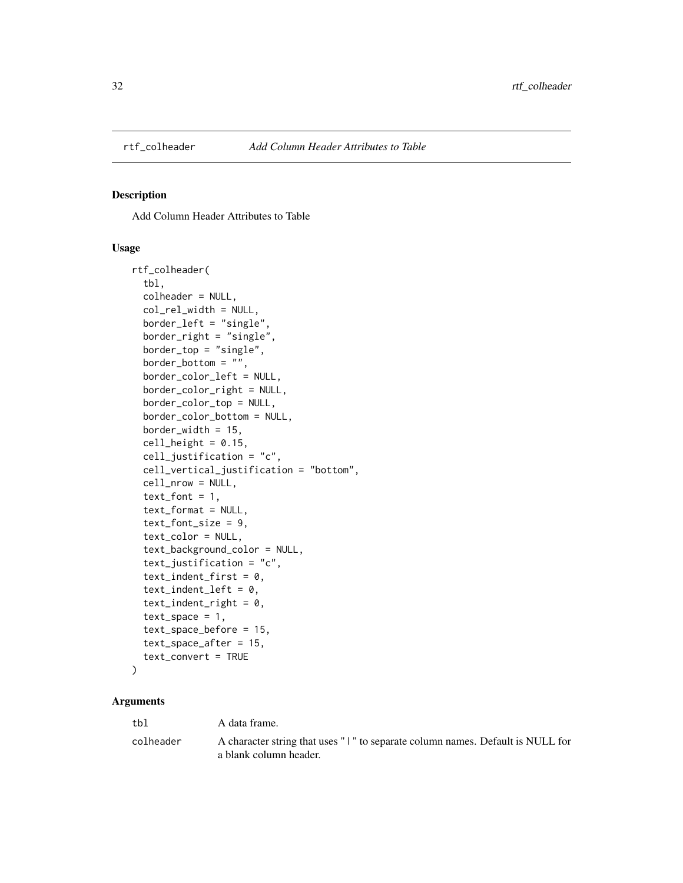## rtf_colheader *Add Column Header Attributes to Table*

### Description

Add Column Header Attributes to Table

### Usage

```
rtf_colheader(
  tbl,
  colheader = NULL,
  col_rel_width = NULL,
  border_left = "single",
  border_right = "single",
  border_top = "single",
  border_bottom = "",
  border_color_left = NULL,
  border_color_right = NULL,
  border_color_top = NULL,
  border_color_bottom = NULL,
  border_width = 15,
  cell_height = 0.15,
  cell_justification = "c",
  cell_vertical_justification = "bottom",
  cell_nrow = NULL,
  text_font = 1,
  text_format = NULL,
  text_font_size = 9,
  text_color = NULL,
  text_background_color = NULL,
  text_justification = "c",
  text_indent_first = 0,
  text_indent_left = 0,
  text_indent_right = 0,
  text_space = 1,
  text_space_before = 15,
  text_space_after = 15,
  text_convert = TRUE
)
```

### Arguments

| | |
|---|---|
| tbl | A data frame. |
| colheader | A character string that uses " \| " to separate column names. Default is NULL for a blank column header. |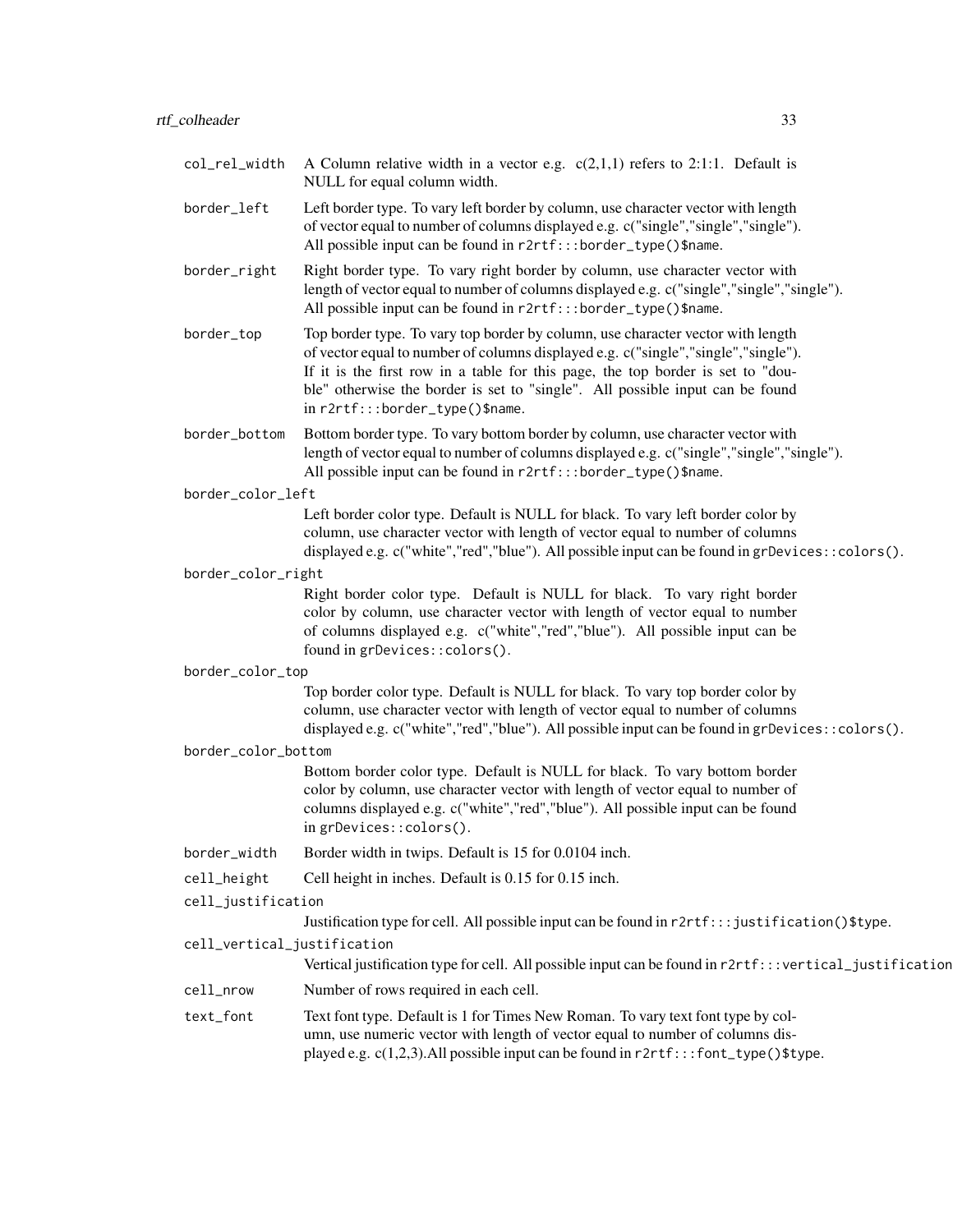`col_rel_width`
: A Column relative width in a vector e.g. c(2,1,1) refers to 2:1:1. Default is NULL for equal column width.

`border_left`
: Left border type. To vary left border by column, use character vector with length of vector equal to number of columns displayed e.g. c("single","single","single"). All possible input can be found in `r2rtf:::border_type()$name`.

`border_right`
: Right border type. To vary right border by column, use character vector with length of vector equal to number of columns displayed e.g. c("single","single","single"). All possible input can be found in `r2rtf:::border_type()$name`.

`border_top`
: Top border type. To vary top border by column, use character vector with length of vector equal to number of columns displayed e.g. c("single","single","single"). If it is the first row in a table for this page, the top border is set to "double" otherwise the border is set to "single". All possible input can be found in `r2rtf:::border_type()$name`.

`border_bottom`
: Bottom border type. To vary bottom border by column, use character vector with length of vector equal to number of columns displayed e.g. c("single","single","single"). All possible input can be found in `r2rtf:::border_type()$name`.

`border_color_left`
: Left border color type. Default is NULL for black. To vary left border color by column, use character vector with length of vector equal to number of columns displayed e.g. c("white","red","blue"). All possible input can be found in `grDevices::colors()`.

`border_color_right`
: Right border color type. Default is NULL for black. To vary right border color by column, use character vector with length of vector equal to number of columns displayed e.g. c("white","red","blue"). All possible input can be found in `grDevices::colors()`.

`border_color_top`
: Top border color type. Default is NULL for black. To vary top border color by column, use character vector with length of vector equal to number of columns displayed e.g. c("white","red","blue"). All possible input can be found in `grDevices::colors()`.

`border_color_bottom`
: Bottom border color type. Default is NULL for black. To vary bottom border color by column, use character vector with length of vector equal to number of columns displayed e.g. c("white","red","blue"). All possible input can be found in `grDevices::colors()`.

`border_width`
: Border width in twips. Default is 15 for 0.0104 inch.

`cell_height`
: Cell height in inches. Default is 0.15 for 0.15 inch.

`cell_justification`
: Justification type for cell. All possible input can be found in `r2rtf:::justification()$type`.

`cell_vertical_justification`
: Vertical justification type for cell. All possible input can be found in `r2rtf:::vertical_justification`

`cell_nrow`
: Number of rows required in each cell.

`text_font`
: Text font type. Default is 1 for Times New Roman. To vary text font type by column, use numeric vector with length of vector equal to number of columns displayed e.g. c(1,2,3).All possible input can be found in `r2rtf:::font_type()$type`.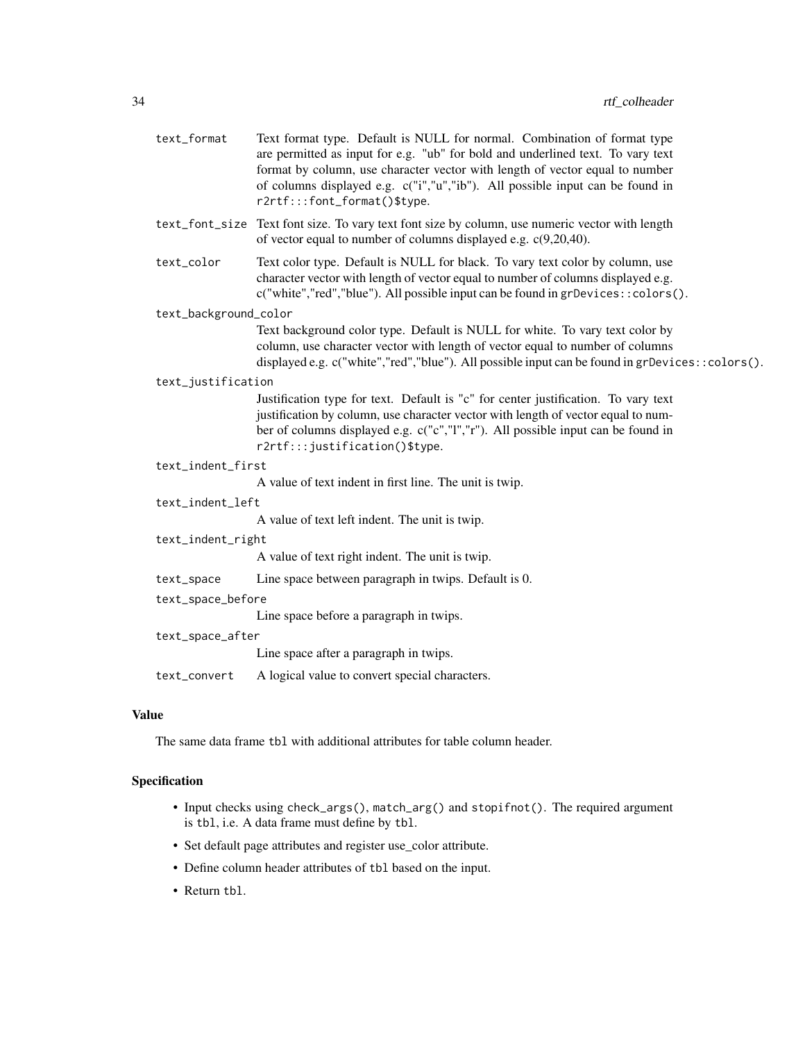| Argument | Description |
| --- | --- |
| `text_format` | Text format type. Default is NULL for normal. Combination of format type are permitted as input for e.g. "ub" for bold and underlined text. To vary text format by column, use character vector with length of vector equal to number of columns displayed e.g. c("i","u","ib"). All possible input can be found in `r2rtf:::font_format()$type`. |
| `text_font_size` | Text font size. To vary text font size by column, use numeric vector with length of vector equal to number of columns displayed e.g. c(9,20,40). |
| `text_color` | Text color type. Default is NULL for black. To vary text color by column, use character vector with length of vector equal to number of columns displayed e.g. c("white","red","blue"). All possible input can be found in `grDevices::colors()`. |
| `text_background_color` | Text background color type. Default is NULL for white. To vary text color by column, use character vector with length of vector equal to number of columns displayed e.g. c("white","red","blue"). All possible input can be found in `grDevices::colors()`. |
| `text_justification` | Justification type for text. Default is "c" for center justification. To vary text justification by column, use character vector with length of vector equal to number of columns displayed e.g. c("c","l","r"). All possible input can be found in `r2rtf:::justification()$type`. |
| `text_indent_first` | A value of text indent in first line. The unit is twip. |
| `text_indent_left` | A value of text left indent. The unit is twip. |
| `text_indent_right` | A value of text right indent. The unit is twip. |
| `text_space` | Line space between paragraph in twips. Default is 0. |
| `text_space_before` | Line space before a paragraph in twips. |
| `text_space_after` | Line space after a paragraph in twips. |
| `text_convert` | A logical value to convert special characters. |

## Value

The same data frame `tbl` with additional attributes for table column header.

## Specification

- Input checks using `check_args()`, `match_arg()` and `stopifnot()`. The required argument is `tbl`, i.e. A data frame must define by `tbl`.
- Set default page attributes and register use_color attribute.
- Define column header attributes of `tbl` based on the input.
- Return `tbl`.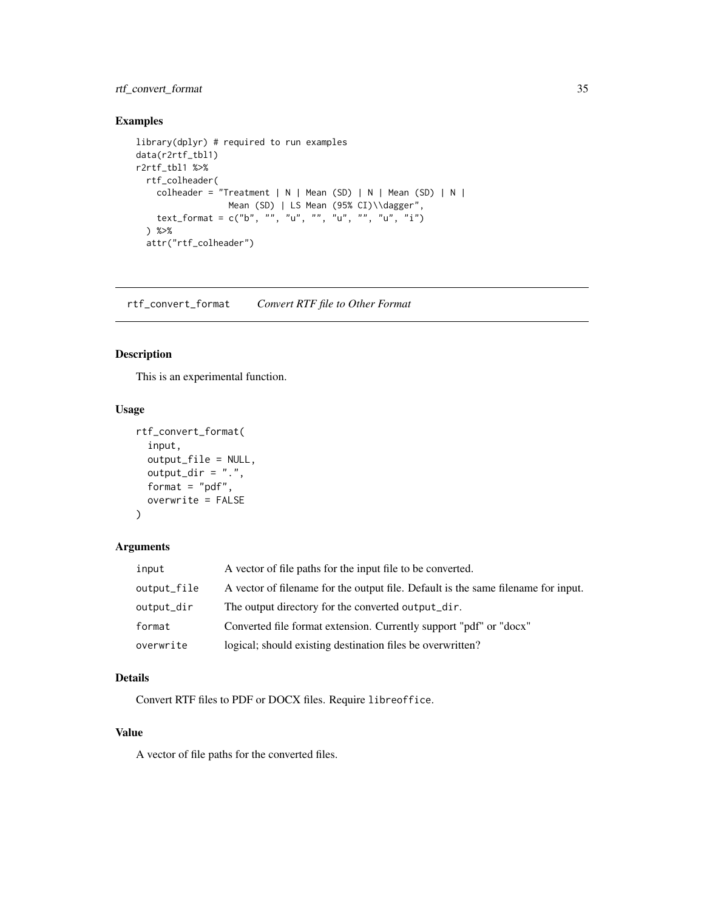## Examples

```
library(dplyr) # required to run examples
data(r2rtf_tbl1)
r2rtf_tbl1 %>%
  rtf_colheader(
    colheader = "Treatment | N | Mean (SD) | N | Mean (SD) | N |
                 Mean (SD) | LS Mean (95% CI)\\dagger",
    text_format = c("b", "", "u", "", "u", "", "u", "i")
  ) %>%
  attr("rtf_colheader")
```

---

# rtf_convert_format *Convert RTF file to Other Format*

---

## Description

This is an experimental function.

## Usage

```
rtf_convert_format(
  input,
  output_file = NULL,
  output_dir = ".",
  format = "pdf",
  overwrite = FALSE
)
```

## Arguments

| | |
|---|---|
| input | A vector of file paths for the input file to be converted. |
| output_file | A vector of filename for the output file. Default is the same filename for input. |
| output_dir | The output directory for the converted `output_dir`. |
| format | Converted file format extension. Currently support "pdf" or "docx" |
| overwrite | logical; should existing destination files be overwritten? |

## Details

Convert RTF files to PDF or DOCX files. Require `libreoffice`.

## Value

A vector of file paths for the converted files.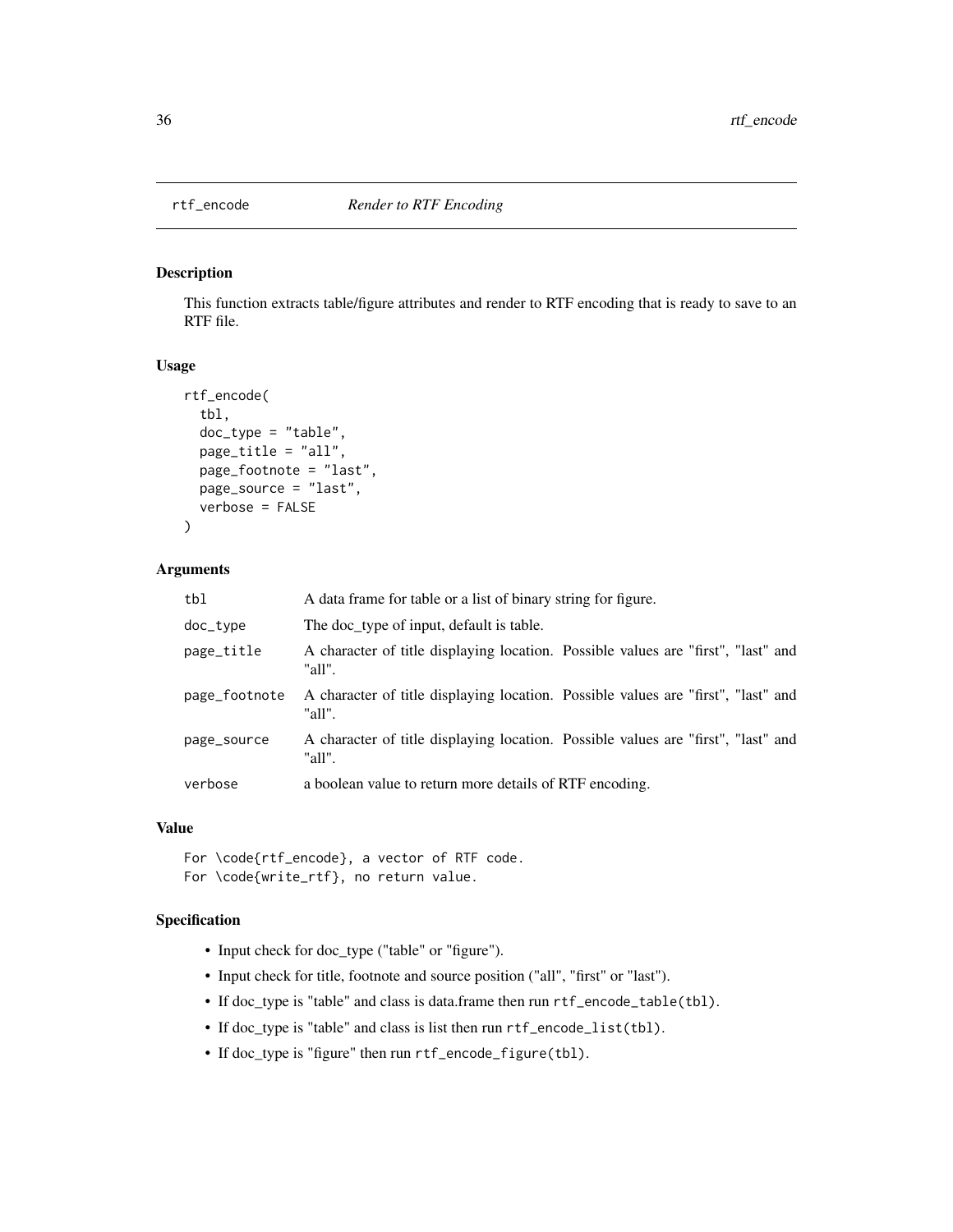## rtf_encode *Render to RTF Encoding*

### Description

This function extracts table/figure attributes and render to RTF encoding that is ready to save to an RTF file.

### Usage

```
rtf_encode(
  tbl,
  doc_type = "table",
  page_title = "all",
  page_footnote = "last",
  page_source = "last",
  verbose = FALSE
)
```

### Arguments

| | |
|---|---|
| tbl | A data frame for table or a list of binary string for figure. |
| doc_type | The doc_type of input, default is table. |
| page_title | A character of title displaying location. Possible values are "first", "last" and "all". |
| page_footnote | A character of title displaying location. Possible values are "first", "last" and "all". |
| page_source | A character of title displaying location. Possible values are "first", "last" and "all". |
| verbose | a boolean value to return more details of RTF encoding. |

### Value

```
For \code{rtf_encode}, a vector of RTF code.
For \code{write_rtf}, no return value.
```

### Specification

- Input check for doc_type ("table" or "figure").
- Input check for title, footnote and source position ("all", "first" or "last").
- If doc_type is "table" and class is data.frame then run `rtf_encode_table(tbl)`.
- If doc_type is "table" and class is list then run `rtf_encode_list(tbl)`.
- If doc_type is "figure" then run `rtf_encode_figure(tbl)`.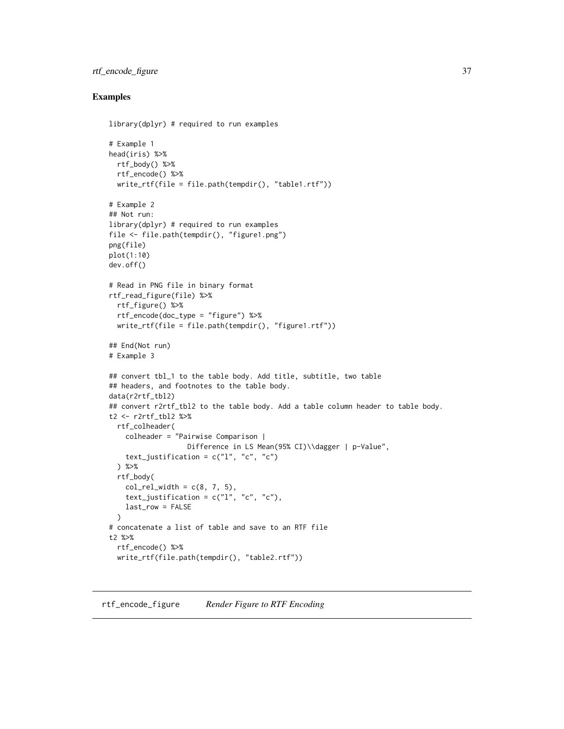## Examples

```
library(dplyr) # required to run examples

# Example 1
head(iris) %>%
  rtf_body() %>%
  rtf_encode() %>%
  write_rtf(file = file.path(tempdir(), "table1.rtf"))

# Example 2
## Not run:
library(dplyr) # required to run examples
file <- file.path(tempdir(), "figure1.png")
png(file)
plot(1:10)
dev.off()

# Read in PNG file in binary format
rtf_read_figure(file) %>%
  rtf_figure() %>%
  rtf_encode(doc_type = "figure") %>%
  write_rtf(file = file.path(tempdir(), "figure1.rtf"))

## End(Not run)
# Example 3

## convert tbl_1 to the table body. Add title, subtitle, two table
## headers, and footnotes to the table body.
data(r2rtf_tbl2)
## convert r2rtf_tbl2 to the table body. Add a table column header to table body.
t2 <- r2rtf_tbl2 %>%
  rtf_colheader(
    colheader = "Pairwise Comparison |
                  Difference in LS Mean(95% CI)\\dagger | p-Value",
    text_justification = c("l", "c", "c")
  ) %>%
  rtf_body(
    col_rel_width = c(8, 7, 5),
    text_justification = c("l", "c", "c"),
    last_row = FALSE
  )
# concatenate a list of table and save to an RTF file
t2 %>%
  rtf_encode() %>%
  write_rtf(file.path(tempdir(), "table2.rtf"))
```

---

rtf_encode_figure    *Render Figure to RTF Encoding*

---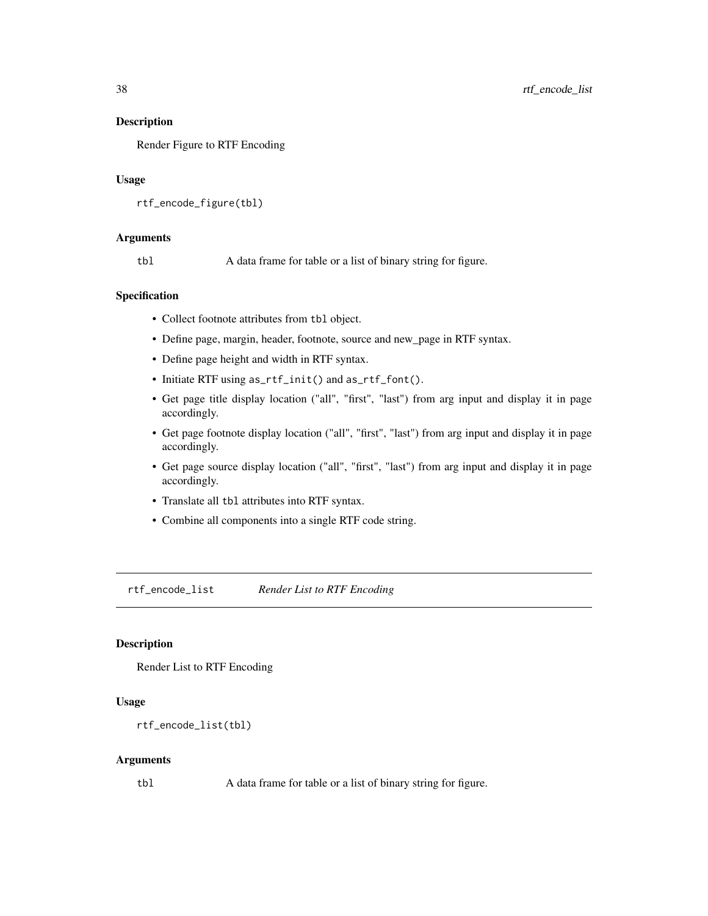### Description

Render Figure to RTF Encoding

### Usage

```
rtf_encode_figure(tbl)
```

### Arguments

| | |
|---|---|
| tbl | A data frame for table or a list of binary string for figure. |

### Specification

- Collect footnote attributes from `tbl` object.
- Define page, margin, header, footnote, source and new_page in RTF syntax.
- Define page height and width in RTF syntax.
- Initiate RTF using `as_rtf_init()` and `as_rtf_font()`.
- Get page title display location ("all", "first", "last") from arg input and display it in page accordingly.
- Get page footnote display location ("all", "first", "last") from arg input and display it in page accordingly.
- Get page source display location ("all", "first", "last") from arg input and display it in page accordingly.
- Translate all `tbl` attributes into RTF syntax.
- Combine all components into a single RTF code string.

---

## rtf_encode_list *Render List to RTF Encoding*

### Description

Render List to RTF Encoding

### Usage

```
rtf_encode_list(tbl)
```

### Arguments

| | |
|---|---|
| tbl | A data frame for table or a list of binary string for figure. |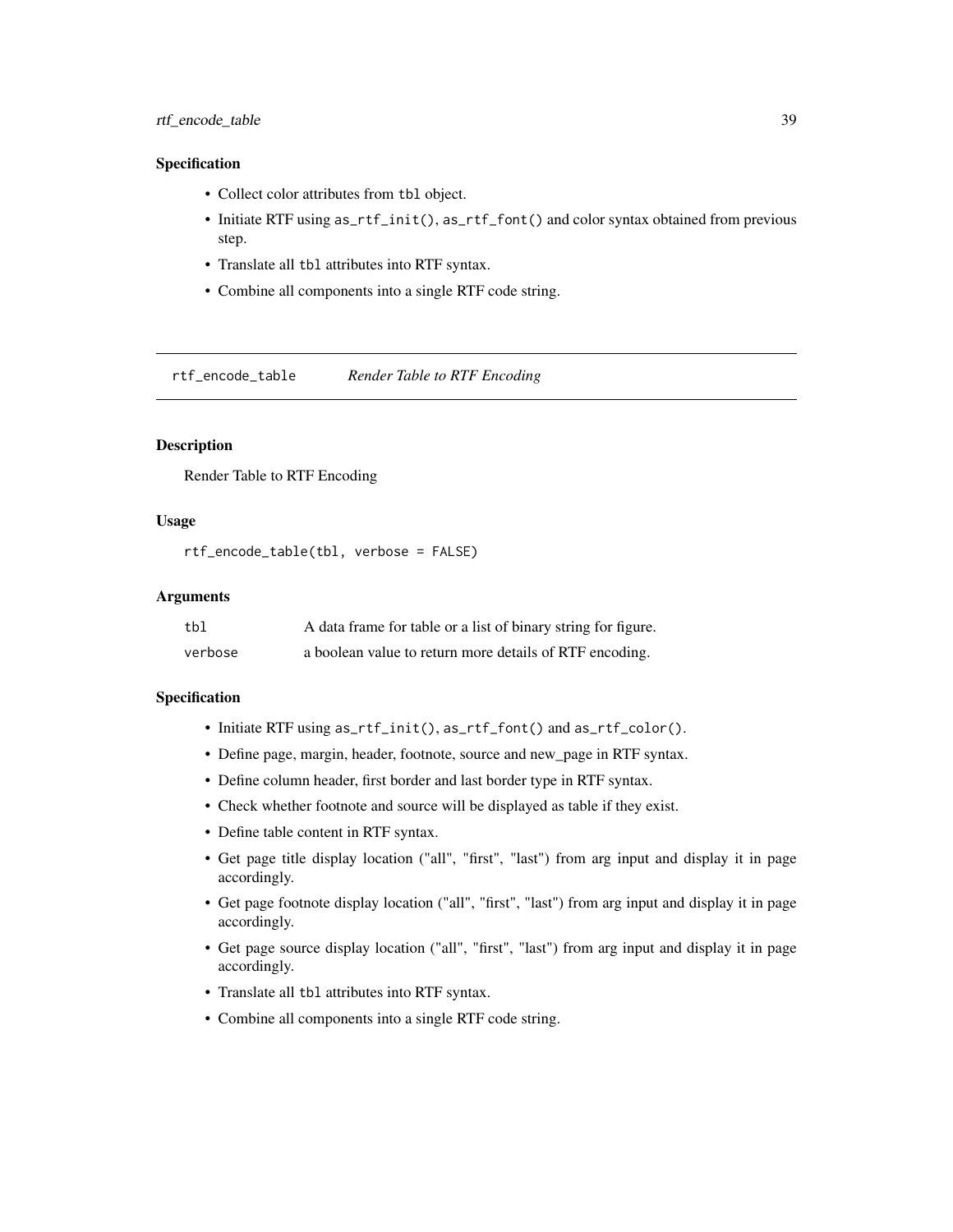## Specification

- Collect color attributes from `tbl` object.
- Initiate RTF using `as_rtf_init()`, `as_rtf_font()` and color syntax obtained from previous step.
- Translate all `tbl` attributes into RTF syntax.
- Combine all components into a single RTF code string.

---

# rtf_encode_table — *Render Table to RTF Encoding*

## Description

Render Table to RTF Encoding

## Usage

```
rtf_encode_table(tbl, verbose = FALSE)
```

## Arguments

| | |
|---|---|
| `tbl` | A data frame for table or a list of binary string for figure. |
| `verbose` | a boolean value to return more details of RTF encoding. |

## Specification

- Initiate RTF using `as_rtf_init()`, `as_rtf_font()` and `as_rtf_color()`.
- Define page, margin, header, footnote, source and new_page in RTF syntax.
- Define column header, first border and last border type in RTF syntax.
- Check whether footnote and source will be displayed as table if they exist.
- Define table content in RTF syntax.
- Get page title display location ("all", "first", "last") from arg input and display it in page accordingly.
- Get page footnote display location ("all", "first", "last") from arg input and display it in page accordingly.
- Get page source display location ("all", "first", "last") from arg input and display it in page accordingly.
- Translate all `tbl` attributes into RTF syntax.
- Combine all components into a single RTF code string.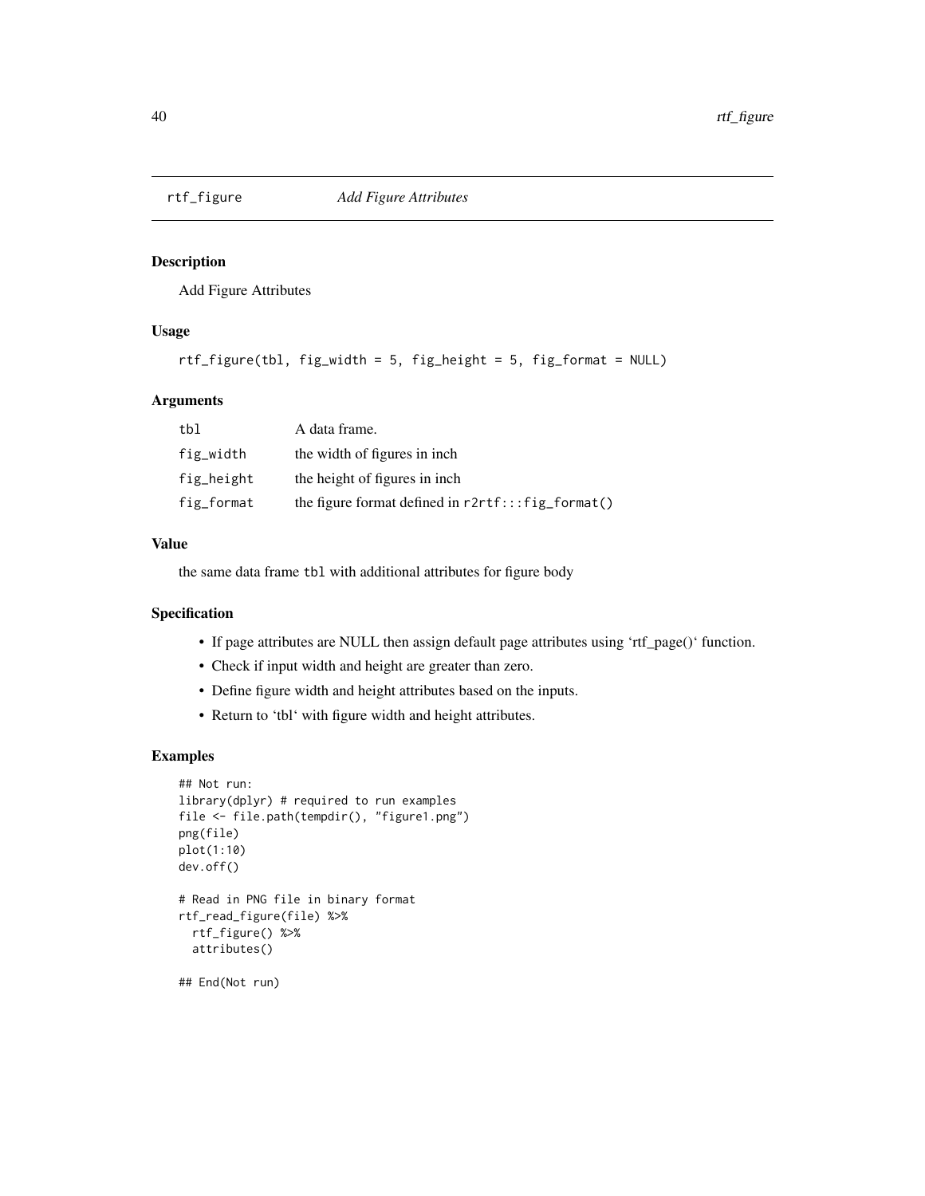## rtf_figure *Add Figure Attributes*

### Description

Add Figure Attributes

### Usage

```
rtf_figure(tbl, fig_width = 5, fig_height = 5, fig_format = NULL)
```

### Arguments

| | |
|---|---|
| tbl | A data frame. |
| fig_width | the width of figures in inch |
| fig_height | the height of figures in inch |
| fig_format | the figure format defined in `r2rtf:::fig_format()` |

### Value

the same data frame `tbl` with additional attributes for figure body

### Specification

- If page attributes are NULL then assign default page attributes using 'rtf_page()' function.
- Check if input width and height are greater than zero.
- Define figure width and height attributes based on the inputs.
- Return to 'tbl' with figure width and height attributes.

### Examples

```
## Not run:
library(dplyr) # required to run examples
file <- file.path(tempdir(), "figure1.png")
png(file)
plot(1:10)
dev.off()

# Read in PNG file in binary format
rtf_read_figure(file) %>%
  rtf_figure() %>%
  attributes()

## End(Not run)
```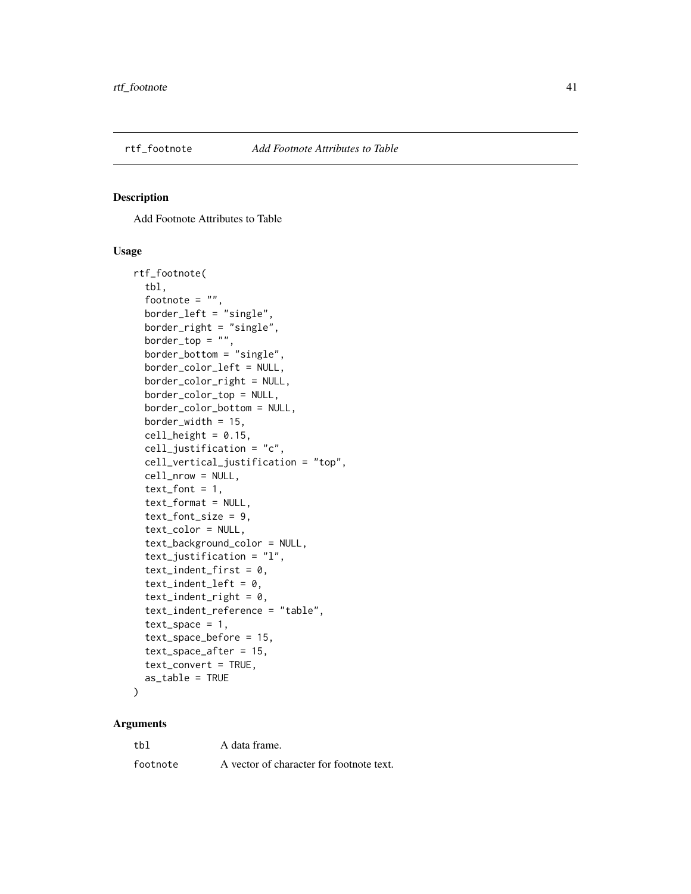## rtf_footnote *Add Footnote Attributes to Table*

### Description

Add Footnote Attributes to Table

### Usage

```
rtf_footnote(
  tbl,
  footnote = "",
  border_left = "single",
  border_right = "single",
  border_top = "",
  border_bottom = "single",
  border_color_left = NULL,
  border_color_right = NULL,
  border_color_top = NULL,
  border_color_bottom = NULL,
  border_width = 15,
  cell_height = 0.15,
  cell_justification = "c",
  cell_vertical_justification = "top",
  cell_nrow = NULL,
  text_font = 1,
  text_format = NULL,
  text_font_size = 9,
  text_color = NULL,
  text_background_color = NULL,
  text_justification = "l",
  text_indent_first = 0,
  text_indent_left = 0,
  text_indent_right = 0,
  text_indent_reference = "table",
  text_space = 1,
  text_space_before = 15,
  text_space_after = 15,
  text_convert = TRUE,
  as_table = TRUE
)
```

### Arguments

| | |
|---|---|
| `tbl` | A data frame. |
| `footnote` | A vector of character for footnote text. |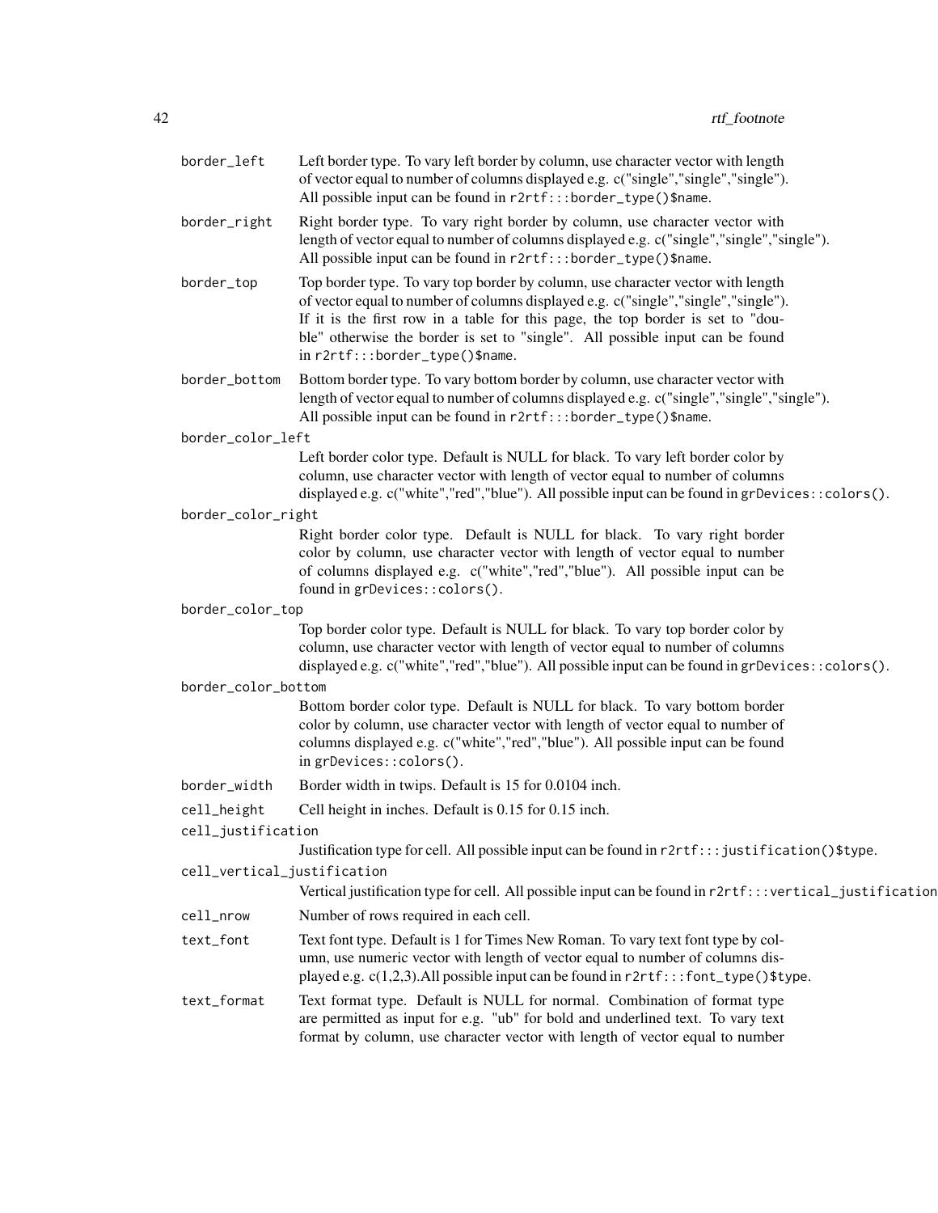| | |
|---|---|
| `border_left` | Left border type. To vary left border by column, use character vector with length of vector equal to number of columns displayed e.g. c("single","single","single"). All possible input can be found in `r2rtf:::border_type()$name`. |
| `border_right` | Right border type. To vary right border by column, use character vector with length of vector equal to number of columns displayed e.g. c("single","single","single"). All possible input can be found in `r2rtf:::border_type()$name`. |
| `border_top` | Top border type. To vary top border by column, use character vector with length of vector equal to number of columns displayed e.g. c("single","single","single"). If it is the first row in a table for this page, the top border is set to "double" otherwise the border is set to "single". All possible input can be found in `r2rtf:::border_type()$name`. |
| `border_bottom` | Bottom border type. To vary bottom border by column, use character vector with length of vector equal to number of columns displayed e.g. c("single","single","single"). All possible input can be found in `r2rtf:::border_type()$name`. |
| `border_color_left` | Left border color type. Default is NULL for black. To vary left border color by column, use character vector with length of vector equal to number of columns displayed e.g. c("white","red","blue"). All possible input can be found in `grDevices::colors()`. |
| `border_color_right` | Right border color type. Default is NULL for black. To vary right border color by column, use character vector with length of vector equal to number of columns displayed e.g. c("white","red","blue"). All possible input can be found in `grDevices::colors()`. |
| `border_color_top` | Top border color type. Default is NULL for black. To vary top border color by column, use character vector with length of vector equal to number of columns displayed e.g. c("white","red","blue"). All possible input can be found in `grDevices::colors()`. |
| `border_color_bottom` | Bottom border color type. Default is NULL for black. To vary bottom border color by column, use character vector with length of vector equal to number of columns displayed e.g. c("white","red","blue"). All possible input can be found in `grDevices::colors()`. |
| `border_width` | Border width in twips. Default is 15 for 0.0104 inch. |
| `cell_height` | Cell height in inches. Default is 0.15 for 0.15 inch. |
| `cell_justification` | Justification type for cell. All possible input can be found in `r2rtf:::justification()$type`. |
| `cell_vertical_justification` | Vertical justification type for cell. All possible input can be found in `r2rtf:::vertical_justification` |
| `cell_nrow` | Number of rows required in each cell. |
| `text_font` | Text font type. Default is 1 for Times New Roman. To vary text font type by column, use numeric vector with length of vector equal to number of columns displayed e.g. c(1,2,3).All possible input can be found in `r2rtf:::font_type()$type`. |
| `text_format` | Text format type. Default is NULL for normal. Combination of format type are permitted as input for e.g. "ub" for bold and underlined text. To vary text format by column, use character vector with length of vector equal to number |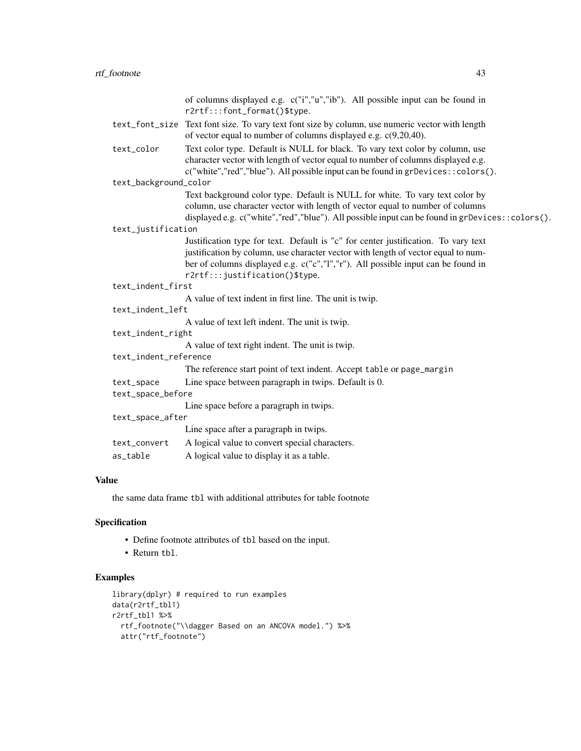of columns displayed e.g. c("i","u","ib"). All possible input can be found in `r2rtf:::font_format()$type`.

`text_font_size` Text font size. To vary text font size by column, use numeric vector with length of vector equal to number of columns displayed e.g. c(9,20,40).

`text_color` Text color type. Default is NULL for black. To vary text color by column, use character vector with length of vector equal to number of columns displayed e.g. c("white","red","blue"). All possible input can be found in `grDevices::colors()`.

`text_background_color`
Text background color type. Default is NULL for white. To vary text color by column, use character vector with length of vector equal to number of columns displayed e.g. c("white","red","blue"). All possible input can be found in `grDevices::colors()`.

`text_justification`
Justification type for text. Default is "c" for center justification. To vary text justification by column, use character vector with length of vector equal to number of columns displayed e.g. c("c","l","r"). All possible input can be found in `r2rtf:::justification()$type`.

`text_indent_first`
A value of text indent in first line. The unit is twip.

`text_indent_left`
A value of text left indent. The unit is twip.

`text_indent_right`
A value of text right indent. The unit is twip.

`text_indent_reference`
The reference start point of text indent. Accept `table` or `page_margin`

`text_space` Line space between paragraph in twips. Default is 0.

`text_space_before`
Line space before a paragraph in twips.

`text_space_after`
Line space after a paragraph in twips.

`text_convert` A logical value to convert special characters.

`as_table` A logical value to display it as a table.

### Value

the same data frame `tbl` with additional attributes for table footnote

### Specification

- Define footnote attributes of `tbl` based on the input.
- Return `tbl`.

### Examples

```
library(dplyr) # required to run examples
data(r2rtf_tbl1)
r2rtf_tbl1 %>%
  rtf_footnote("\\dagger Based on an ANCOVA model.") %>%
  attr("rtf_footnote")
```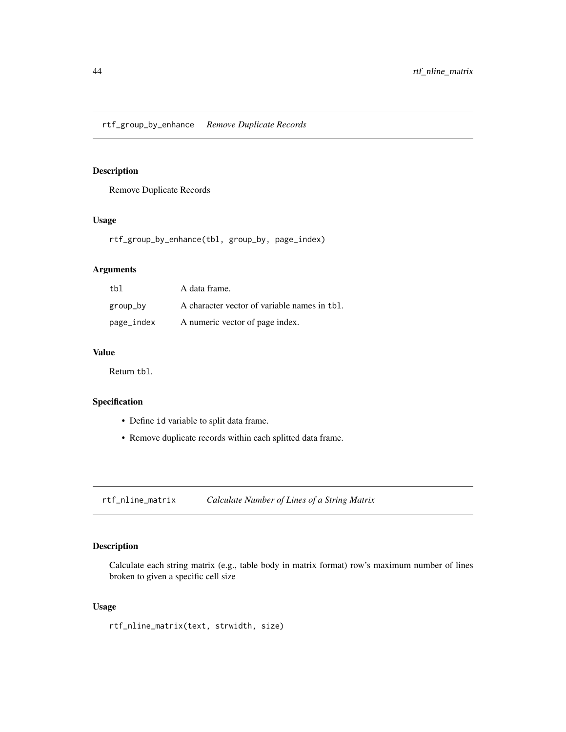## rtf_group_by_enhance    *Remove Duplicate Records*

### Description

Remove Duplicate Records

### Usage

```
rtf_group_by_enhance(tbl, group_by, page_index)
```

### Arguments

| | |
|---|---|
| tbl | A data frame. |
| group_by | A character vector of variable names in tbl. |
| page_index | A numeric vector of page index. |

### Value

Return tbl.

### Specification

- Define id variable to split data frame.
- Remove duplicate records within each splitted data frame.

## rtf_nline_matrix    *Calculate Number of Lines of a String Matrix*

### Description

Calculate each string matrix (e.g., table body in matrix format) row's maximum number of lines broken to given a specific cell size

### Usage

```
rtf_nline_matrix(text, strwidth, size)
```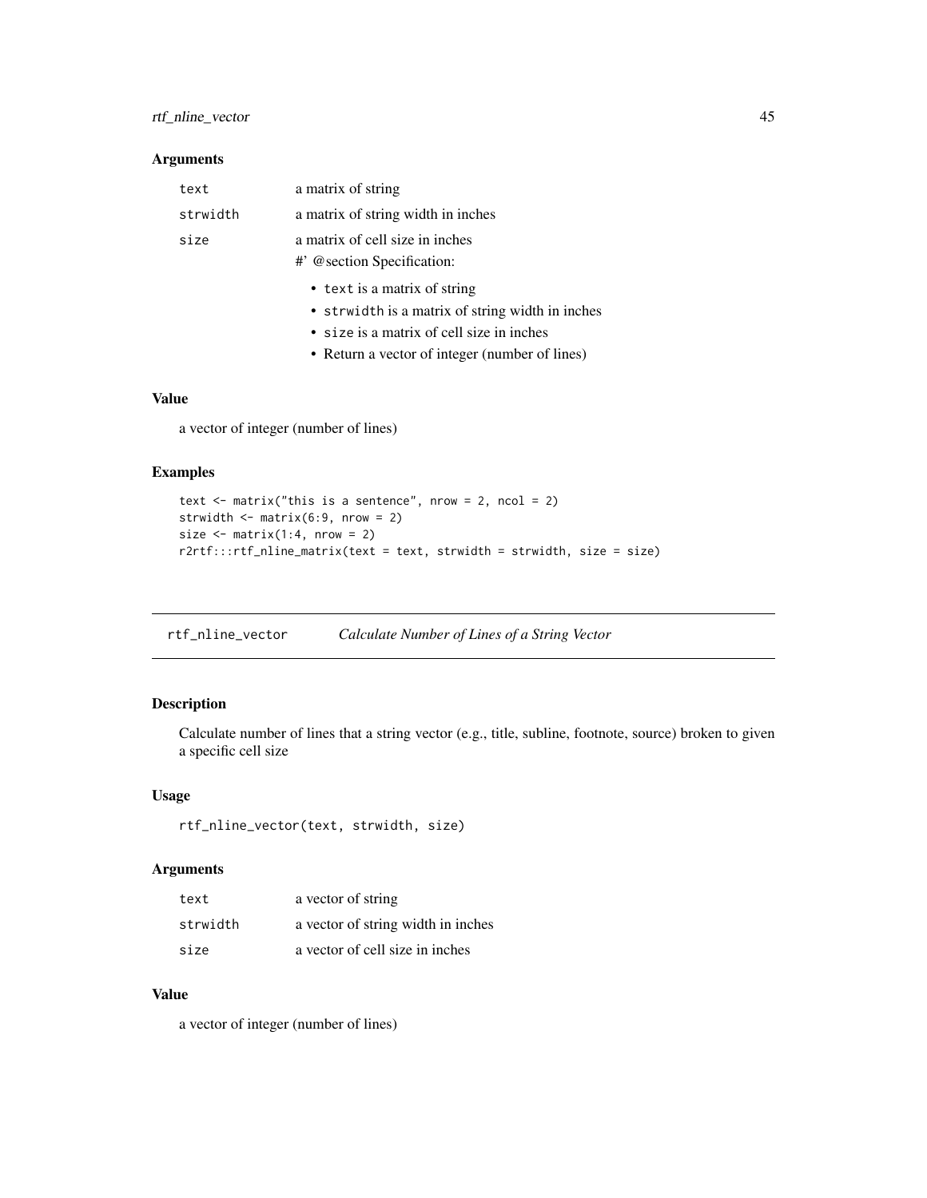### Arguments

| | |
|---|---|
| `text` | a matrix of string |
| `strwidth` | a matrix of string width in inches |
| `size` | a matrix of cell size in inches<br>#' @section Specification:<br>• `text` is a matrix of string<br>• `strwidth` is a matrix of string width in inches<br>• `size` is a matrix of cell size in inches<br>• Return a vector of integer (number of lines) |

### Value

a vector of integer (number of lines)

### Examples

```
text <- matrix("this is a sentence", nrow = 2, ncol = 2)
strwidth <- matrix(6:9, nrow = 2)
size <- matrix(1:4, nrow = 2)
r2rtf:::rtf_nline_matrix(text = text, strwidth = strwidth, size = size)
```

---

## rtf_nline_vector    *Calculate Number of Lines of a String Vector*

### Description

Calculate number of lines that a string vector (e.g., title, subline, footnote, source) broken to given a specific cell size

### Usage

```
rtf_nline_vector(text, strwidth, size)
```

### Arguments

| | |
|---|---|
| `text` | a vector of string |
| `strwidth` | a vector of string width in inches |
| `size` | a vector of cell size in inches |

### Value

a vector of integer (number of lines)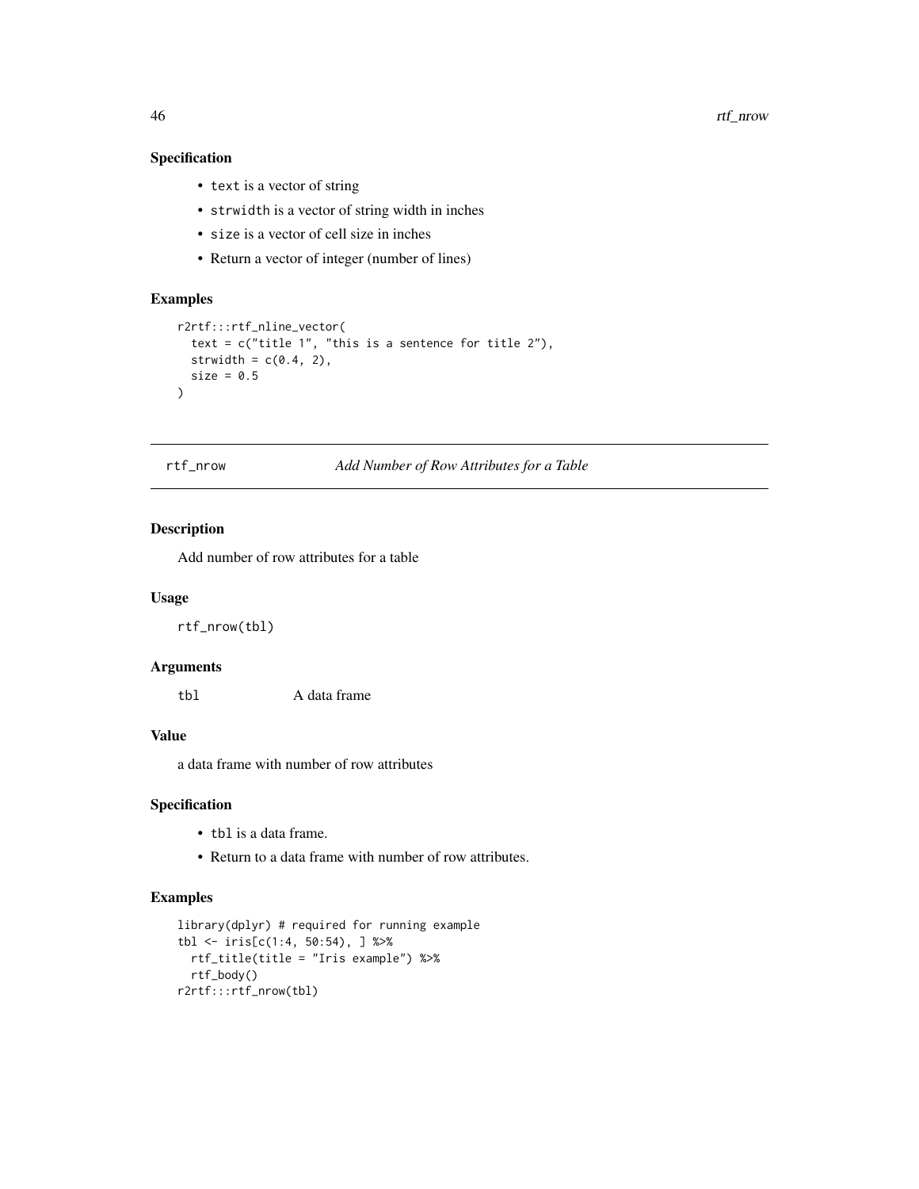### Specification

- `text` is a vector of string
- `strwidth` is a vector of string width in inches
- `size` is a vector of cell size in inches
- Return a vector of integer (number of lines)

### Examples

```
r2rtf:::rtf_nline_vector(
  text = c("title 1", "this is a sentence for title 2"),
  strwidth = c(0.4, 2),
  size = 0.5
)
```

---

## rtf_nrow    *Add Number of Row Attributes for a Table*

---

### Description

Add number of row attributes for a table

### Usage

```
rtf_nrow(tbl)
```

### Arguments

| | |
|---|---|
| `tbl` | A data frame |

### Value

a data frame with number of row attributes

### Specification

- `tbl` is a data frame.
- Return to a data frame with number of row attributes.

### Examples

```
library(dplyr) # required for running example
tbl <- iris[c(1:4, 50:54), ] %>%
  rtf_title(title = "Iris example") %>%
  rtf_body()
r2rtf:::rtf_nrow(tbl)
```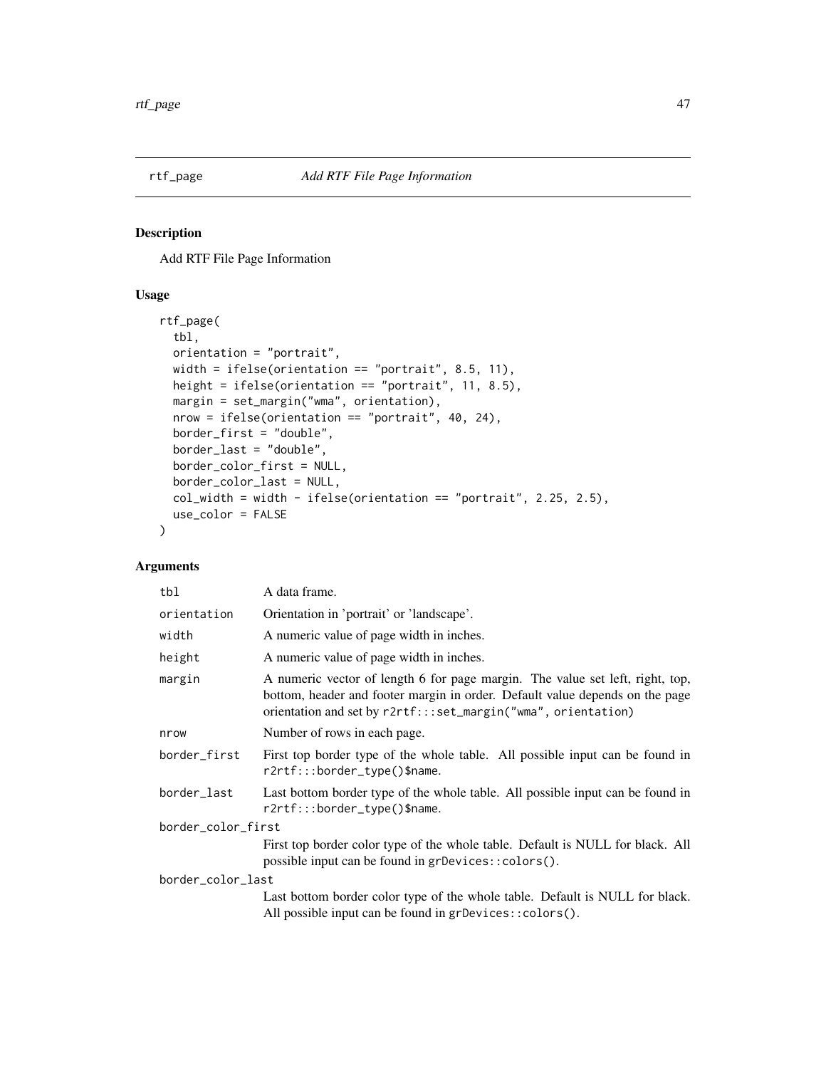## rtf_page *Add RTF File Page Information*

### Description

Add RTF File Page Information

### Usage

```
rtf_page(
  tbl,
  orientation = "portrait",
  width = ifelse(orientation == "portrait", 8.5, 11),
  height = ifelse(orientation == "portrait", 11, 8.5),
  margin = set_margin("wma", orientation),
  nrow = ifelse(orientation == "portrait", 40, 24),
  border_first = "double",
  border_last = "double",
  border_color_first = NULL,
  border_color_last = NULL,
  col_width = width - ifelse(orientation == "portrait", 2.25, 2.5),
  use_color = FALSE
)
```

### Arguments

| Argument | Description |
|---|---|
| `tbl` | A data frame. |
| `orientation` | Orientation in 'portrait' or 'landscape'. |
| `width` | A numeric value of page width in inches. |
| `height` | A numeric value of page width in inches. |
| `margin` | A numeric vector of length 6 for page margin. The value set left, right, top, bottom, header and footer margin in order. Default value depends on the page orientation and set by `r2rtf:::set_margin("wma", orientation)` |
| `nrow` | Number of rows in each page. |
| `border_first` | First top border type of the whole table. All possible input can be found in `r2rtf:::border_type()$name`. |
| `border_last` | Last bottom border type of the whole table. All possible input can be found in `r2rtf:::border_type()$name`. |
| `border_color_first` | First top border color type of the whole table. Default is NULL for black. All possible input can be found in `grDevices::colors()`. |
| `border_color_last` | Last bottom border color type of the whole table. Default is NULL for black. All possible input can be found in `grDevices::colors()`. |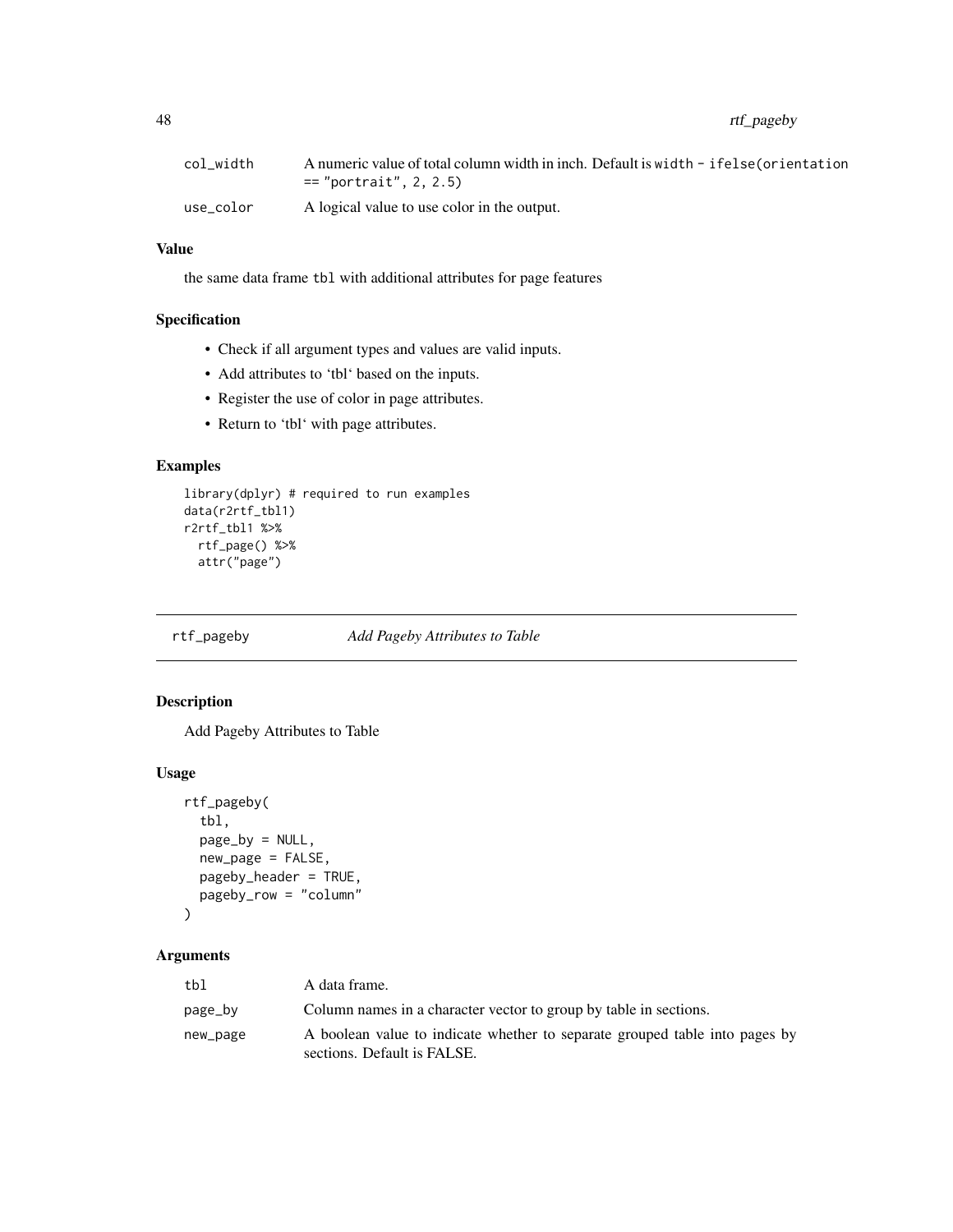| | |
|---|---|
| col_width | A numeric value of total column width in inch. Default is `width - ifelse(orientation == "portrait", 2, 2.5)` |
| use_color | A logical value to use color in the output. |

### Value

the same data frame `tbl` with additional attributes for page features

### Specification

- Check if all argument types and values are valid inputs.
- Add attributes to 'tbl' based on the inputs.
- Register the use of color in page attributes.
- Return to 'tbl' with page attributes.

### Examples

```
library(dplyr) # required to run examples
data(r2rtf_tbl1)
r2rtf_tbl1 %>%
  rtf_page() %>%
  attr("page")
```

---

## rtf_pageby *Add Pageby Attributes to Table*

---

### Description

Add Pageby Attributes to Table

### Usage

```
rtf_pageby(
  tbl,
  page_by = NULL,
  new_page = FALSE,
  pageby_header = TRUE,
  pageby_row = "column"
)
```

### Arguments

| | |
|---|---|
| tbl | A data frame. |
| page_by | Column names in a character vector to group by table in sections. |
| new_page | A boolean value to indicate whether to separate grouped table into pages by sections. Default is FALSE. |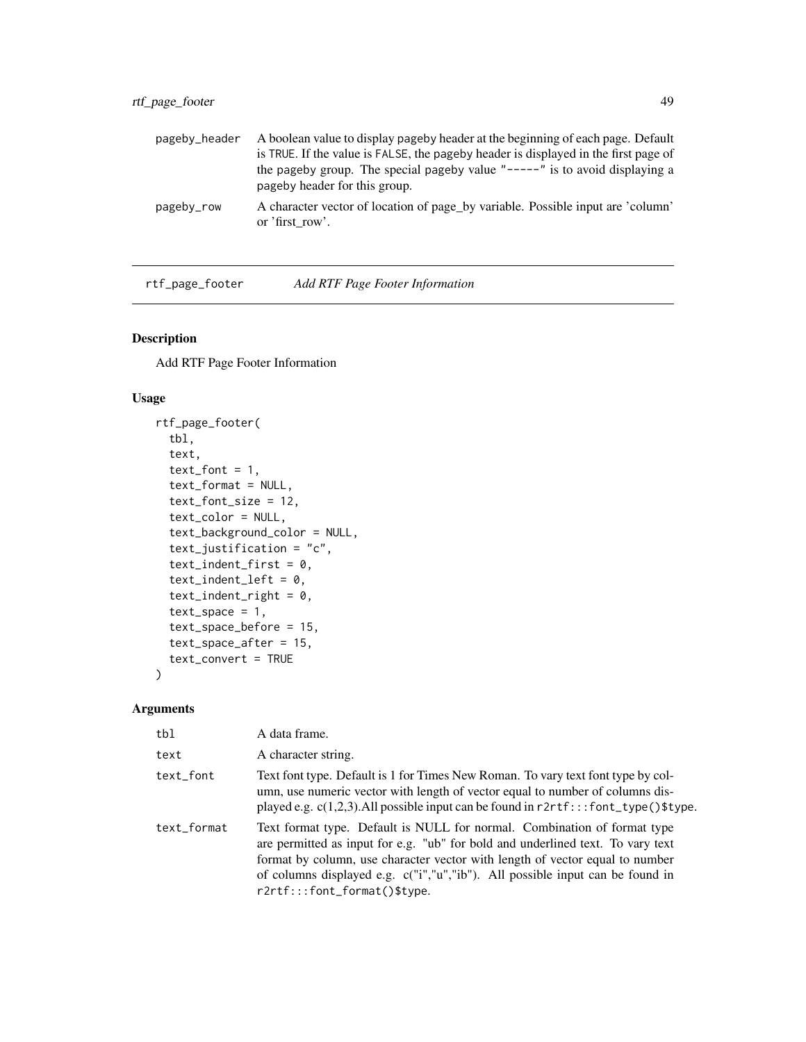| | |
|---|---|
| pageby_header | A boolean value to display pageby header at the beginning of each page. Default is TRUE. If the value is FALSE, the pageby header is displayed in the first page of the pageby group. The special pageby value "-----" is to avoid displaying a pageby header for this group. |
| pageby_row | A character vector of location of page_by variable. Possible input are 'column' or 'first_row'. |

## rtf_page_footer *Add RTF Page Footer Information*

### Description

Add RTF Page Footer Information

### Usage

```
rtf_page_footer(
  tbl,
  text,
  text_font = 1,
  text_format = NULL,
  text_font_size = 12,
  text_color = NULL,
  text_background_color = NULL,
  text_justification = "c",
  text_indent_first = 0,
  text_indent_left = 0,
  text_indent_right = 0,
  text_space = 1,
  text_space_before = 15,
  text_space_after = 15,
  text_convert = TRUE
)
```

### Arguments

| | |
|---|---|
| tbl | A data frame. |
| text | A character string. |
| text_font | Text font type. Default is 1 for Times New Roman. To vary text font type by column, use numeric vector with length of vector equal to number of columns displayed e.g. c(1,2,3).All possible input can be found in r2rtf:::font_type()$type. |
| text_format | Text format type. Default is NULL for normal. Combination of format type are permitted as input for e.g. "ub" for bold and underlined text. To vary text format by column, use character vector with length of vector equal to number of columns displayed e.g. c("i","u","ib"). All possible input can be found in r2rtf:::font_format()$type. |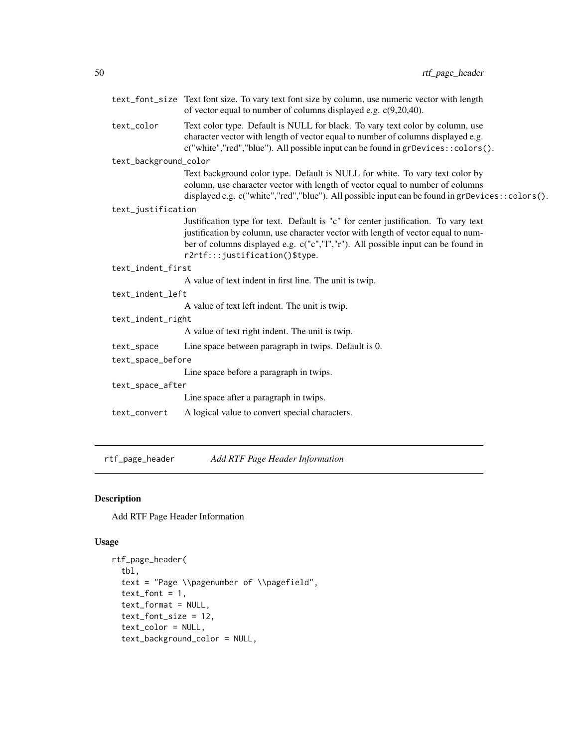text_font_size Text font size. To vary text font size by column, use numeric vector with length of vector equal to number of columns displayed e.g. c(9,20,40).

text_color Text color type. Default is NULL for black. To vary text color by column, use character vector with length of vector equal to number of columns displayed e.g. c("white","red","blue"). All possible input can be found in `grDevices::colors()`.

text_background_color
Text background color type. Default is NULL for white. To vary text color by column, use character vector with length of vector equal to number of columns displayed e.g. c("white","red","blue"). All possible input can be found in `grDevices::colors()`.

text_justification
Justification type for text. Default is "c" for center justification. To vary text justification by column, use character vector with length of vector equal to number of columns displayed e.g. c("c","l","r"). All possible input can be found in `r2rtf:::justification()$type`.

text_indent_first
A value of text indent in first line. The unit is twip.

text_indent_left
A value of text left indent. The unit is twip.

text_indent_right
A value of text right indent. The unit is twip.

text_space Line space between paragraph in twips. Default is 0.

text_space_before
Line space before a paragraph in twips.

text_space_after
Line space after a paragraph in twips.

text_convert A logical value to convert special characters.

---

rtf_page_header *Add RTF Page Header Information*

---

### Description

Add RTF Page Header Information

### Usage

```
rtf_page_header(
  tbl,
  text = "Page \\pagenumber of \\pagefield",
  text_font = 1,
  text_format = NULL,
  text_font_size = 12,
  text_color = NULL,
  text_background_color = NULL,
```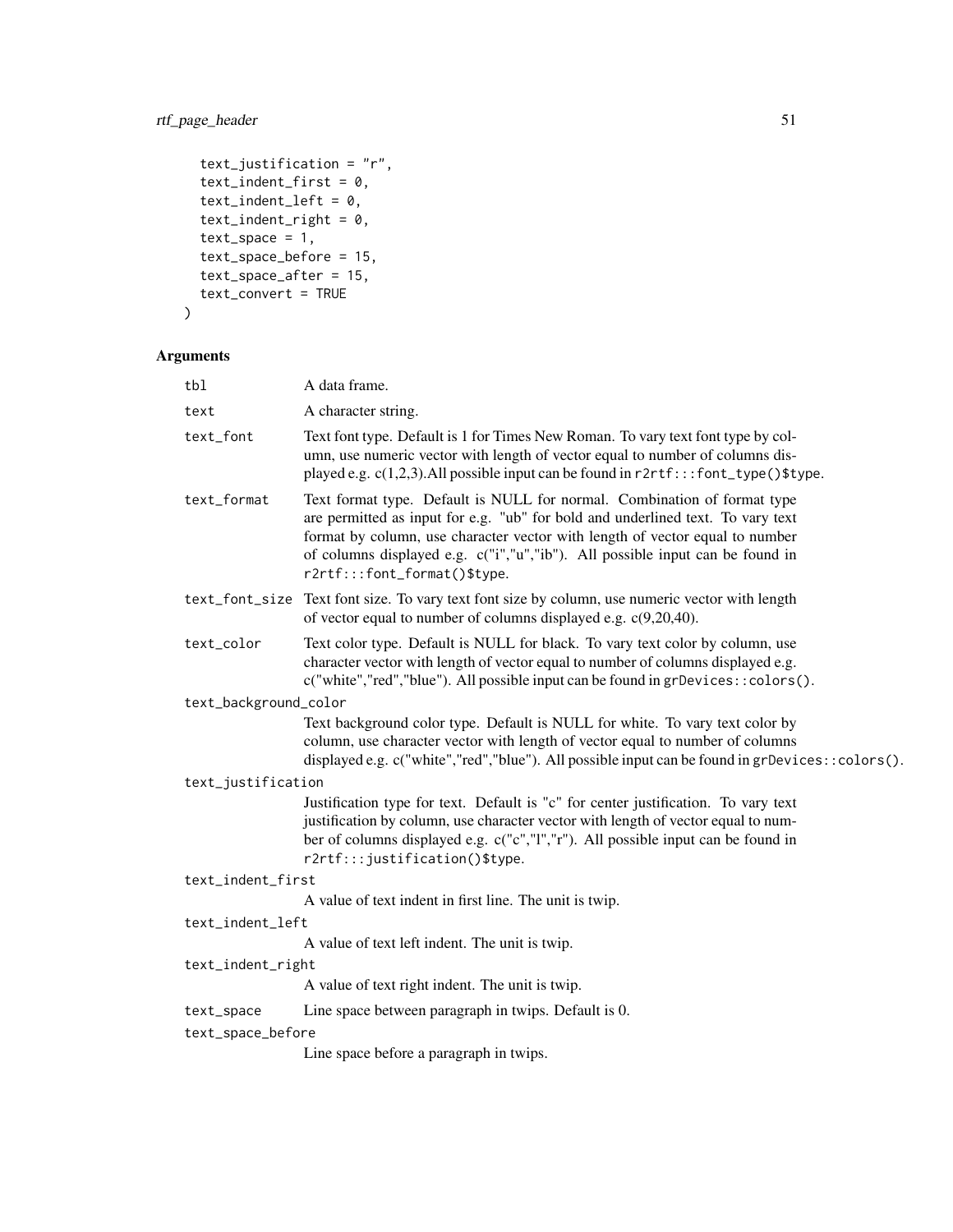```
  text_justification = "r",
  text_indent_first = 0,
  text_indent_left = 0,
  text_indent_right = 0,
  text_space = 1,
  text_space_before = 15,
  text_space_after = 15,
  text_convert = TRUE
)
```

## Arguments

| | |
|---|---|
| tbl | A data frame. |
| text | A character string. |
| text_font | Text font type. Default is 1 for Times New Roman. To vary text font type by column, use numeric vector with length of vector equal to number of columns displayed e.g. c(1,2,3).All possible input can be found in `r2rtf:::font_type()$type`. |
| text_format | Text format type. Default is NULL for normal. Combination of format type are permitted as input for e.g. "ub" for bold and underlined text. To vary text format by column, use character vector with length of vector equal to number of columns displayed e.g. c("i","u","ib"). All possible input can be found in `r2rtf:::font_format()$type`. |
| text_font_size | Text font size. To vary text font size by column, use numeric vector with length of vector equal to number of columns displayed e.g. c(9,20,40). |
| text_color | Text color type. Default is NULL for black. To vary text color by column, use character vector with length of vector equal to number of columns displayed e.g. c("white","red","blue"). All possible input can be found in `grDevices::colors()`. |
| text_background_color | Text background color type. Default is NULL for white. To vary text color by column, use character vector with length of vector equal to number of columns displayed e.g. c("white","red","blue"). All possible input can be found in `grDevices::colors()`. |
| text_justification | Justification type for text. Default is "c" for center justification. To vary text justification by column, use character vector with length of vector equal to number of columns displayed e.g. c("c","l","r"). All possible input can be found in `r2rtf:::justification()$type`. |
| text_indent_first | A value of text indent in first line. The unit is twip. |
| text_indent_left | A value of text left indent. The unit is twip. |
| text_indent_right | A value of text right indent. The unit is twip. |
| text_space | Line space between paragraph in twips. Default is 0. |
| text_space_before | Line space before a paragraph in twips. |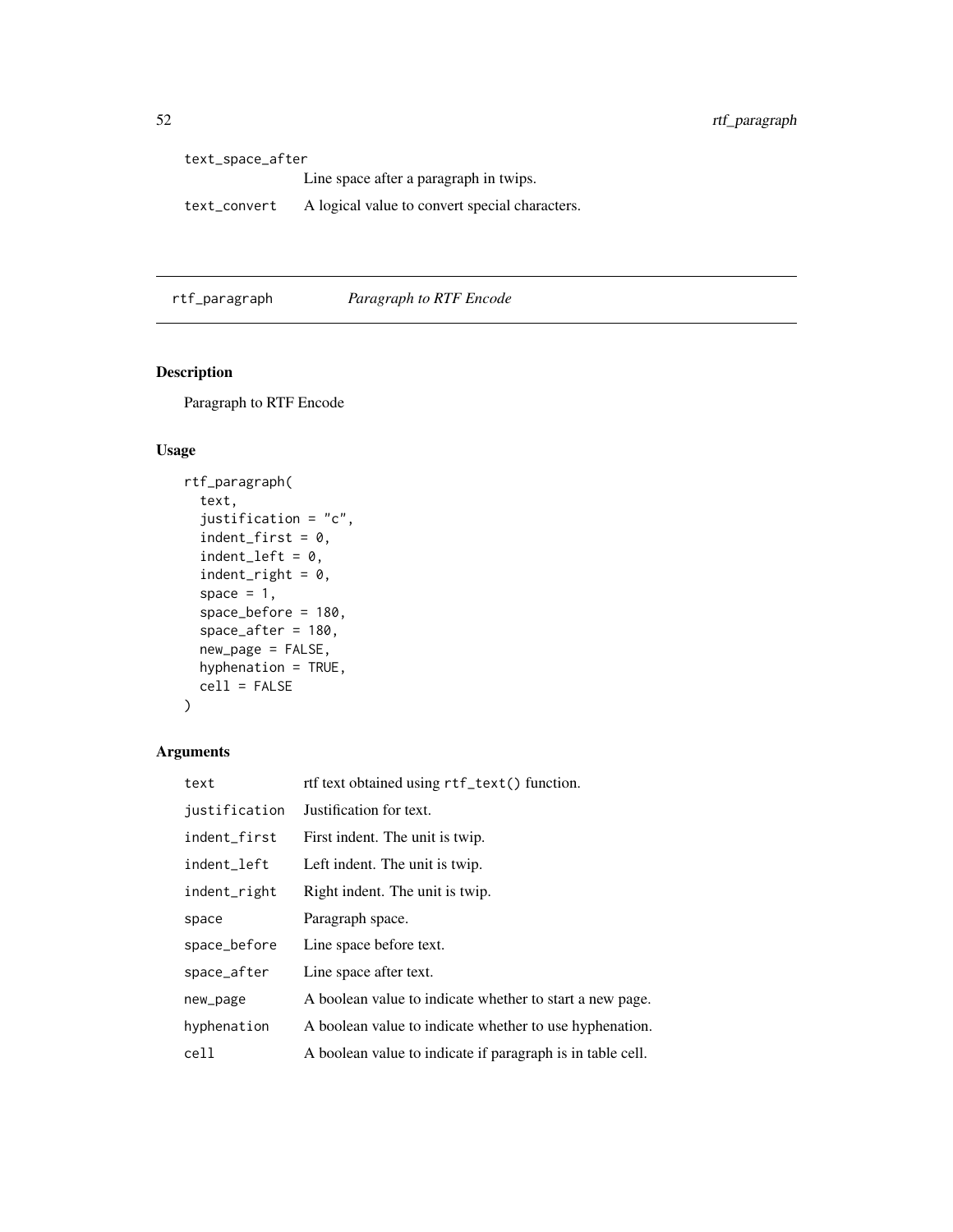| | |
|---|---|
| text_space_after | Line space after a paragraph in twips. |
| text_convert | A logical value to convert special characters. |

---

rtf_paragraph    *Paragraph to RTF Encode*

---

## Description

Paragraph to RTF Encode

## Usage

```
rtf_paragraph(
  text,
  justification = "c",
  indent_first = 0,
  indent_left = 0,
  indent_right = 0,
  space = 1,
  space_before = 180,
  space_after = 180,
  new_page = FALSE,
  hyphenation = TRUE,
  cell = FALSE
)
```

## Arguments

| | |
|---|---|
| text | rtf text obtained using `rtf_text()` function. |
| justification | Justification for text. |
| indent_first | First indent. The unit is twip. |
| indent_left | Left indent. The unit is twip. |
| indent_right | Right indent. The unit is twip. |
| space | Paragraph space. |
| space_before | Line space before text. |
| space_after | Line space after text. |
| new_page | A boolean value to indicate whether to start a new page. |
| hyphenation | A boolean value to indicate whether to use hyphenation. |
| cell | A boolean value to indicate if paragraph is in table cell. |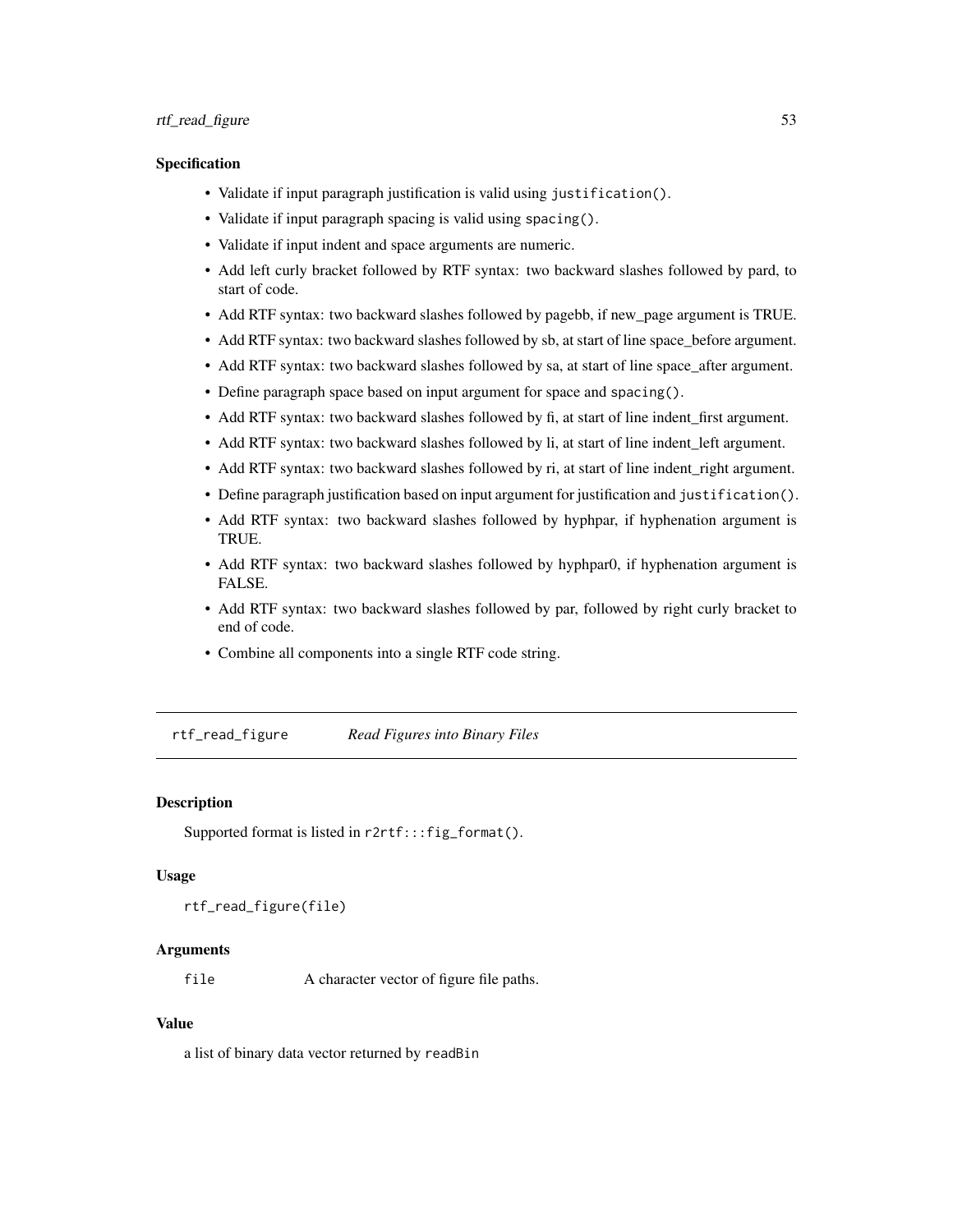### Specification

- Validate if input paragraph justification is valid using `justification()`.
- Validate if input paragraph spacing is valid using `spacing()`.
- Validate if input indent and space arguments are numeric.
- Add left curly bracket followed by RTF syntax: two backward slashes followed by pard, to start of code.
- Add RTF syntax: two backward slashes followed by pagebb, if new_page argument is TRUE.
- Add RTF syntax: two backward slashes followed by sb, at start of line space_before argument.
- Add RTF syntax: two backward slashes followed by sa, at start of line space_after argument.
- Define paragraph space based on input argument for space and `spacing()`.
- Add RTF syntax: two backward slashes followed by fi, at start of line indent_first argument.
- Add RTF syntax: two backward slashes followed by li, at start of line indent_left argument.
- Add RTF syntax: two backward slashes followed by ri, at start of line indent_right argument.
- Define paragraph justification based on input argument for justification and `justification()`.
- Add RTF syntax: two backward slashes followed by hyphpar, if hyphenation argument is TRUE.
- Add RTF syntax: two backward slashes followed by hyphpar0, if hyphenation argument is FALSE.
- Add RTF syntax: two backward slashes followed by par, followed by right curly bracket to end of code.
- Combine all components into a single RTF code string.

---

## `rtf_read_figure` *Read Figures into Binary Files*

### Description

Supported format is listed in `r2rtf:::fig_format()`.

### Usage

```
rtf_read_figure(file)
```

### Arguments

| | |
|---|---|
| `file` | A character vector of figure file paths. |

### Value

a list of binary data vector returned by `readBin`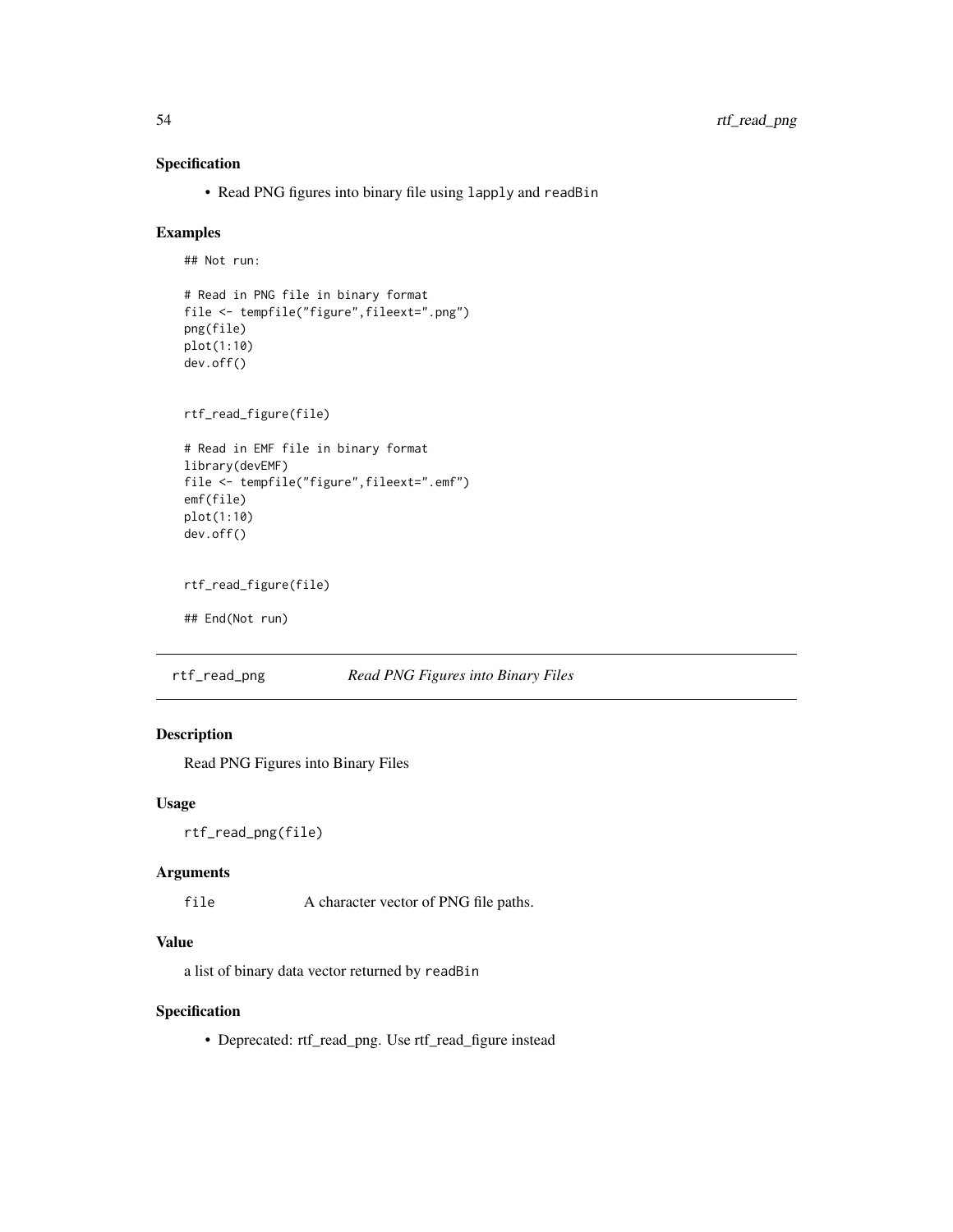### Specification

- Read PNG figures into binary file using `lapply` and `readBin`

### Examples

```
## Not run:

# Read in PNG file in binary format
file <- tempfile("figure",fileext=".png")
png(file)
plot(1:10)
dev.off()


rtf_read_figure(file)

# Read in EMF file in binary format
library(devEMF)
file <- tempfile("figure",fileext=".emf")
emf(file)
plot(1:10)
dev.off()


rtf_read_figure(file)

## End(Not run)
```

---

## rtf_read_png — *Read PNG Figures into Binary Files*

---

### Description

Read PNG Figures into Binary Files

### Usage

```
rtf_read_png(file)
```

### Arguments

| | |
|---|---|
| `file` | A character vector of PNG file paths. |

### Value

a list of binary data vector returned by `readBin`

### Specification

- Deprecated: rtf_read_png. Use rtf_read_figure instead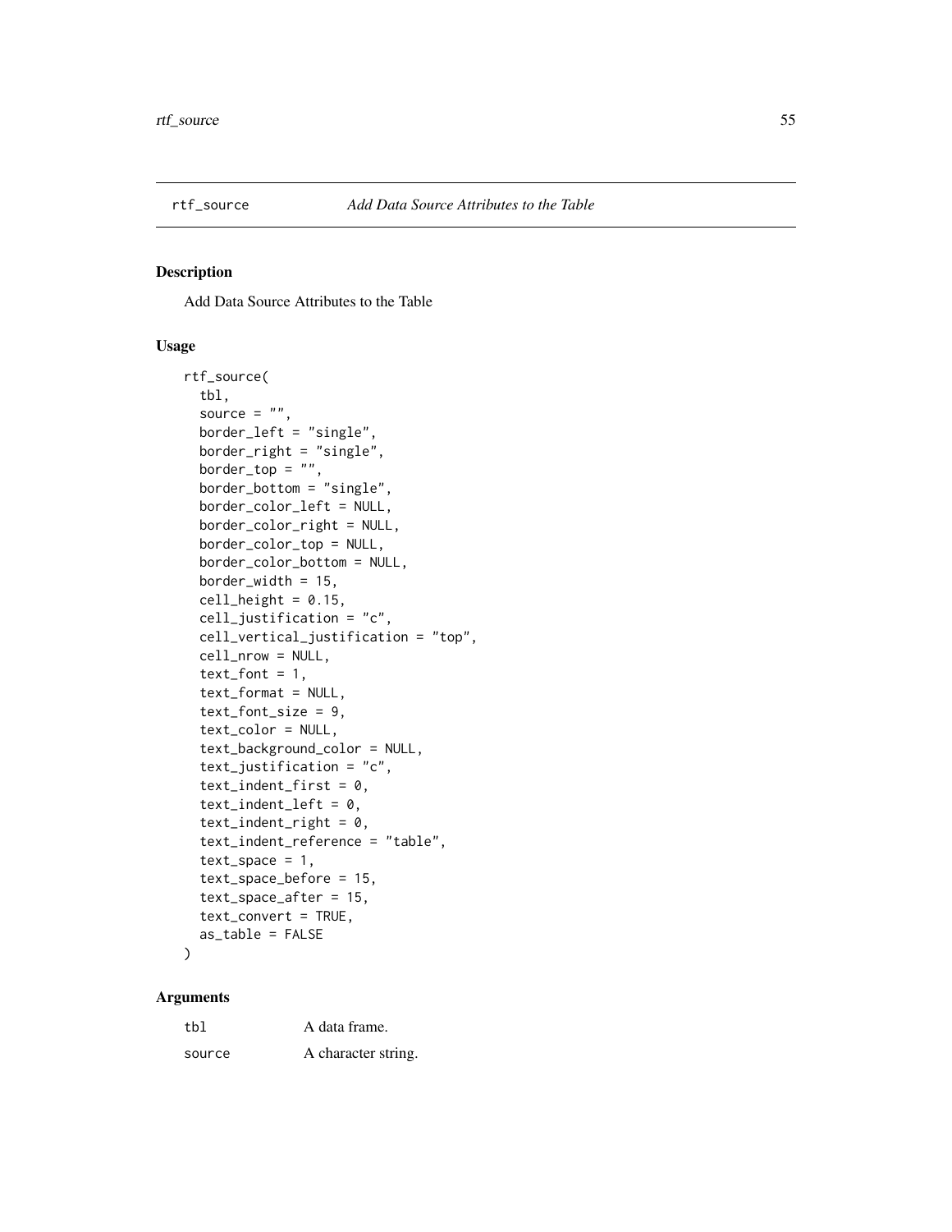## rtf_source *Add Data Source Attributes to the Table*

### Description

Add Data Source Attributes to the Table

### Usage

```
rtf_source(
  tbl,
  source = "",
  border_left = "single",
  border_right = "single",
  border_top = "",
  border_bottom = "single",
  border_color_left = NULL,
  border_color_right = NULL,
  border_color_top = NULL,
  border_color_bottom = NULL,
  border_width = 15,
  cell_height = 0.15,
  cell_justification = "c",
  cell_vertical_justification = "top",
  cell_nrow = NULL,
  text_font = 1,
  text_format = NULL,
  text_font_size = 9,
  text_color = NULL,
  text_background_color = NULL,
  text_justification = "c",
  text_indent_first = 0,
  text_indent_left = 0,
  text_indent_right = 0,
  text_indent_reference = "table",
  text_space = 1,
  text_space_before = 15,
  text_space_after = 15,
  text_convert = TRUE,
  as_table = FALSE
)
```

### Arguments

| | |
|---|---|
| tbl | A data frame. |
| source | A character string. |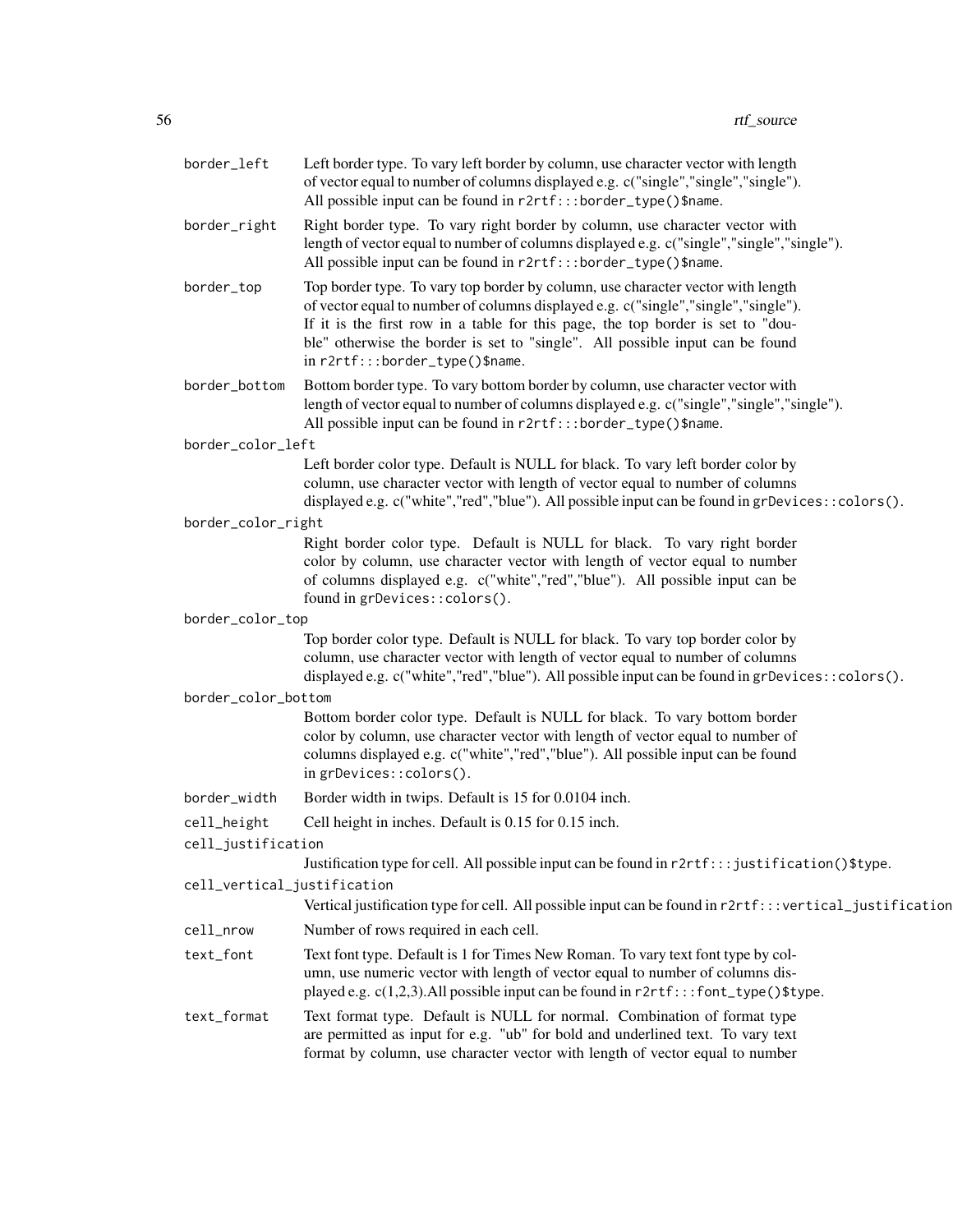`border_left`
: Left border type. To vary left border by column, use character vector with length of vector equal to number of columns displayed e.g. c("single","single","single"). All possible input can be found in `r2rtf:::border_type()$name`.

`border_right`
: Right border type. To vary right border by column, use character vector with length of vector equal to number of columns displayed e.g. c("single","single","single"). All possible input can be found in `r2rtf:::border_type()$name`.

`border_top`
: Top border type. To vary top border by column, use character vector with length of vector equal to number of columns displayed e.g. c("single","single","single"). If it is the first row in a table for this page, the top border is set to "double" otherwise the border is set to "single". All possible input can be found in `r2rtf:::border_type()$name`.

`border_bottom`
: Bottom border type. To vary bottom border by column, use character vector with length of vector equal to number of columns displayed e.g. c("single","single","single"). All possible input can be found in `r2rtf:::border_type()$name`.

`border_color_left`
: Left border color type. Default is NULL for black. To vary left border color by column, use character vector with length of vector equal to number of columns displayed e.g. c("white","red","blue"). All possible input can be found in `grDevices::colors()`.

`border_color_right`
: Right border color type. Default is NULL for black. To vary right border color by column, use character vector with length of vector equal to number of columns displayed e.g. c("white","red","blue"). All possible input can be found in `grDevices::colors()`.

`border_color_top`
: Top border color type. Default is NULL for black. To vary top border color by column, use character vector with length of vector equal to number of columns displayed e.g. c("white","red","blue"). All possible input can be found in `grDevices::colors()`.

`border_color_bottom`
: Bottom border color type. Default is NULL for black. To vary bottom border color by column, use character vector with length of vector equal to number of columns displayed e.g. c("white","red","blue"). All possible input can be found in `grDevices::colors()`.

`border_width`
: Border width in twips. Default is 15 for 0.0104 inch.

`cell_height`
: Cell height in inches. Default is 0.15 for 0.15 inch.

`cell_justification`
: Justification type for cell. All possible input can be found in `r2rtf:::justification()$type`.

`cell_vertical_justification`
: Vertical justification type for cell. All possible input can be found in `r2rtf:::vertical_justification`

`cell_nrow`
: Number of rows required in each cell.

`text_font`
: Text font type. Default is 1 for Times New Roman. To vary text font type by column, use numeric vector with length of vector equal to number of columns displayed e.g. c(1,2,3).All possible input can be found in `r2rtf:::font_type()$type`.

`text_format`
: Text format type. Default is NULL for normal. Combination of format type are permitted as input for e.g. "ub" for bold and underlined text. To vary text format by column, use character vector with length of vector equal to number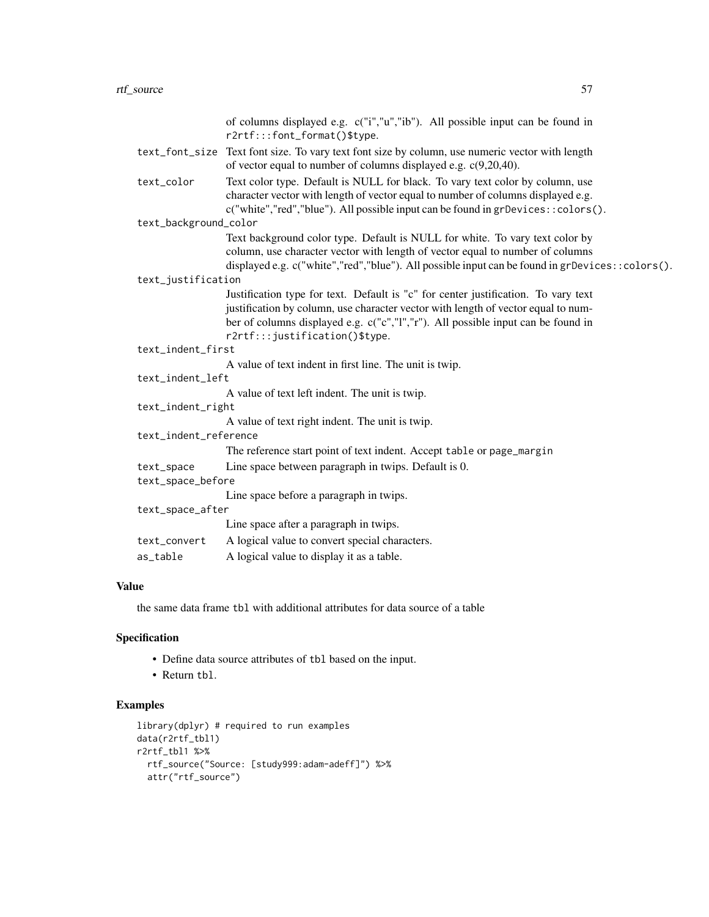of columns displayed e.g. c("i","u","ib"). All possible input can be found in `r2rtf:::font_format()$type`.

`text_font_size`
: Text font size. To vary text font size by column, use numeric vector with length of vector equal to number of columns displayed e.g. c(9,20,40).

`text_color`
: Text color type. Default is NULL for black. To vary text color by column, use character vector with length of vector equal to number of columns displayed e.g. c("white","red","blue"). All possible input can be found in `grDevices::colors()`.

`text_background_color`
: Text background color type. Default is NULL for white. To vary text color by column, use character vector with length of vector equal to number of columns displayed e.g. c("white","red","blue"). All possible input can be found in `grDevices::colors()`.

`text_justification`
: Justification type for text. Default is "c" for center justification. To vary text justification by column, use character vector with length of vector equal to number of columns displayed e.g. c("c","l","r"). All possible input can be found in `r2rtf:::justification()$type`.

`text_indent_first`
: A value of text indent in first line. The unit is twip.

`text_indent_left`
: A value of text left indent. The unit is twip.

`text_indent_right`
: A value of text right indent. The unit is twip.

`text_indent_reference`
: The reference start point of text indent. Accept `table` or `page_margin`

`text_space`
: Line space between paragraph in twips. Default is 0.

`text_space_before`
: Line space before a paragraph in twips.

`text_space_after`
: Line space after a paragraph in twips.

`text_convert`
: A logical value to convert special characters.

`as_table`
: A logical value to display it as a table.

### Value

the same data frame `tbl` with additional attributes for data source of a table

### Specification

- Define data source attributes of `tbl` based on the input.
- Return `tbl`.

### Examples

```
library(dplyr) # required to run examples
data(r2rtf_tbl1)
r2rtf_tbl1 %>%
  rtf_source("Source: [study999:adam-adeff]") %>%
  attr("rtf_source")
```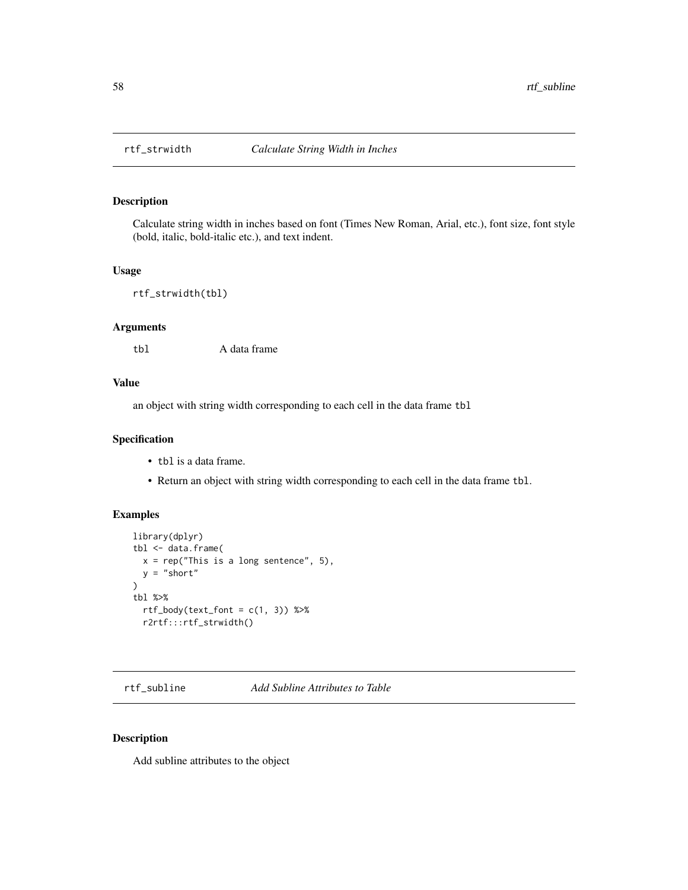## rtf_strwidth *Calculate String Width in Inches*

### Description

Calculate string width in inches based on font (Times New Roman, Arial, etc.), font size, font style (bold, italic, bold-italic etc.), and text indent.

### Usage

```
rtf_strwidth(tbl)
```

### Arguments

| | |
|---|---|
| tbl | A data frame |

### Value

an object with string width corresponding to each cell in the data frame tbl

### Specification

- tbl is a data frame.
- Return an object with string width corresponding to each cell in the data frame tbl.

### Examples

```
library(dplyr)
tbl <- data.frame(
  x = rep("This is a long sentence", 5),
  y = "short"
)
tbl %>%
  rtf_body(text_font = c(1, 3)) %>%
  r2rtf:::rtf_strwidth()
```

## rtf_subline *Add Subline Attributes to Table*

### Description

Add subline attributes to the object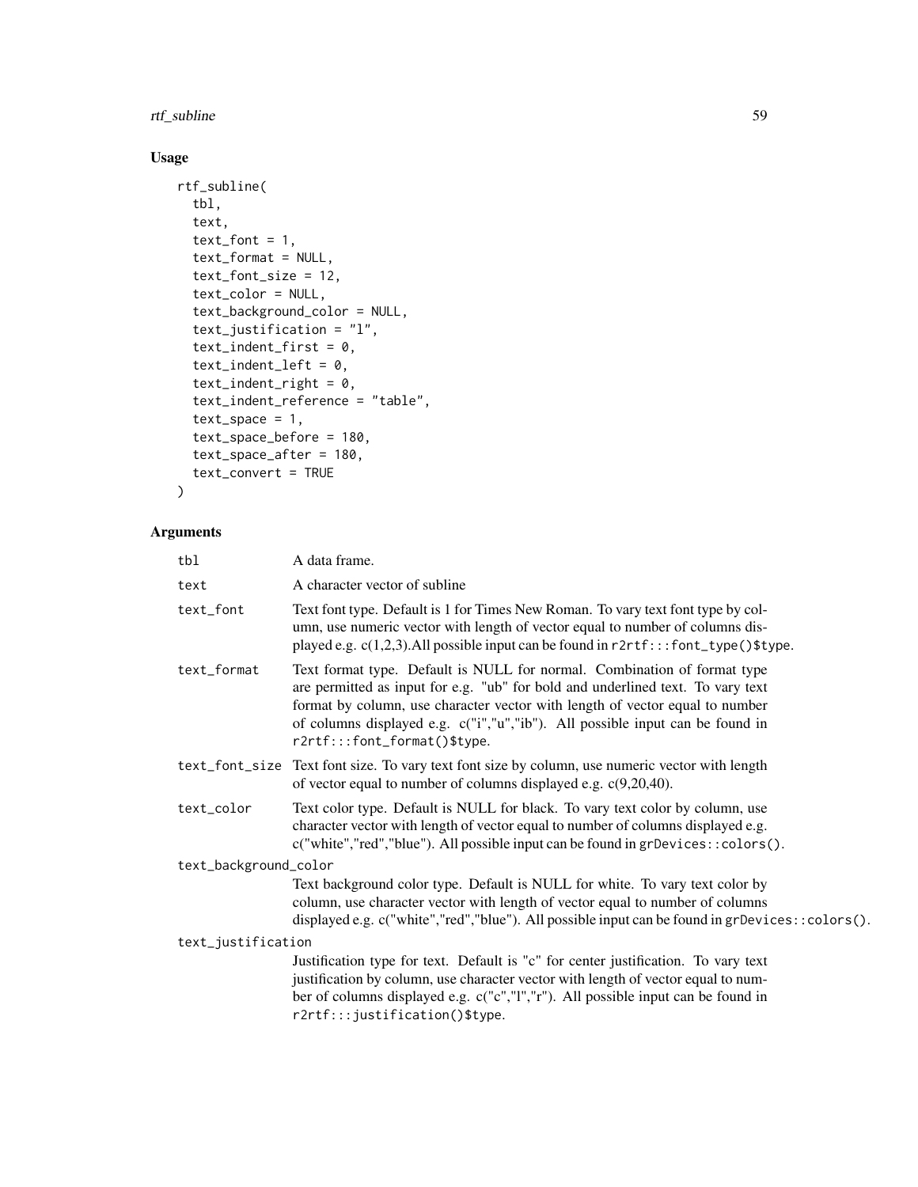## Usage

```
rtf_subline(
  tbl,
  text,
  text_font = 1,
  text_format = NULL,
  text_font_size = 12,
  text_color = NULL,
  text_background_color = NULL,
  text_justification = "l",
  text_indent_first = 0,
  text_indent_left = 0,
  text_indent_right = 0,
  text_indent_reference = "table",
  text_space = 1,
  text_space_before = 180,
  text_space_after = 180,
  text_convert = TRUE
)
```

## Arguments

`tbl` A data frame.

`text` A character vector of subline

`text_font` Text font type. Default is 1 for Times New Roman. To vary text font type by column, use numeric vector with length of vector equal to number of columns displayed e.g. c(1,2,3).All possible input can be found in `r2rtf:::font_type()$type`.

`text_format` Text format type. Default is NULL for normal. Combination of format type are permitted as input for e.g. "ub" for bold and underlined text. To vary text format by column, use character vector with length of vector equal to number of columns displayed e.g. c("i","u","ib"). All possible input can be found in `r2rtf:::font_format()$type`.

`text_font_size` Text font size. To vary text font size by column, use numeric vector with length of vector equal to number of columns displayed e.g. c(9,20,40).

`text_color` Text color type. Default is NULL for black. To vary text color by column, use character vector with length of vector equal to number of columns displayed e.g. c("white","red","blue"). All possible input can be found in `grDevices::colors()`.

`text_background_color` Text background color type. Default is NULL for white. To vary text color by column, use character vector with length of vector equal to number of columns displayed e.g. c("white","red","blue"). All possible input can be found in `grDevices::colors()`.

`text_justification` Justification type for text. Default is "c" for center justification. To vary text justification by column, use character vector with length of vector equal to number of columns displayed e.g. c("c","l","r"). All possible input can be found in `r2rtf:::justification()$type`.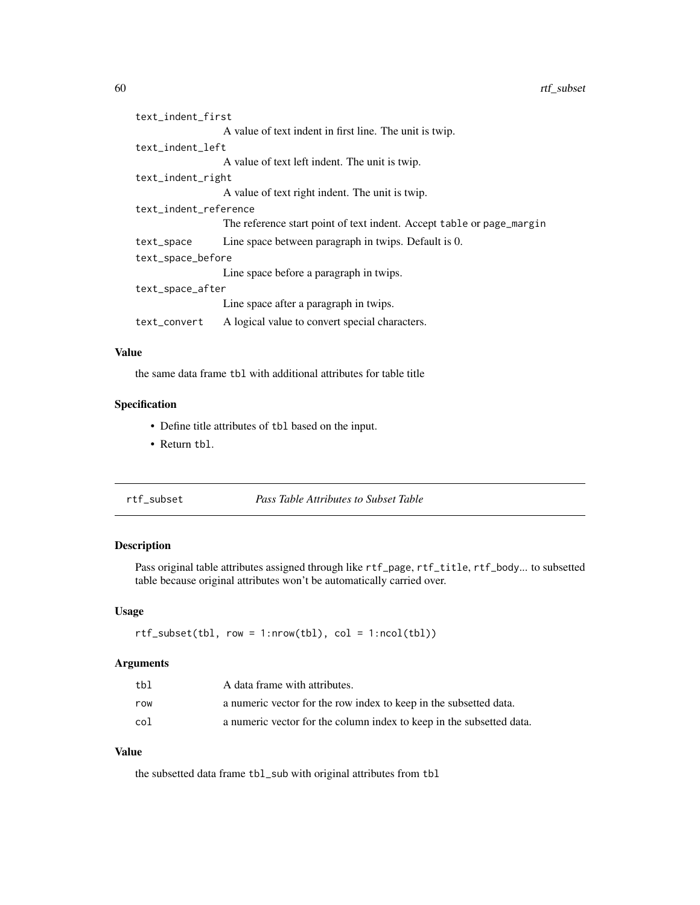| | |
|---|---|
| `text_indent_first` | A value of text indent in first line. The unit is twip. |
| `text_indent_left` | A value of text left indent. The unit is twip. |
| `text_indent_right` | A value of text right indent. The unit is twip. |
| `text_indent_reference` | The reference start point of text indent. Accept `table` or `page_margin` |
| `text_space` | Line space between paragraph in twips. Default is 0. |
| `text_space_before` | Line space before a paragraph in twips. |
| `text_space_after` | Line space after a paragraph in twips. |
| `text_convert` | A logical value to convert special characters. |

### Value

the same data frame `tbl` with additional attributes for table title

### Specification

- Define title attributes of `tbl` based on the input.
- Return `tbl`.

---

## `rtf_subset` *Pass Table Attributes to Subset Table*

---

### Description

Pass original table attributes assigned through like `rtf_page`, `rtf_title`, `rtf_body`... to subsetted table because original attributes won't be automatically carried over.

### Usage

```
rtf_subset(tbl, row = 1:nrow(tbl), col = 1:ncol(tbl))
```

### Arguments

| | |
|---|---|
| `tbl` | A data frame with attributes. |
| `row` | a numeric vector for the row index to keep in the subsetted data. |
| `col` | a numeric vector for the column index to keep in the subsetted data. |

### Value

the subsetted data frame `tbl_sub` with original attributes from `tbl`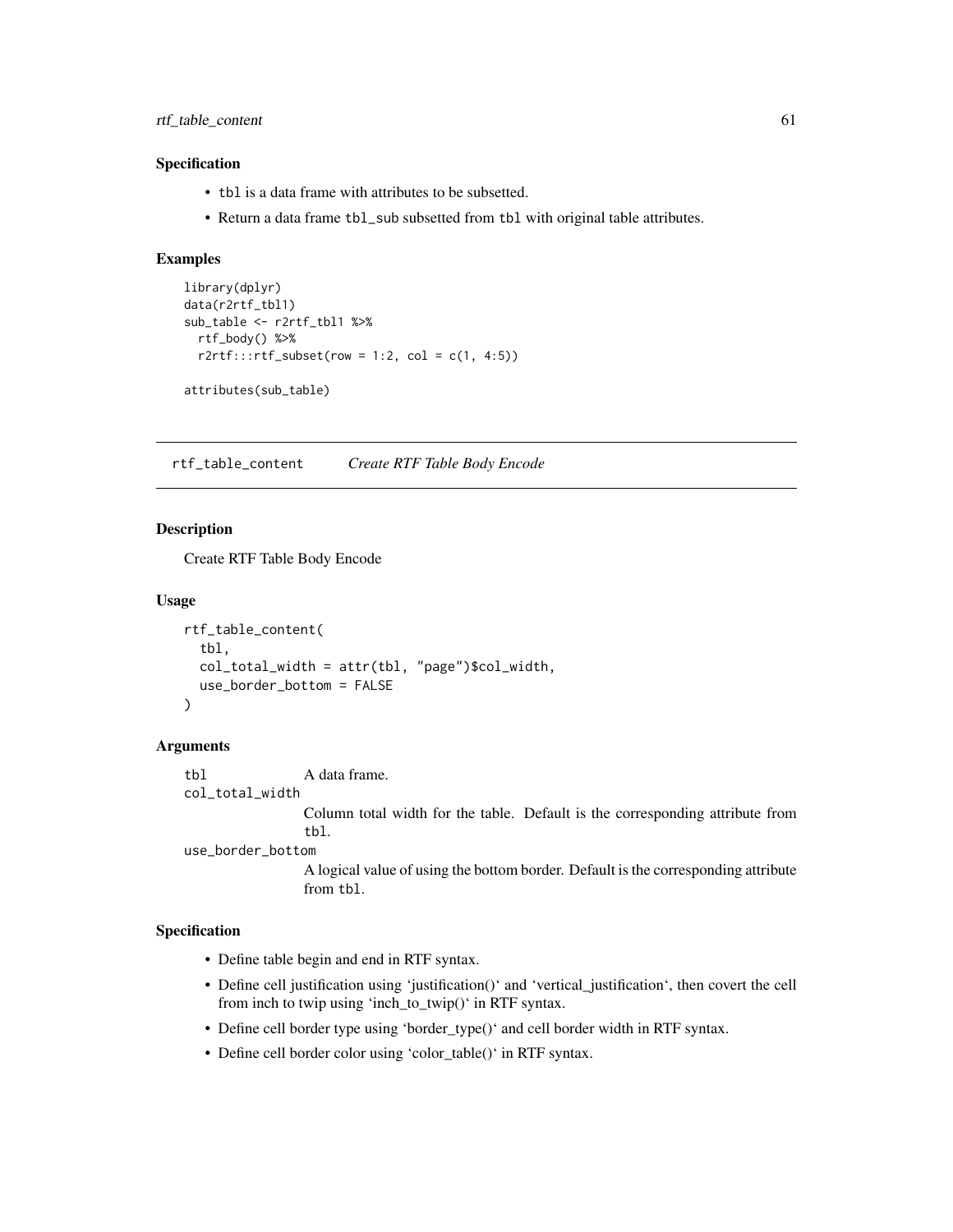### Specification

- tbl is a data frame with attributes to be subsetted.
- Return a data frame tbl_sub subsetted from tbl with original table attributes.

### Examples

```
library(dplyr)
data(r2rtf_tbl1)
sub_table <- r2rtf_tbl1 %>%
  rtf_body() %>%
  r2rtf:::rtf_subset(row = 1:2, col = c(1, 4:5))

attributes(sub_table)
```

## rtf_table_content *Create RTF Table Body Encode*

### Description

Create RTF Table Body Encode

### Usage

```
rtf_table_content(
  tbl,
  col_total_width = attr(tbl, "page")$col_width,
  use_border_bottom = FALSE
)
```

### Arguments

tbl A data frame.

col_total_width
Column total width for the table. Default is the corresponding attribute from tbl.

use_border_bottom
A logical value of using the bottom border. Default is the corresponding attribute from tbl.

### Specification

- Define table begin and end in RTF syntax.
- Define cell justification using 'justification()' and 'vertical_justification', then covert the cell from inch to twip using 'inch_to_twip()' in RTF syntax.
- Define cell border type using 'border_type()' and cell border width in RTF syntax.
- Define cell border color using 'color_table()' in RTF syntax.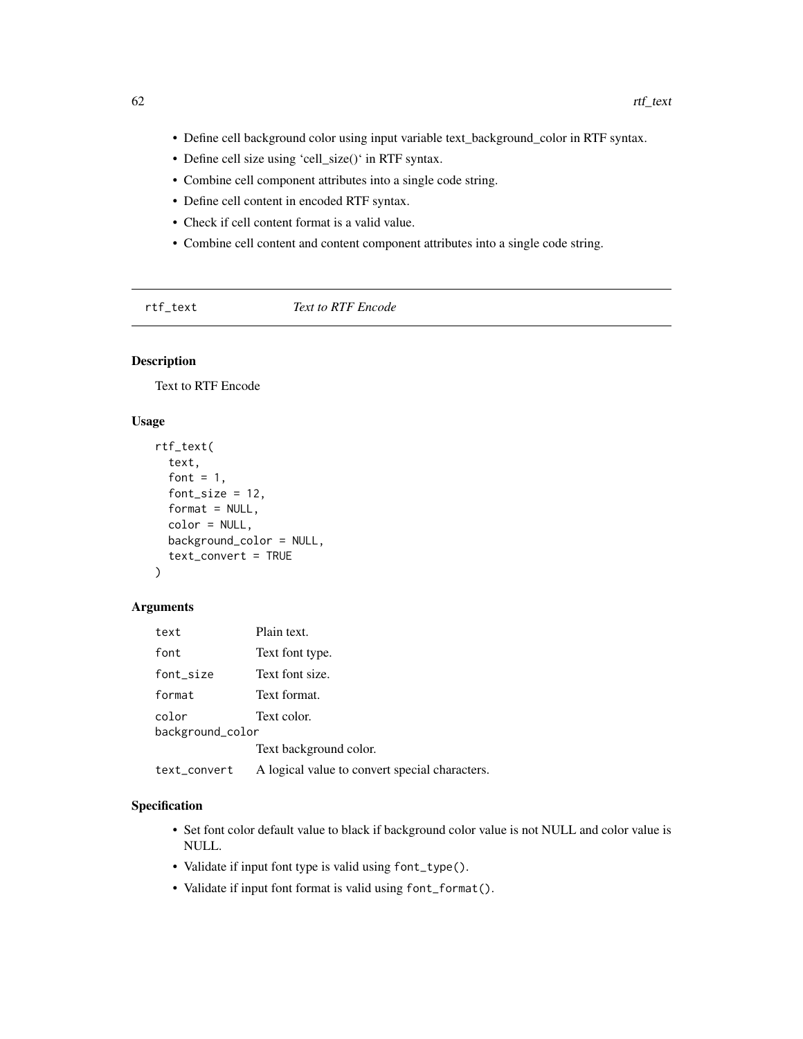- Define cell background color using input variable text_background_color in RTF syntax.
- Define cell size using 'cell_size()' in RTF syntax.
- Combine cell component attributes into a single code string.
- Define cell content in encoded RTF syntax.
- Check if cell content format is a valid value.
- Combine cell content and content component attributes into a single code string.

---

`rtf_text` *Text to RTF Encode*

---

## Description

Text to RTF Encode

## Usage

```
rtf_text(
  text,
  font = 1,
  font_size = 12,
  format = NULL,
  color = NULL,
  background_color = NULL,
  text_convert = TRUE
)
```

## Arguments

| | |
|---|---|
| `text` | Plain text. |
| `font` | Text font type. |
| `font_size` | Text font size. |
| `format` | Text format. |
| `color` | Text color. |
| `background_color` | Text background color. |
| `text_convert` | A logical value to convert special characters. |

## Specification

- Set font color default value to black if background color value is not NULL and color value is NULL.
- Validate if input font type is valid using `font_type()`.
- Validate if input font format is valid using `font_format()`.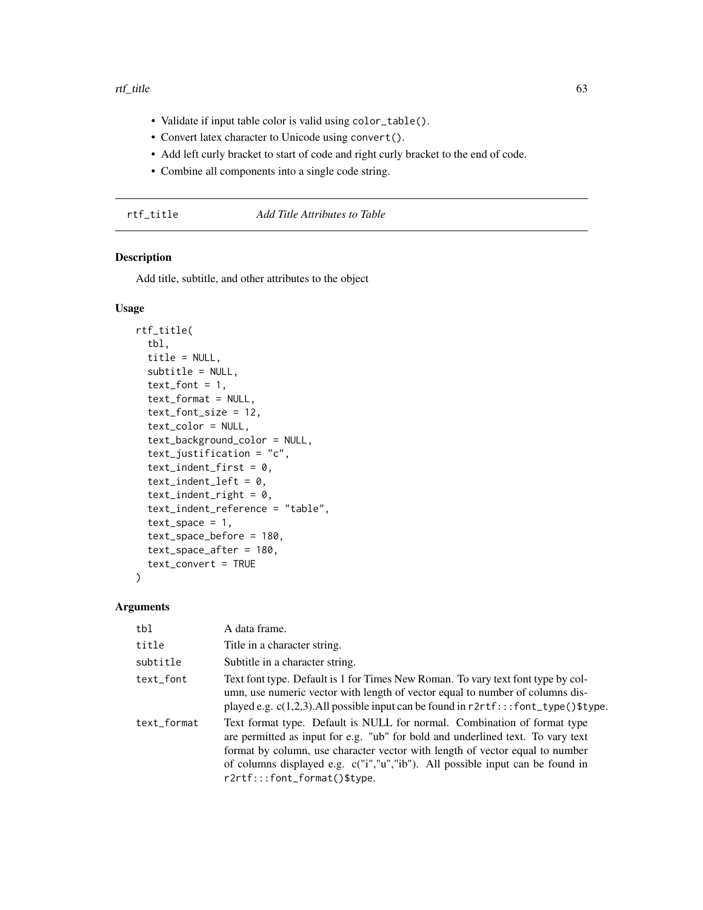- Validate if input table color is valid using `color_table()`.
- Convert latex character to Unicode using `convert()`.
- Add left curly bracket to start of code and right curly bracket to the end of code.
- Combine all components into a single code string.

---

## rtf_title — *Add Title Attributes to Table*

### Description

Add title, subtitle, and other attributes to the object

### Usage

```
rtf_title(
  tbl,
  title = NULL,
  subtitle = NULL,
  text_font = 1,
  text_format = NULL,
  text_font_size = 12,
  text_color = NULL,
  text_background_color = NULL,
  text_justification = "c",
  text_indent_first = 0,
  text_indent_left = 0,
  text_indent_right = 0,
  text_indent_reference = "table",
  text_space = 1,
  text_space_before = 180,
  text_space_after = 180,
  text_convert = TRUE
)
```

### Arguments

| Argument | Description |
|---|---|
| `tbl` | A data frame. |
| `title` | Title in a character string. |
| `subtitle` | Subtitle in a character string. |
| `text_font` | Text font type. Default is 1 for Times New Roman. To vary text font type by column, use numeric vector with length of vector equal to number of columns displayed e.g. c(1,2,3).All possible input can be found in `r2rtf:::font_type()$type`. |
| `text_format` | Text format type. Default is NULL for normal. Combination of format type are permitted as input for e.g. "ub" for bold and underlined text. To vary text format by column, use character vector with length of vector equal to number of columns displayed e.g. c("i","u","ib"). All possible input can be found in `r2rtf:::font_format()$type`. |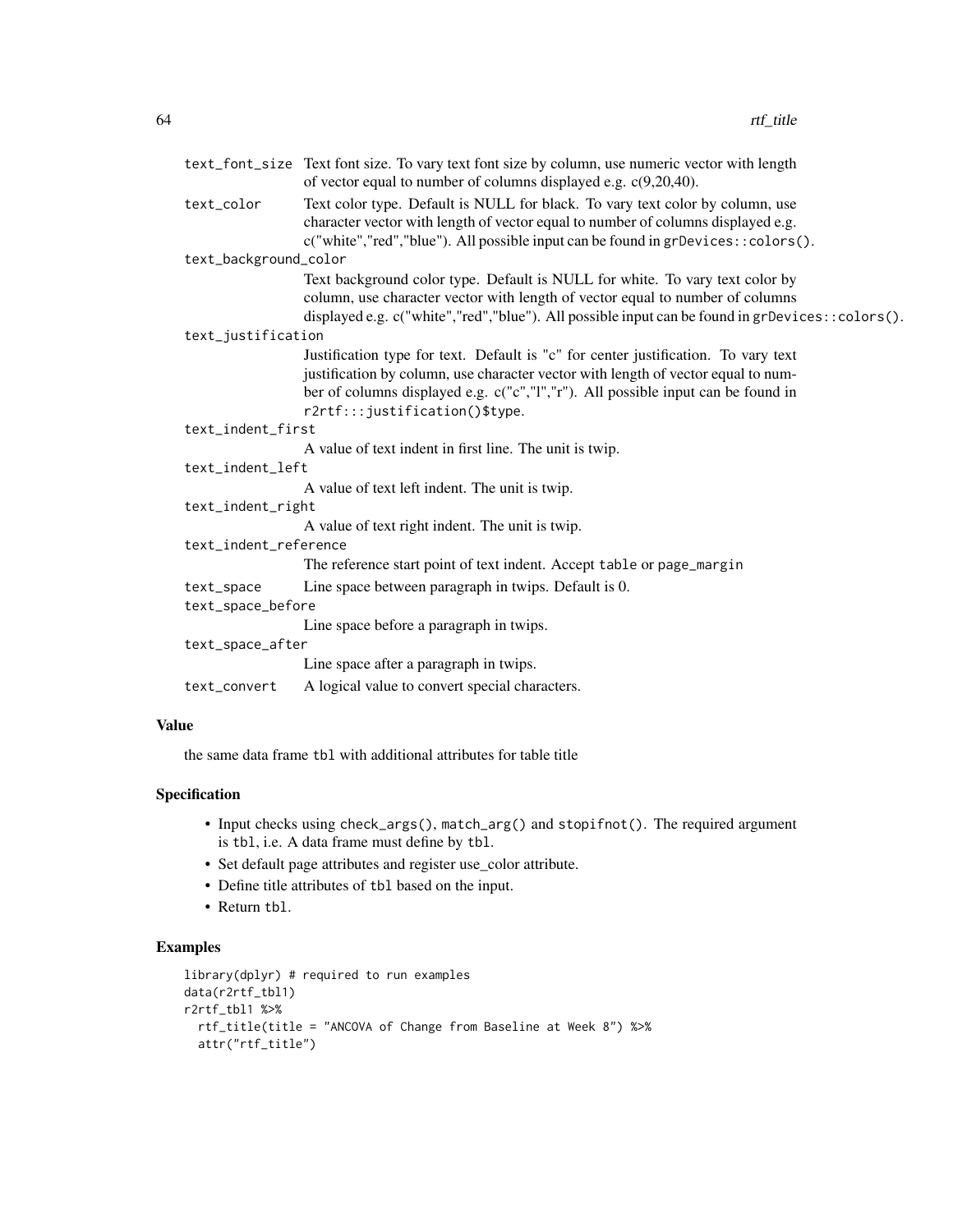`text_font_size` Text font size. To vary text font size by column, use numeric vector with length of vector equal to number of columns displayed e.g. c(9,20,40).

`text_color` Text color type. Default is NULL for black. To vary text color by column, use character vector with length of vector equal to number of columns displayed e.g. c("white","red","blue"). All possible input can be found in `grDevices::colors()`.

`text_background_color`
Text background color type. Default is NULL for white. To vary text color by column, use character vector with length of vector equal to number of columns displayed e.g. c("white","red","blue"). All possible input can be found in `grDevices::colors()`.

`text_justification`
Justification type for text. Default is "c" for center justification. To vary text justification by column, use character vector with length of vector equal to number of columns displayed e.g. c("c","l","r"). All possible input can be found in `r2rtf:::justification()$type`.

`text_indent_first`
A value of text indent in first line. The unit is twip.

`text_indent_left`
A value of text left indent. The unit is twip.

`text_indent_right`
A value of text right indent. The unit is twip.

`text_indent_reference`
The reference start point of text indent. Accept `table` or `page_margin`

`text_space` Line space between paragraph in twips. Default is 0.

`text_space_before`
Line space before a paragraph in twips.

`text_space_after`
Line space after a paragraph in twips.

`text_convert` A logical value to convert special characters.

## Value

the same data frame `tbl` with additional attributes for table title

## Specification

- Input checks using `check_args()`, `match_arg()` and `stopifnot()`. The required argument is `tbl`, i.e. A data frame must define by `tbl`.
- Set default page attributes and register use_color attribute.
- Define title attributes of `tbl` based on the input.
- Return `tbl`.

## Examples

```
library(dplyr) # required to run examples
data(r2rtf_tbl1)
r2rtf_tbl1 %>%
  rtf_title(title = "ANCOVA of Change from Baseline at Week 8") %>%
  attr("rtf_title")
```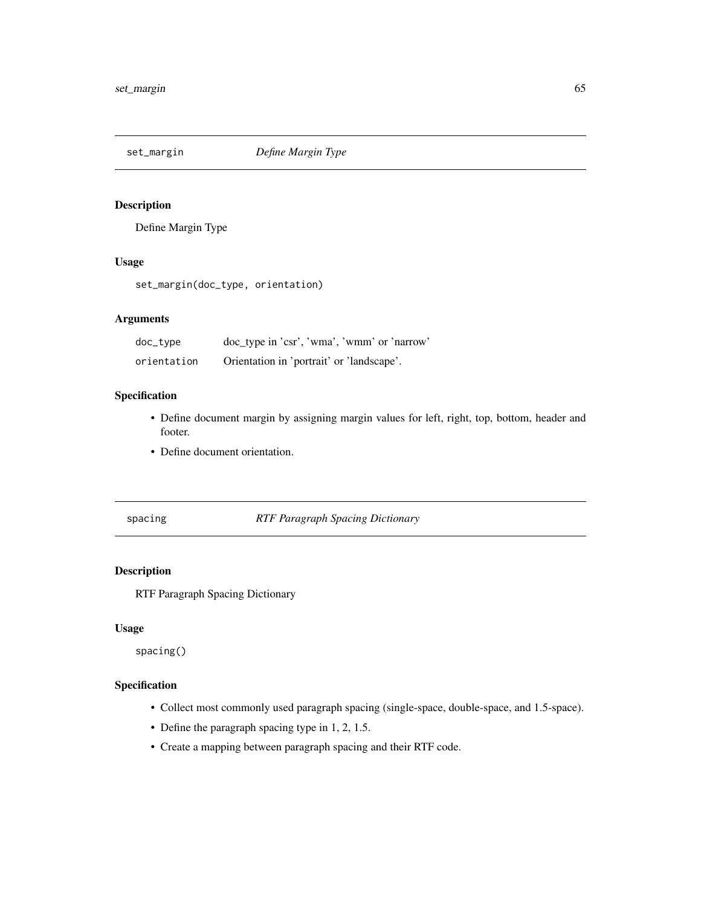## set_margin *Define Margin Type*

### Description

Define Margin Type

### Usage

```
set_margin(doc_type, orientation)
```

### Arguments

| | |
|---|---|
| doc_type | doc_type in 'csr', 'wma', 'wmm' or 'narrow' |
| orientation | Orientation in 'portrait' or 'landscape'. |

### Specification

- Define document margin by assigning margin values for left, right, top, bottom, header and footer.
- Define document orientation.

## spacing *RTF Paragraph Spacing Dictionary*

### Description

RTF Paragraph Spacing Dictionary

### Usage

```
spacing()
```

### Specification

- Collect most commonly used paragraph spacing (single-space, double-space, and 1.5-space).
- Define the paragraph spacing type in 1, 2, 1.5.
- Create a mapping between paragraph spacing and their RTF code.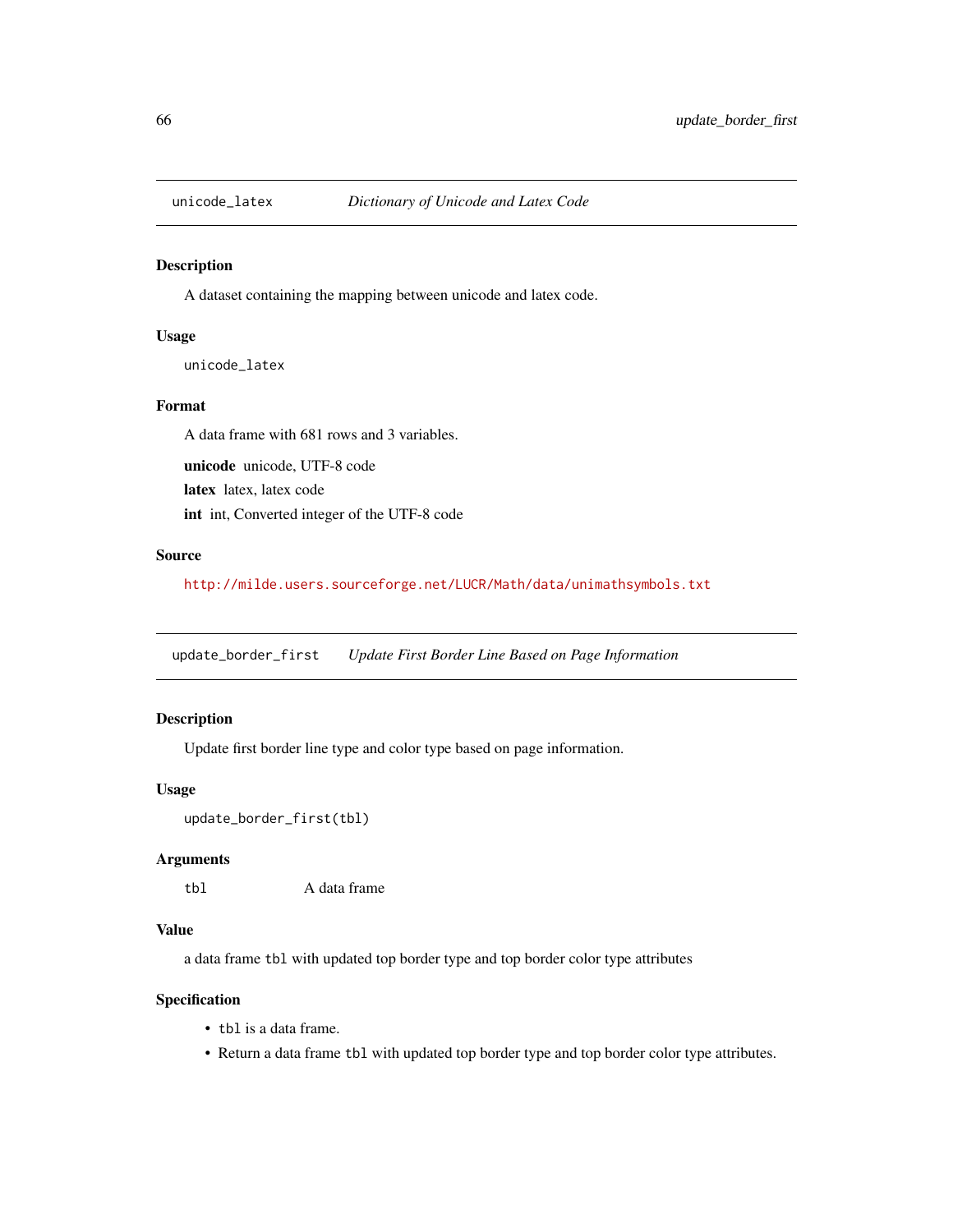## `unicode_latex` — *Dictionary of Unicode and Latex Code*

### Description

A dataset containing the mapping between unicode and latex code.

### Usage

```
unicode_latex
```

### Format

A data frame with 681 rows and 3 variables.

**unicode** unicode, UTF-8 code

**latex** latex, latex code

**int** int, Converted integer of the UTF-8 code

### Source

http://milde.users.sourceforge.net/LUCR/Math/data/unimathsymbols.txt

## `update_border_first` — *Update First Border Line Based on Page Information*

### Description

Update first border line type and color type based on page information.

### Usage

```
update_border_first(tbl)
```

### Arguments

| | |
|---|---|
| `tbl` | A data frame |

### Value

a data frame `tbl` with updated top border type and top border color type attributes

### Specification

- `tbl` is a data frame.
- Return a data frame `tbl` with updated top border type and top border color type attributes.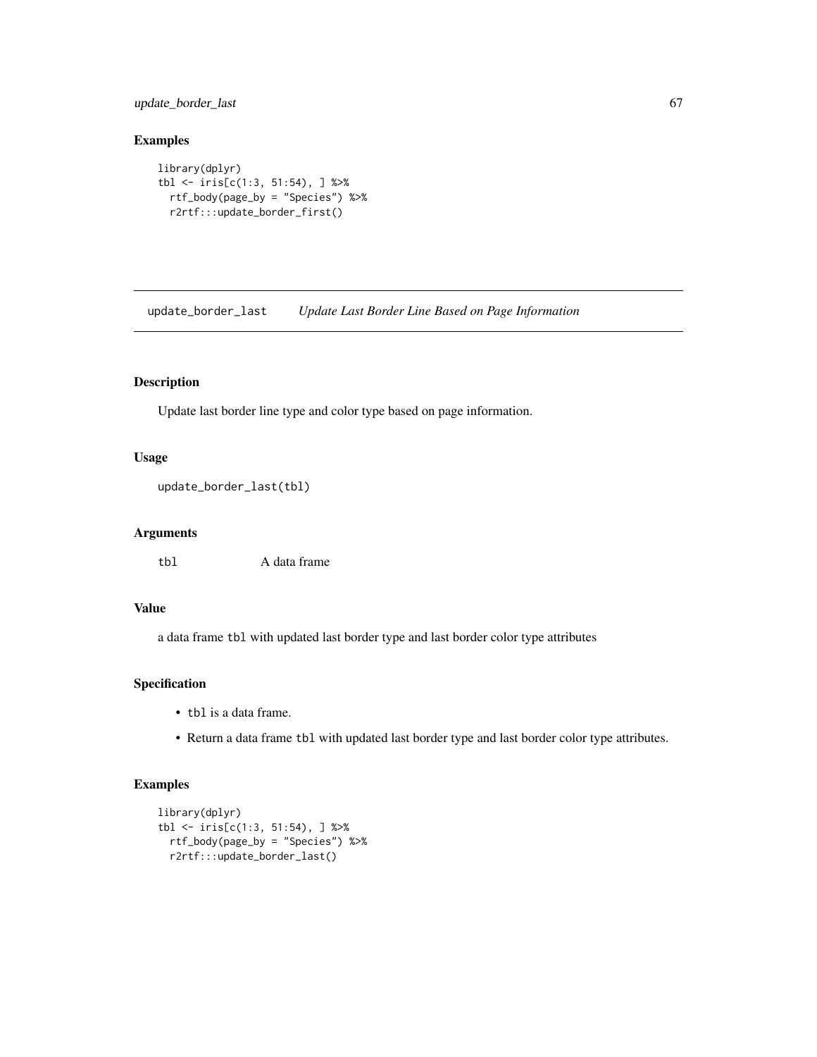## Examples

```
library(dplyr)
tbl <- iris[c(1:3, 51:54), ] %>%
  rtf_body(page_by = "Species") %>%
  r2rtf:::update_border_first()
```

---

# update_border_last &emsp; *Update Last Border Line Based on Page Information*

---

## Description

Update last border line type and color type based on page information.

## Usage

```
update_border_last(tbl)
```

## Arguments

| | |
|---|---|
| `tbl` | A data frame |

## Value

a data frame `tbl` with updated last border type and last border color type attributes

## Specification

- `tbl` is a data frame.
- Return a data frame `tbl` with updated last border type and last border color type attributes.

## Examples

```
library(dplyr)
tbl <- iris[c(1:3, 51:54), ] %>%
  rtf_body(page_by = "Species") %>%
  r2rtf:::update_border_last()
```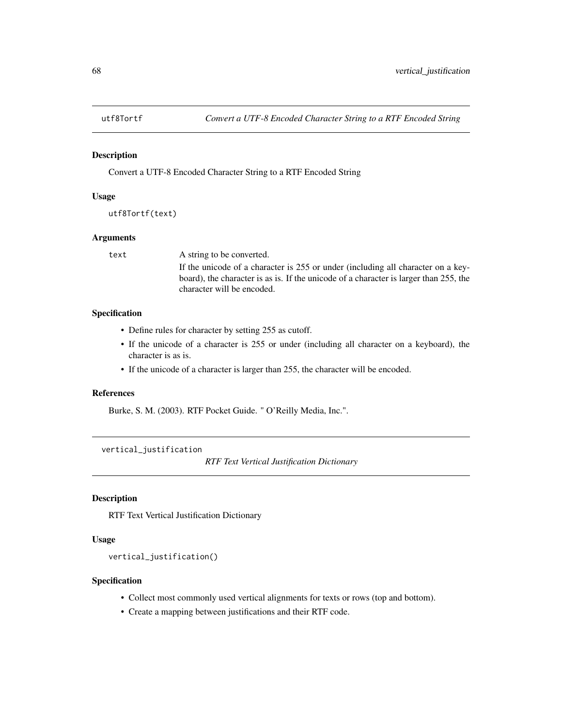## utf8Tortf — *Convert a UTF-8 Encoded Character String to a RTF Encoded String*

### Description

Convert a UTF-8 Encoded Character String to a RTF Encoded String

### Usage

```
utf8Tortf(text)
```

### Arguments

| | |
|---|---|
| text | A string to be converted. If the unicode of a character is 255 or under (including all character on a keyboard), the character is as is. If the unicode of a character is larger than 255, the character will be encoded. |

### Specification

- Define rules for character by setting 255 as cutoff.
- If the unicode of a character is 255 or under (including all character on a keyboard), the character is as is.
- If the unicode of a character is larger than 255, the character will be encoded.

### References

Burke, S. M. (2003). RTF Pocket Guide. " O'Reilly Media, Inc.".

## vertical_justification — *RTF Text Vertical Justification Dictionary*

### Description

RTF Text Vertical Justification Dictionary

### Usage

```
vertical_justification()
```

### Specification

- Collect most commonly used vertical alignments for texts or rows (top and bottom).
- Create a mapping between justifications and their RTF code.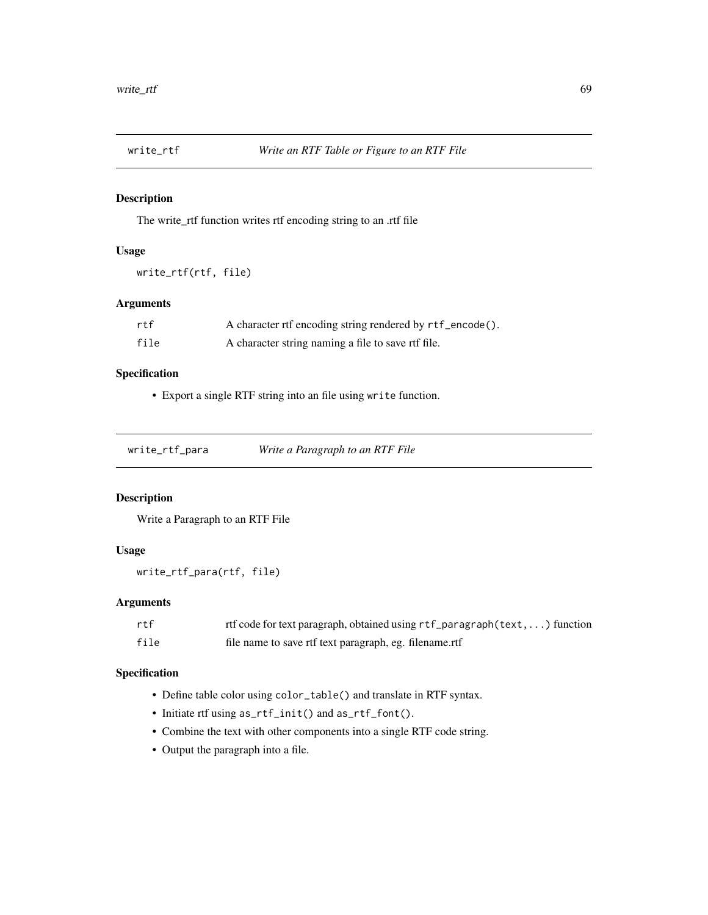## write_rtf *Write an RTF Table or Figure to an RTF File*

### Description

The write_rtf function writes rtf encoding string to an .rtf file

### Usage

```
write_rtf(rtf, file)
```

### Arguments

| | |
|---|---|
| `rtf` | A character rtf encoding string rendered by `rtf_encode()`. |
| `file` | A character string naming a file to save rtf file. |

### Specification

- Export a single RTF string into an file using `write` function.

## write_rtf_para *Write a Paragraph to an RTF File*

### Description

Write a Paragraph to an RTF File

### Usage

```
write_rtf_para(rtf, file)
```

### Arguments

| | |
|---|---|
| `rtf` | rtf code for text paragraph, obtained using `rtf_paragraph(text,...)` function |
| `file` | file name to save rtf text paragraph, eg. filename.rtf |

### Specification

- Define table color using `color_table()` and translate in RTF syntax.
- Initiate rtf using `as_rtf_init()` and `as_rtf_font()`.
- Combine the text with other components into a single RTF code string.
- Output the paragraph into a file.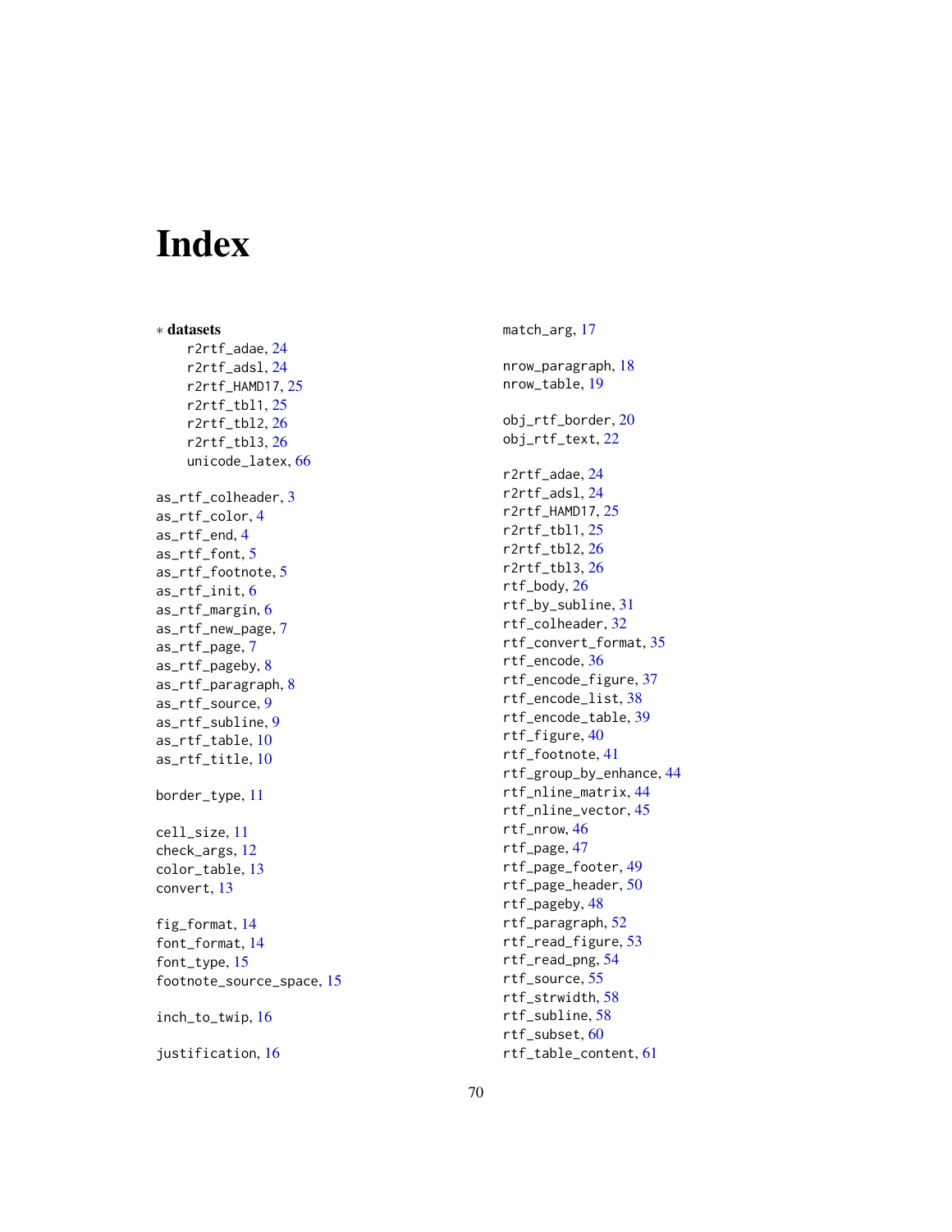# Index

∗ **datasets**

r2rtf_adae, 24
r2rtf_adsl, 24
r2rtf_HAMD17, 25
r2rtf_tbl1, 25
r2rtf_tbl2, 26
r2rtf_tbl3, 26
unicode_latex, 66

as_rtf_colheader, 3
as_rtf_color, 4
as_rtf_end, 4
as_rtf_font, 5
as_rtf_footnote, 5
as_rtf_init, 6
as_rtf_margin, 6
as_rtf_new_page, 7
as_rtf_page, 7
as_rtf_pageby, 8
as_rtf_paragraph, 8
as_rtf_source, 9
as_rtf_subline, 9
as_rtf_table, 10
as_rtf_title, 10

border_type, 11

cell_size, 11
check_args, 12
color_table, 13
convert, 13

fig_format, 14
font_format, 14
font_type, 15
footnote_source_space, 15

inch_to_twip, 16

justification, 16

match_arg, 17

nrow_paragraph, 18
nrow_table, 19

obj_rtf_border, 20
obj_rtf_text, 22

r2rtf_adae, 24
r2rtf_adsl, 24
r2rtf_HAMD17, 25
r2rtf_tbl1, 25
r2rtf_tbl2, 26
r2rtf_tbl3, 26
rtf_body, 26
rtf_by_subline, 31
rtf_colheader, 32
rtf_convert_format, 35
rtf_encode, 36
rtf_encode_figure, 37
rtf_encode_list, 38
rtf_encode_table, 39
rtf_figure, 40
rtf_footnote, 41
rtf_group_by_enhance, 44
rtf_nline_matrix, 44
rtf_nline_vector, 45
rtf_nrow, 46
rtf_page, 47
rtf_page_footer, 49
rtf_page_header, 50
rtf_pageby, 48
rtf_paragraph, 52
rtf_read_figure, 53
rtf_read_png, 54
rtf_source, 55
rtf_strwidth, 58
rtf_subline, 58
rtf_subset, 60
rtf_table_content, 61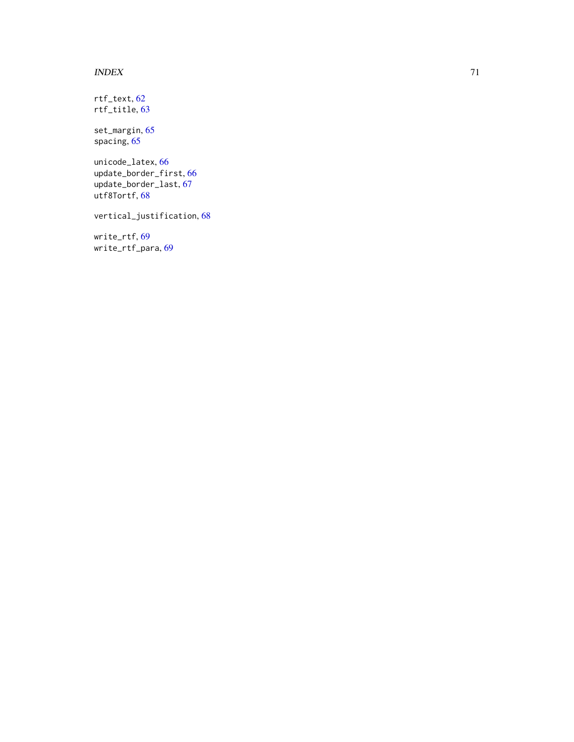rtf_text, 62
rtf_title, 63

set_margin, 65
spacing, 65

unicode_latex, 66
update_border_first, 66
update_border_last, 67
utf8Tortf, 68

vertical_justification, 68

write_rtf, 69
write_rtf_para, 69